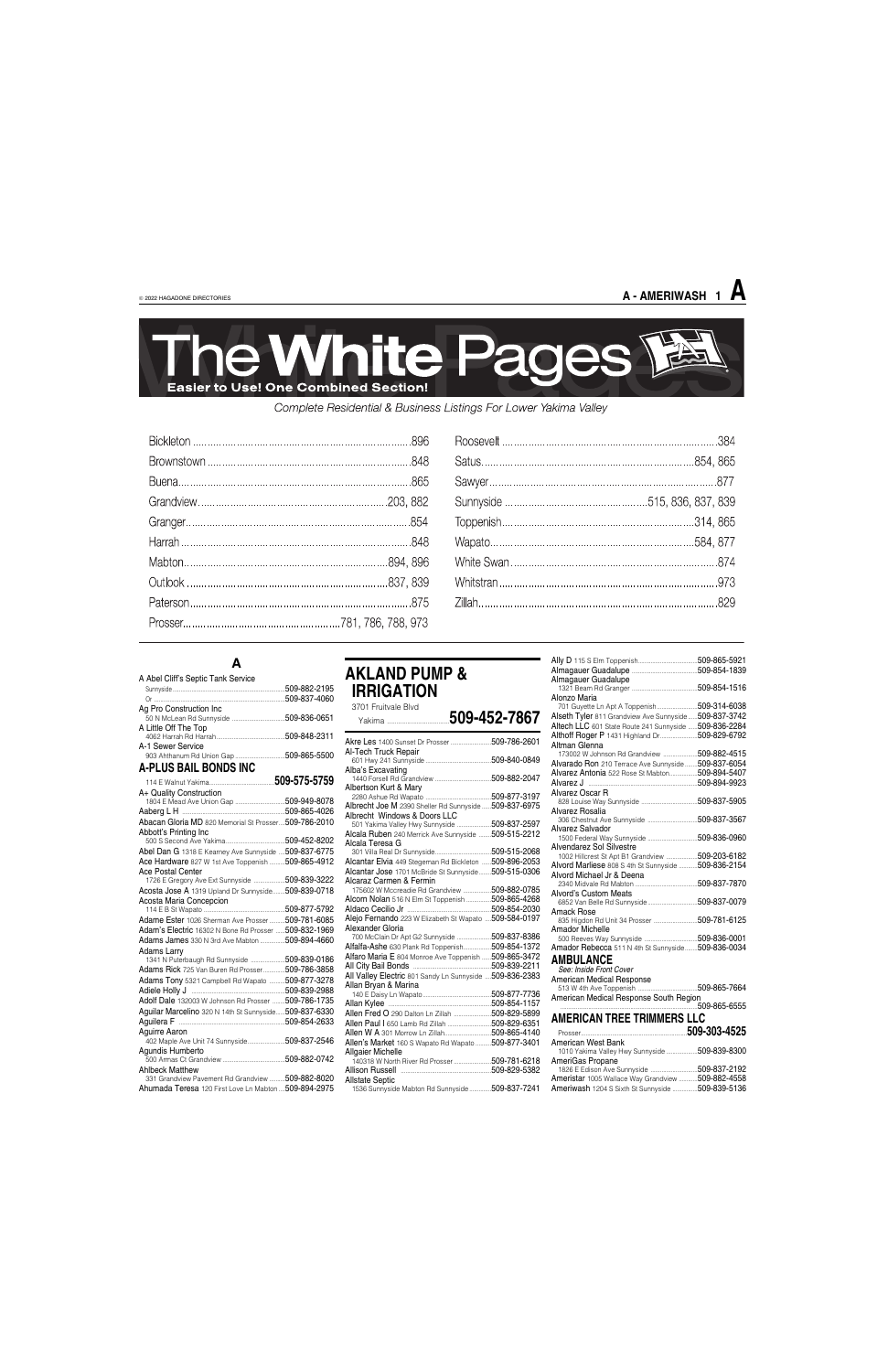# The White Pages

**Easier to Use! One Combined Section!**

*Complete Residential & Business Listings For Lower Yakima Valley*

| | | | |
|---|---|---|---|
| Bickleton | 896 | Roosevelt | 384 |
| Brownstown | 848 | Satus | 854, 865 |
| Buena | 865 | Sawyer | 877 |
| Grandview | 203, 882 | Sunnyside | 515, 836, 837, 839 |
| Granger | 854 | Toppenish | 314, 865 |
| Harrah | 848 | Wapato | 584, 877 |
| Mabton | 894, 896 | White Swan | 874 |
| Outlook | 837, 839 | Whitstran | 973 |
| Paterson | 875 | Zillah | 829 |
| Prosser | 781, 786, 788, 973 | | |

## A

A Abel Cliff's Septic Tank Service
- Sunnyside ....509-882-2195
- Or ....509-837-4060

Ag Pro Construction Inc
- 50 N McLean Rd Sunnyside ....509-836-0651

A Little Off The Top
- 4062 Harrah Rd Harrah ....509-848-2311

A-1 Sewer Service
- 903 Ahtanum Rd Union Gap ....509-865-5500

**A-PLUS BAIL BONDS INC**
- 114 E Walnut Yakima ....**509-575-5759**

A+ Quality Construction
- 1804 E Mead Ave Union Gap ....509-949-8078

Aaberg L H ....509-865-4026

Abacan Gloria MD 820 Memorial St Prosser ....509-786-2010

Abbott's Printing Inc
- 500 S Second Ave Yakima ....509-452-8202

Abel Dan G 1318 E Kearney Ave Sunnyside ....509-837-6775

Ace Hardware 827 W 1st Ave Toppenish ....509-865-4912

Ace Postal Center
- 1726 E Gregory Ave Ext Sunnyside ....509-839-3222

Acosta Jose A 1319 Upland Dr Sunnyside ....509-839-0718

Acosta Maria Concepcion
- 114 E B St Wapato ....509-877-5792

Adame Ester 1026 Sherman Ave Prosser ....509-781-6085

Adam's Electric 16302 N Bone Rd Prosser ....509-832-1969

Adams James 330 N 3rd Ave Mabton ....509-894-4660

Adams Larry
- 1341 N Puterbaugh Rd Sunnyside ....509-839-0186

Adams Rick 725 Van Buren Rd Prosser ....509-786-3858

Adams Tony 5321 Campbell Rd Wapato ....509-877-3278

Adiele Holly J ....509-839-2988

Adolf Dale 132003 W Johnson Rd Prosser ....509-786-1735

Aguilar Marcelino 320 N 14th St Sunnyside ....509-837-6330

Aguilera F ....509-854-2633

Aguirre Aaron
- 402 Maple Ave Unit 74 Sunnyside ....509-837-2546

Agundis Humberto
- 500 Armas Ct Grandview ....509-882-0742

Ahlbeck Matthew
- 331 Grandview Pavement Rd Grandview ....509-882-8020

Ahumada Teresa 120 First Love Ln Mabton ....509-894-2975

## AKLAND PUMP & IRRIGATION
3701 Fruitvale Blvd
- Yakima ....**509-452-7867**

Akre Les 1400 Sunset Dr Prosser ....509-786-2601

Al-Tech Truck Repair
- 601 Hwy 241 Sunnyside ....509-840-0849

Alba's Excavating
- 1440 Forsell Rd Grandview ....509-882-2047

Albertson Kurt & Mary
- 2280 Ashue Rd Wapato ....509-877-3197

Albrecht Joe M 2390 Sheller Rd Sunnyside ....509-837-6975

Albrecht Windows & Doors LLC
- 501 Yakima Valley Hwy Sunnyside ....509-837-2597

Alcala Ruben 240 Merrick Ave Sunnyside ....509-515-2212

Alcala Teresa G
- 301 Villa Real Dr Sunnyside ....509-515-2068

Alcantar Elvia 449 Stegeman Rd Bickleton ....509-896-2053

Alcantar Jose 1701 McBride St Sunnyside ....509-515-0306

Alcaraz Carmen & Fermin
- 175602 W Mccreadie Rd Grandview ....509-882-0785

Alcorn Nolan 516 N Elm St Toppenish ....509-865-4268

Aldaco Cecilio Jr ....509-854-2030

Alejo Fernando 223 W Elizabeth St Wapato ....509-584-0197

Alexander Gloria
- 700 McClain Dr Apt G2 Sunnyside ....509-837-8386

Alfalfa-Ashe 630 Plank Rd Toppenish ....509-854-1372

Alfaro Maria E 804 Monroe Ave Toppenish ....509-865-3472

All City Bail Bonds ....509-839-2211

All Valley Electric 801 Sandy Ln Sunnyside ....509-836-2383

Allan Bryan & Marina
- 140 E Daisy Ln Wapato ....509-877-7736

Allan Kylee ....509-854-1157

Allen Fred O 290 Dalton Ln Zillah ....509-829-5899

Allen Paul I 650 Lamb Rd Zillah ....509-829-6351

Allen W A 301 Morrow Ln Zillah ....509-865-4140

Allen's Market 160 S Wapato Rd Wapato ....509-877-3401

Allgaier Michelle
- 140318 W North River Rd Prosser ....509-781-6218

Allison Russell ....509-829-5382

Allstate Septic
- 1536 Sunnyside Mabton Rd Sunnyside ....509-837-7241

Ally D 115 S Elm Toppenish ....509-865-5921

Almagauer Guadalupe ....509-854-1839

Almagauer Guadalupe
- 1321 Beam Rd Granger ....509-854-1516

Alonzo Maria
- 701 Guyette Ln Apt A Toppenish ....509-314-6038

Alseth Tyler 611 Grandview Ave Sunnyside ....509-837-3742

Altech LLC 601 State Route 241 Sunnyside ....509-836-2284

Althoff Roger P 1431 Highland Dr ....509-829-6792

Altman Glenna
- 173002 W Johnson Rd Grandview ....509-882-4515

Alvarado Ron 210 Terrace Ave Sunnyside ....509-837-6054

Alvarez Antonia 522 Rose St Mabton ....509-894-5407

Alvarez J ....509-894-9923

Alvarez Oscar R
- 828 Louise Way Sunnyside ....509-837-5905

Alvarez Rosalia
- 306 Chestnut Ave Sunnyside ....509-837-3567

Alvarez Salvador
- 1500 Federal Way Sunnyside ....509-836-0960

Alvendarez Sol Silvestre
- 1002 Hillcrest St Apt B1 Grandview ....509-203-6182

Alvord Marliese 808 S 4th St Sunnyside ....509-836-2154

Alvord Michael Jr & Deena
- 2340 Midvale Rd Mabton ....509-837-7870

Alvord's Custom Meats
- 6852 Van Belle Rd Sunnyside ....509-837-0079

Amack Rose
- 835 Higdon Rd Unit 34 Prosser ....509-781-6125

Amador Michelle
- 500 Reeves Way Sunnyside ....509-836-0001

Amador Rebecca 511 N 4th St Sunnyside ....509-836-0034

**AMBULANCE**
- *See: Inside Front Cover*

American Medical Response
- 513 W 4th Ave Toppenish ....509-865-7664

American Medical Response South Region
- ....509-865-6555

**AMERICAN TREE TRIMMERS LLC**
- Prosser ....**509-303-4525**

American West Bank
- 1010 Yakima Valley Hwy Sunnyside ....509-839-8300

AmeriGas Propane
- 1826 E Edison Ave Sunnyside ....509-837-2192

Ameristar 1005 Wallace Way Grandview ....509-882-4558

Ameriwash 1204 S Sixth St Sunnyside ....509-839-5136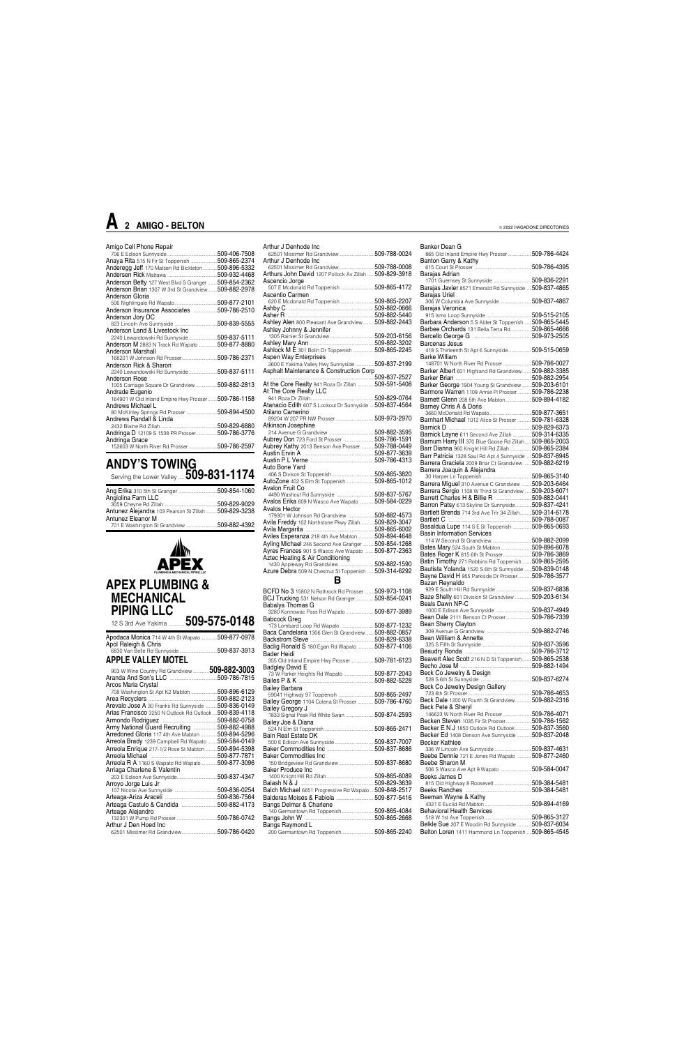# A

Amigo Cell Phone Repair
706 E Edison Sunnyside ......509-406-7508
Anaya Rita 515 N Fir St Toppenish ......509-865-2374
Anderegg Jeff 170 Matsen Rd Bickleton ......509-896-5332
Andersen Rick Mattawa ......509-932-4468
Anderson Betty 127 West Blvd S Granger ......509-854-2362
Anderson Brian 1307 W 3rd St Grandview ......509-882-2978
Anderson Gloria
506 Nightingale Rd Wapato ......509-877-2101
Anderson Insurance Associates ......509-786-2510
Anderson Jory DC
823 Lincoln Ave Sunnyside ......509-839-5555
Anderson Land & Livestock Inc
2240 Lewandowski Rd Sunnyside ......509-837-5111
Anderson M 2883 N Track Rd Wapato ......509-877-8880
Anderson Marshall
168201 W Johnson Rd Prosser ......509-786-2371
Anderson Rick & Sharon
2240 Lewandowski Rd Sunnyside ......509-837-5111
Anderson Rose
1005 Carriage Square Dr Grandview ......509-882-2813
Andrade Eugenio
164901 W Old Inland Empire Hwy Prosser ......509-786-1158
Andrews Michael L
80 McKinley Springs Rd Prosser ......509-894-4500
Andrews Randall & Linda
2432 Blaine Rd Zillah ......509-829-6880
Andringa D 12109 S 1538 PR Prosser ......509-786-3776
Andringa Grace
152603 W North River Rd Prosser ......509-786-2597

## ANDY'S TOWING
Serving the Lower Valley ......**509-831-1174**

Ang Erika 310 5th St Granger ......509-854-1060
Angiolina Farm LLC
3059 Cheyne Rd Zillah ......509-829-9029
Antunez Alejandra 103 Pearson St Zillah ......509-829-3238
Antunez Eleanor M
701 E Washington St Grandview ......509-882-4392

APEX PLUMBING & MECHANICAL PIPING, LLC

## APEX PLUMBING & MECHANICAL PIPING LLC
12 S 3rd Ave Yakima ......**509-575-0148**

Apodaca Monica 714 W 4th St Wapato ......509-877-0978
Apol Raleigh & Chris
6830 Van Belle Rd Sunnyside ......509-837-3913

## APPLE VALLEY MOTEL
903 W Wine Country Rd Grandview ......**509-882-3003**

Aranda And Son's LLC ......509-786-7815
Arcos Maria Crystal
708 Washington St Apt K2 Mabton ......509-896-6129
Area Recyclers ......509-882-2123
Arevalo Jose A 30 Franks Rd Sunnyside ......509-836-0149
Arias Francisco 3250 N Outlook Rd Outlook ......509-839-4118
Armondo Rodriguez ......509-882-0758
Army National Guard Recruiting ......509-882-4988
Arredoned Gloria 117 4th Ave Mabton ......509-894-5296
Arreola Brady 1239 Campbell Rd Wapato ......509-584-0149
Arreola Enrique 217-1/2 Rose St Mabton ......509-894-5398
Arreola Michael ......509-877-7871
Arreola R A 1160 S Wapato Rd Wapato ......509-877-3096
Arriaga Charlene & Valentin
203 E Edison Ave Sunnyside ......509-837-4347
Arroyo Jorge Luis Jr
107 Nicolai Ave Sunnyside ......509-836-0254
Arteaga-Ariza Araceli ......509-836-7564
Arteaga Castulo & Candida ......509-882-4173
Arteage Alejandro
132301 W Pump Rd Prosser ......509-786-0742
Arthur J Den Hoed Inc
62501 Missimer Rd Grandview ......509-786-0420
Arthur J Denhode Inc
62501 Missimer Rd Grandview ......509-788-0024
Arthur J Denhode Inc
62501 Missimer Rd Grandview ......509-788-0008
Arthurs John David 1207 Pollock Av Zillah ......509-829-3918
Ascencio Jorge
507 E Mcdonald Rd Toppenish ......509-865-4172
Ascentio Carmen
620 E Mcdonald Rd Toppenish ......509-865-2207
Ashby C ......509-882-0666
Asher R ......509-882-5440
Ashley Alen 800 Pleasant Ave Grandview ......509-882-2443
Ashley Johnny & Jennifer
1305 Rainier St Grandview ......509-203-6156
Ashley Mary Ann ......509-882-3202
Ashlock M E 301 Bolin Dr Toppenish ......509-865-2245
Aspen Way Enterprises
2600 E Yakima Valley Hwy Sunnyside ......509-837-2199
Asphalt Maintenance & Construction Corp ......509-837-2527
At the Core Realty 941 Roza Dr Zillah ......509-591-5408
At The Core Realty LLC
941 Roza Dr Zillah ......509-829-0764
Atanacio Edith 607 S Lookout Dr Sunnyside ......509-837-4564
Atilano Camerino
89204 W 207 PR NW Prosser ......509-973-2970
Atkinson Josephine
214 Avenue G Grandview ......509-882-3595
Aubrey Don 723 Ford St Prosser ......509-786-1591
Aubrey Kathy 2013 Benson Ave Prosser ......509-788-0449
Austin Ervin A ......509-877-3639
Austin P L Verne ......509-786-4313
Auto Bone Yard
406 S Divison St Toppenish ......509-865-3820
AutoZone 402 S Elm St Toppenish ......509-865-1012
Avalon Fruit Co
4490 Washout Rd Sunnyside ......509-837-5767
Avalos Erika 609 N Wasco Ave Wapato ......509-584-0229
Avalos Hector
179301 W Johnson Rd Grandview ......509-882-4573
Avila Freddy 102 Northstone Pkwy Zillah ......509-829-3047
Avila Margarita ......509-865-6002
Aviles Esperanza 218 4th Ave Mabton ......509-894-4648
Ayling Michael 246 Second Ave Granger ......509-854-1268
Ayres Frances 901 S Wasco Ave Wapato ......509-877-2363
Aztec Heating & Air Conditioning
1430 Appleway Rd Grandview ......509-882-1590
Azure Debra 509 N Chestnut St Toppenish ......509-314-6292

# B

BCFD No 3 15802 N Rothrock Rd Prosser ......509-973-1108
BCJ Trucking 531 Nelson Rd Granger ......509-854-0241
Babalya Thomas G
3260 Konnowac Pass Rd Wapato ......509-877-3989
Babcock Greg
173 Lombard Loop Rd Wapato ......509-877-1232
Baca Candelaria 1306 Glen St Grandview ......509-882-0857
Backstrom Steve ......509-829-6338
Baclig Ronald S 180 Egan Rd Wapato ......509-877-4106
Bader Heidi
355 Old Inland Empire Hwy Prosser ......509-781-6123
Badgley David E
73 W Parker Heights Rd Wapato ......509-877-2043
Bailes P & K ......509-882-5228
Bailey Barbara
59041 Highway 97 Toppenish ......509-865-2497
Bailey George 1104 Colena St Prosser ......509-786-4760
Bailey Gregory J
1833 Signal Peak Rd White Swan ......509-874-2593
Bailey Joe & Diana
524 N Elm St Toppenish ......509-865-2471
Bain Real Estate DK
500 E Edison Ave Sunnyside ......509-837-7007
Baker Commodities Inc ......509-837-8686
Baker Commodities Inc
150 Bridgeview Rd Grandview ......509-837-8680
Baker Produce Inc
1400 Knight Hill Rd Zillah ......509-865-6089
Balash N & J ......509-829-3639
Balch Michael 6651 Progressive Rd Wapato ......509-848-2517
Balderas Moises & Fabiola ......509-877-5416
Bangs Delmar & Charlene
140 Germantown Rd Toppenish ......509-865-4084
Bangs John W ......509-865-2668
Bangs Raymond L
200 Germantown Rd Toppenish ......509-865-2240
Banker Dean G
865 Old Inland Empire Hwy Prosser ......509-786-4424
Banton Garry & Kathy
615 Court St Prosser ......509-786-4395
Barajas Adrian
1701 Guernsey St Sunnyside ......509-836-2291
Barajas Javier 8571 Emerald Rd Sunnyside ......509-837-4865
Barajas Uriel
306 W Columbia Ave Sunnyside ......509-837-4867
Barajas Veronica
915 Ismo Loop Sunnyside ......509-515-2105
Barbara Anderson 5 S Alder St Toppenish ......509-865-5445
Barbee Orchards 131 Bella Terra Rd ......509-865-4666
Barcello George G ......509-973-2505
Barcenas Jesus
418 S Thirteenth St Apt 6 Sunnyside ......509-515-0659
Barke William
148701 W North River Rd Prosser ......509-786-0027
Barker Albert 601 Highland Rd Grandview ......509-882-3385
Barker Brian ......509-882-2954
Barker George 1904 Young St Grandview ......509-203-6101
Barmore Warren 1109 Annie Pl Prosser ......509-786-2238
Barnett Glenn 208 5th Ave Mabton ......509-894-4182
Barney Chris A & Doris
3660 McDonald Rd Wapato ......509-877-3651
Barnhart Michael 1012 Alice St Prosser ......509-781-6328
Barnick D ......509-829-6373
Barnick Layne 611 Second Ave Zillah ......509-314-6335
Barnum Harry III 370 Blue Goose Rd Zillah ......509-865-2003
Barr Dianna 960 Knight Hill Rd Zillah ......509-865-2384
Barr Patricia 1328 Saul Rd Apt 4 Sunnyside ......509-837-8945
Barrera Graciela 2009 Briar Ct Grandview ......509-882-6219
Barrera Joaquin & Alejandra
30 Harper Ln Toppenish ......509-865-3140
Barrera Miguel 310 Avenue C Grandview ......509-203-6464
Barrera Sergio 1108 W Third St Grandview ......509-203-6071
Barrett Charles H & Billie R ......509-882-0441
Barron Patsy 613 Skyline Dr Sunnyside ......509-837-4241
Bartlett Brenda 714 3rd Ave Trlr 34 Zillah ......509-314-6178
Bartlett C ......509-788-0087
Basaldua Lupe 114 S E St Toppenish ......509-865-0693
Basin Information Services
114 W Second St Grandview ......509-882-2099
Bates Mary 524 South St Mabton ......509-896-6078
Bates Roger K 815 6th St Prosser ......509-786-3869
Batin Timothy 271 Robbins Rd Toppenish ......509-865-2595
Bautista Yolanda 1520 S 6th St Sunnyside ......509-839-0148
Bayne David H 955 Parkside Dr Prosser ......509-786-3577
Bazan Reynaldo
929 E South Hill Rd Sunnyside ......509-837-6838
Baze Shelly 601 Division St Grandview ......509-203-6134
Beals Dawn NP-C
1000 E Edison Ave Sunnyside ......509-837-4949
Bean Dale 2111 Benson Ct Prosser ......509-786-7339
Bean Sherry Clayton
309 Avenue G Grandview ......509-882-2746
Bean William & Annette
325 S Fifth St Sunnyside ......509-837-3596
Beaudry Ronda ......509-786-3712
Beavert Alec Scott 216 N D St Toppenish ......509-865-2538
Becho Jose M ......509-882-1494
Beck Co Jewelry & Design
528 S 6th St Sunnyside ......509-837-6274
Beck Co Jewelry Design Gallery
723 6th St Prosser ......509-786-4653
Beck Dale 1200 W Fourth St Grandview ......509-882-2316
Beck Pete & Sheryl
146623 W North River Rd Prosser ......509-786-4071
Becken Steven 1035 Fir St Prosser ......509-786-1562
Becker E N J 1850 Outlook Rd Outlook ......509-837-3560
Becker Ed 1408 Denson Ave Sunnyside ......509-837-2048
Becker Kathlee
336 W Lincoln Ave Sunnyside ......509-837-4631
Beebe Dennie 721 E Jones Rd Wapato ......509-877-2460
Beebe Sharon M
506 S Wasco Ave Apt 9 Wapato ......509-584-0047
Beeks James D
815 Old Highway 8 Roosevelt ......509-384-5481
Beeks Ranches ......509-384-5481
Beeman Wayne & Kathy
4321 E Euclid Rd Mabton ......509-894-4169
Behavioral Health Services
518 W 1st Ave Toppenish ......509-865-3127
Belkle Sue 207 E Woodin Rd Sunnyside ......509-837-6034
Belton Loren 1411 Hammond Ln Toppenish ......509-865-4545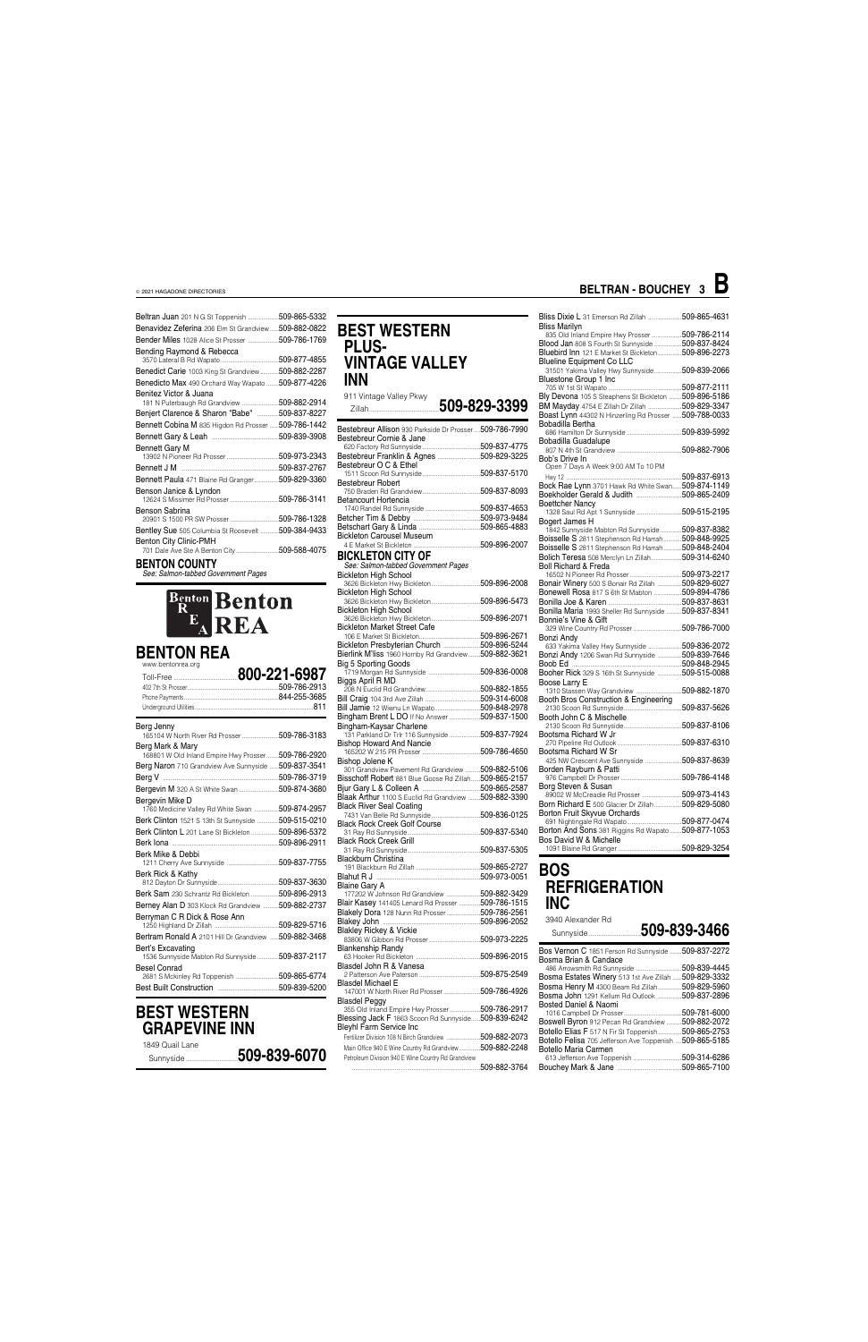Beltran Juan 201 N G St Toppenish ................509-865-5332
Benavidez Zeferina 206 Elm St Grandview .....509-882-0822
Bender Miles 1028 Alice St Prosser ................509-786-1769
Bending Raymond & Rebecca
3570 Lateral B Rd Wapato ................................509-877-4855
Benedict Carie 1003 King St Grandview ..........509-882-2287
Benedicto Max 490 Orchard Way Wapato .......509-877-4226
Benitez Victor & Juana
181 N Puterbaugh Rd Grandview .....................509-882-2914
Benjert Clarence & Sharon "Babe" ...........509-837-8227
Bennett Cobina M 835 Higdon Rd Prosser .......509-786-1442
Bennett Gary & Leah ..................................509-839-3908
Bennett Gary M
13902 N Pioneer Rd Prosser ............................509-973-2343
Bennett J M ................................................509-837-2767
Bennett Paula 471 Blaine Rd Granger.............509-829-3360
Benson Janice & Lyndon
12624 S Missimer Rd Prosser ..........................509-786-3141
Benson Sabrina
20901 S 1500 PR SW Prosser ..........................509-786-1328
Bentley Sue 505 Columbia St Roosevelt ..........509-384-9433
Benton City Clinic-PMH
701 Dale Ave Ste A Benton City .......................509-588-4075

## BENTON COUNTY

*See: Salmon-tabbed Government Pages*

## BENTON REA

www.bentonrea.org

Toll-Free ....................................**800-221-6987**
402 7th St Prosser...................................................509-786-2913
Phone Payments.....................................................844-255-3685
Underground Utilities ..............................................................811

Berg Jenny
165104 W North River Rd Prosser ....................509-786-3183
Berg Mark & Mary
168801 W Old Inland Empire Hwy Prosser.......509-786-2920
Berg Naron 710 Grandview Ave Sunnyside .....509-837-3541
Berg V .........................................................509-786-3719
Bergevin M 320 A St White Swan .....................509-874-3680
Bergevin Mike D
1760 Medicine Valley Rd White Swan .............509-874-2957
Berk Clinton 1521 S 13th St Sunnyside ............509-515-0210
Berk Clinton L 201 Lane St Bickleton ...............509-896-5372
Berk Iona .....................................................509-896-2911
Berk Mike & Debbi
1211 Cherry Ave Sunnyside ...........................509-837-7755
Berk Rick & Kathy
812 Dayton Dr Sunnyside ................................509-837-3630
Berk Sam 230 Schrantz Rd Bickleton ...............509-896-2913
Berney Alan D 303 Klock Rd Grandview .........509-882-2737
Berryman C R Dick & Rose Ann
1250 Highland Dr Zillah ..................................509-829-5716
Bertram Ronald A 2101 Hill Dr Grandview .....509-882-3468
Bert's Excavating
1536 Sunnyside Mabton Rd Sunnyside ...........509-837-2117
Besel Conrad
2681 S Mckinley Rd Toppenish ........................509-865-6774
Best Built Construction ...............................509-839-5200

## BEST WESTERN GRAPEVINE INN

1849 Quail Lane
Sunnyside ............................**509-839-6070**

## BEST WESTERN PLUS- VINTAGE VALLEY INN

911 Vintage Valley Pkwy
Zillah....................................**509-829-3399**

Bestebreur Allison 930 Parkside Dr Prosser ....509-786-7990
Bestebreur Cornie & Jane
620 Factory Rd Sunnyside ..............................509-837-4775
Bestebreur Franklin & Agnes .....................509-829-3225
Bestebreur O C & Ethel
1511 Scoon Rd Sunnyside...............................509-837-5170
Bestebreur Robert
750 Braden Rd Grandview..............................509-837-8093
Betancourt Hortencia
1740 Randel Rd Sunnyside .............................509-837-4653
Betcher Tim & Debby ..................................509-973-9484
Betschart Gary & Linda ..............................509-865-4883
Bickleton Carousel Museum
4 E Market St Bickleton ..................................509-896-2007

## BICKLETON CITY OF

*See: Salmon-tabbed Government Pages*

Bickleton High School
3626 Bickleton Hwy Bickleton..........................509-896-2008
Bickleton High School
3626 Bickleton Hwy Bickleton..........................509-896-5473
Bickleton High School
3626 Bickleton Hwy Bickleton..........................509-896-2071
Bickleton Market Street Cafe
106 E Market St Bickleton................................509-896-2671
Bickleton Presbyterian Church ...................509-896-5244
Bierlink M'liss 1960 Hornby Rd Grandview.......509-882-3621
Big 5 Sporting Goods
1719 Morgan Rd Sunnyside ...........................509-836-0008
Biggs April R MD
208 N Euclid Rd Grandview.............................509-882-1855
Bill Craig 104 3rd Ave Zillah ...........................509-314-6008
Bill Jamie 12 Wiwnu Ln Wapato.......................509-848-2978
Bingham Brent L DO If No Answer .................509-837-1500
Bingham-Kaysar Charlene
131 Parkland Dr Trlr 116 Sunnyside ................509-837-7924
Bishop Howard And Nancie
165202 W 215 PR Prosser ..............................509-786-4650
Bishop Jolene K
301 Grandview Pavement Rd Grandview .........509-882-5106
Bisschoff Robert 881 Blue Goose Rd Zillah......509-865-2157
Bjur Gary L & Colleen A ..............................509-865-2587
Blaak Arthur 1100 S Euclid Rd Grandview .......509-882-3390
Black River Seal Coating
7431 Van Belle Rd Sunnyside..........................509-836-0125
Black Rock Creek Golf Course
31 Ray Rd Sunnyside.....................................509-837-5340
Black Rock Creek Grill
31 Ray Rd Sunnyside.....................................509-837-5305
Blackburn Christina
191 Blackburn Rd Zillah .................................509-865-2727
Blahut R J ..................................................509-973-0051
Blaine Gary A
177202 W Johnson Rd Grandview ..................509-882-3429
Blair Kasey 141405 Lenard Rd Prosser ............509-786-1515
Blakely Dora 128 Nunn Rd Prosser ..................509-786-2561
Blakey John ................................................509-896-2052
Blakley Rickey & Vickie
83806 W Gibbon Rd Prosser............................509-973-2225
Blankenship Randy
63 Hooker Rd Bickleton .................................509-896-2015
Blasdel John R & Vanesa
2 Patterson Ave Paterson ...............................509-875-2549
Blasdel Michael E
147001 W North River Rd Prosser ...................509-786-4926
Blasdel Peggy
355 Old Inland Empire Hwy Prosser................509-786-2917
Blessing Jack F 1863 Scoon Rd Sunnyside.....509-839-6242
Bleyhl Farm Service Inc
Fertilizer Division 108 N Birch Grandview .....................509-882-2073
Main Office 940 E Wine Country Rd Grandview.............509-882-2248
Petroleum Division 940 E Wine Country Rd Grandview
.............................................................................509-882-3764

Bliss Dixie L 31 Emerson Rd Zillah .................509-865-4631
Bliss Marilyn
835 Old Inland Empire Hwy Prosser ...............509-786-2114
Blood Jan 808 S Fourth St Sunnyside ...............509-837-8424
Bluebird Inn 121 E Market St Bickleton............509-896-2273
Blueline Equipment Co LLC
31501 Yakima Valley Hwy Sunnyside..............509-839-2066
Bluestone Group 1 Inc
705 W 1st St Wapato .....................................509-877-2111
Bly Devona 105 S Steaphens St Bickleton .......509-896-5186
BM Mayday 4754 E Zillah Dr Zillah ................509-829-3347
Boast Lynn 44302 N Hinzerling Rd Prosser .....509-788-0033
Bobadilla Bertha
686 Hamilton Dr Sunnyside ............................509-839-5992
Bobadilla Guadalupe
807 N 4th St Grandview .................................509-882-7906
Bob's Drive In
Open 7 Days A Week 9:00 AM To 10 PM
Hwy 12 .........................................................509-837-6913
Bock Rae Lynn 3701 Hawk Rd White Swan.....509-874-1149
Boekholder Gerald & Judith .......................509-865-2409
Boettcher Nancy
1328 Saul Rd Apt 1 Sunnyside.........................509-515-2195
Bogert James H
1842 Sunnyside Mabton Rd Sunnyside............509-837-8382
Boisselle S 2611 Stephenson Rd Harrah..........509-848-9925
Boisselle S 2611 Stephenson Rd Harrah..........509-848-2404
Bolich Teresa 508 Merclyn Ln Zillah................509-314-6240
Boll Richard & Freda
16502 N Pioneer Rd Prosser ............................509-973-2217
Bonair Winery 500 S Bonair Rd Zillah .............509-829-6027
Bonewell Rosa 817 S 6th St Mabton ..............509-894-4786
Bonilla Joe & Karen .....................................509-837-8631
Bonilla Maria 1993 Sheller Rd Sunnyside .......509-837-8341
Bonnie's Vine & Gift
329 Wine Country Rd Prosser .........................509-786-7000
Bonzi Andy
633 Yakima Valley Hwy Sunnyside .................509-836-2072
Bonzi Andy 1206 Swan Rd Sunnyside .............509-839-7646
Boob Ed ......................................................509-848-2945
Booher Rick 329 S 16th St Sunnyside ............509-515-0088
Boose Larry E
1310 Stassen Way Grandview .........................509-882-1870
Booth Bros Construction & Engineering
2130 Scoon Rd Sunnyside...............................509-837-5626
Booth John C & Mischelle
2130 Scoon Rd Sunnyside...............................509-837-8106
Bootsma Richard W Jr
270 Pipeline Rd Outlook.................................509-837-6310
Bootsma Richard W Sr
425 NW Crescent Ave Sunnyside ....................509-837-8639
Borden Rayburn & Patti
976 Campbell Dr Prosser ...............................509-786-4148
Borg Steven & Susan
89002 W McCreadie Rd Prosser ......................509-973-4143
Born Richard E 500 Glacier Dr Zillah...............509-829-5080
Borton Fruit Skyvue Orchards
691 Nightingale Rd Wapato.............................509-877-0474
Borton And Sons 381 Riggins Rd Wapato .......509-877-1053
Bos David W & Michelle
1091 Blaine Rd Granger.................................509-829-3254

## BOS REFRIGERATION INC

3940 Alexander Rd
Sunnyside..............................**509-839-3466**

Bos Vernon C 1851 Ferson Rd Sunnyside .......509-837-2272
Bosma Brian & Candace
486 Arrowsmith Rd Sunnyside ........................509-839-4445
Bosma Estates Winery 513 1st Ave Zillah ......509-829-3332
Bosma Henry M 4300 Beam Rd Zillah.............509-829-5960
Bosma John 1291 Kellum Rd Outlook ............509-837-2896
Bosted Daniel & Naomi
1016 Campbell Dr Prosser..............................509-781-6000
Boswell Byron 912 Pecan Rd Grandview ........509-882-2072
Botello Elias F 517 N Fir St Toppenish............509-865-2753
Botello Felisa 705 Jefferson Ave Toppenish ...509-865-5185
Botello Maria Carmen
613 Jefferson Ave Toppenish .........................509-314-6286
Bouchey Mark & Jane ..................................509-865-7100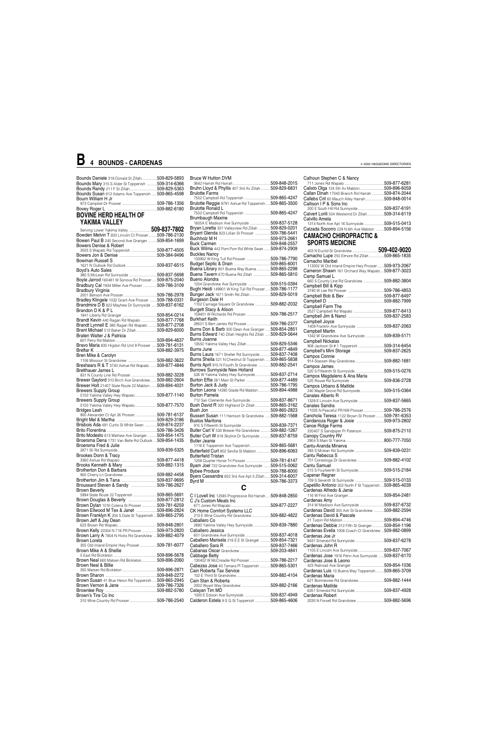Bounds Daniele 318 Donald St Zillah..............509-829-5893
Bounds Mary 315 S Alder St Toppenish ..........509-314-6366
Bounds Randy 211 F St Zillah..........................509-829-5363
Bounds Susan 812 Adams Ave Toppenish .....509-865-4598
Bourn William H Jr
973 Campbel Dr Prosser ................................509-786-1356
Bovey Roger L ..............................................509-882-6180

## BOVINE HERD HEALTH OF YAKIMA VALLEY

Serving Lower Yakima Valley ......................**509-837-7802**
Bowden Melvin T 600 Lincoln Ct Prosser..........509-786-2130
Bowen Paul B 240 Second Ave Granger .........509-854-1699
Bowers Denise & Robert
3505 S Wapato Rd Toppenish .........................509-877-4505
Bowers Jon & Denise .....................................509-384-9496
Bowman Russell S
1621 N Outlook Rd Outlook .............................509-837-6515
Boyd's Auto Sales
380 S McLean Rd Sunnyside ...........................509-837-5698
Boyle Jarrod 160481 W Sonova Rd Prosser ....509-875-2040
Bradbury Cal 1934 Miller Ave Prosser .............509-786-3109
Bradbury Virginia
2001 Benson Ave Prosser ................................509-786-2978
Bradley Klingele 1032 Grant Ave Prosser .......509-788-0331
Brandmire D B 822 Mayhew Dr Sunnyside .....509-837-6162
Brandon D K & P L
1841 Liberty Rd Granger .................................509-854-0214
Brandt Kevin 440 Ragan Rd Wapato ...............509-877-7768
Brandt Lynnell E 380 Ragan Rd Wapato .........509-877-2708
Brant Michael 513 Baker Dr Zillah ..................509-829-6000
Braten Walter J & Patricia
601 Ferry Rd Mabton .......................................509-894-4637
Bravo Maria 835 Higdon Rd Unit 9 Prosser .....509-781-6131
Breftar K .........................................................509-882-3975
Bren Mike & Carolyn
1106 Missouri St Grandview ............................509-882-3622
Breshears R & T 3740 Ashue Rd Wapato .......509-877-4846
Bretthauer James L
831 N County Line Rd Prosser .........................509-882-3228
Brewer Gaylord 310 Birch Ave Grandview.......509-882-2604
Brewer Holt 21407 State Route 22 Mabton......509-894-4031
Brewers Supply Group
5150 Yakima Valley Hwy Wapato....................509-877-1140
Brewers Supply Group
5150 Yakima Valley Hwy Wapato....................509-877-7570
Bridges Leah
900 Alexander Ct Apt 26 Prosser.....................509-781-6137
Bright Mel & Martha .......................................509-829-3186
Brisbois Ada 491 Curtis St White Swan ...........509-874-2237
Brito Florentina ..............................................509-786-3426
Brito Modesto 613 Mathew Ave Granger ........509-854-1475
Broersma Dena 1731 Van Belle Rd Outlook ....509-854-1435
Broersma Fred & Julie
2871 Sli Rd Sunnyside.....................................509-839-5325
Brookes Donn & Tracy
3360 Ashue Rd Wapato ...................................509-877-4418
Brooks Kenneth & Mary .................................509-882-1315
Brotherton Don & Barbara
905 Cherry Ln Grandview................................509-882-4458
Brotherton Jim & Tana ...................................509-837-9695
Broussard Steven & Sandy ............................509-786-2627
Brown Beverly
5994 State Route 22 Toppenish ......................509-865-5691
Brown Douglas & Beverly ..............................509-877-2812
Brown Dylan 1016 Colena St Prosser...............509-781-6259
Brown Ellwood M Tex & Janet ......................509-896-2824
Brown Franklyn K 204 S Date St Toppenish ...509-865-2795
Brown Jeff & Jay Dean
623 Brown Rd Wapato.....................................509-848-2801
Brown Kelly 22004 N 716 PR Prosser...............509-973-2820
Brown Larry A 7804 N Hicks Rd Grandview ....509-882-4079
Brown Loreta
355 Old Inland Empire Hwy Prosser .................509-781-6077
Brown Mike A & Shellie
5 East Rd Bickleton .........................................509-896-5678
Brown Neal 660 Matsen Rd Bickleton..............509-896-2060
Brown Neal & Billie
355 Matsen Rd Bickleton .................................509-896-2871
Brown Sharon ................................................509-848-2272
Brown Susan 41 Blue Heron Rd Toppenish ....509-865-2945
Brown Vernon & Jane ....................................509-786-7326
Brownlee Roy .................................................509-882-5780
Brown's Tire Co Inc
310 Wine Country Rd Prosser..........................509-786-2540
Bruce W Hutton DVM
3642 Harrah Rd Harrah ...................................509-848-2015
Bruhn Lloyd & Phyllis 407 3rd Av Zillah..........509-829-6831
Brulotte Farms
7502 Campbell Rd Toppenish .........................509-865-4247
Brulotte Reggie 9791 Ashue Rd Toppenish.....509-865-3500
Brulotte Ronald L
7502 Campbell Rd Toppenish .........................509-865-4247
Brumbaugh Maxine
1605A E Madison Ave Sunnyside ....................509-837-5128
Bryan Loretta 331 Valleyview Rd Zillah ...........509-829-0201
Bryant Glenda 923 Lillian St Prosser ...............509-786-5441
Buchholz M H .................................................509-973-2661
Buck Carmen ..................................................509-848-2557
Buck Wilma 442 Pom Pom Rd White Swan .....509-874-2909
Buckles Nancy
133902 W King Tull Rd Prosser .......................509-786-7790
Budget Septic & Drain ...................................509-865-6001
Buena Library 801 Buena Way Buena .............509-865-2298
Buena Tavern 670 Buena Rd Zillah .................509-865-5810
Bueno Alondra
1204 Grandview Ave Sunnyside .....................509-515-0394
Bughi Heidi 149901 W King Tull Rd Prosser ....509-786-1177
Bunger Jack 1671 Smith Rd Zillah....................509-829-5019
Burgeson Dale H
1102 Carriage Square Dr Grandview ...............509-882-2032
Burgett Stacy & Alison
159401 W Richards Rd Prosser .......................509-786-2517
Burkhart Keith
28501 S Bert James Rd Prosser.......................509-786-2377
Burns Don & Barb 300 Dean Ave Granger .......509-854-2851
Burns Edward 740 Zillah Heights Rd Zillah .....509-829-5644
Burns Joanne
13550 Yakima Valley Hwy Zillah......................509-829-5346
Burns June .....................................................509-877-4849
Burns Laura 1671 Sheller Rd Sunnyside ..........509-837-7408
Burns Sheila 521 N Chestnut St Toppenish .....509-865-5838
Burris April 915 N Fourth St Grandview ...........509-882-2541
Burrows Sunnyside New Holland
526 W Yakima Valley Hwy Sunnyside..............509-837-2714
Burton Effie 281 Main St Parker ......................509-877-4489
Burton Jack & Judy .......................................509-786-1795
Burton Leona 14280 Glade Rd Mabton ...........509-894-4988
Burton Pamela
712 San Clemente Ave Sunnyside...................509-837-8671
Bush David R 320 Highland Dr Zillah ..............509-865-3162
Bush Jon ........................................................509-865-2823
Bussert Susan 111 Harrison St Grandview .....509-882-1568
Bustos Maritona
915 S Fifteenth St Sunnyside...........................509-839-7371
Butler Carl V 530 Brewer Rd Grandview .........509-882-1267
Butler Curt W 618 Skyline Dr Sunnyside .........509-837-8759
Butler Jeanie
1116 E Toppenish Ave Toppenish....................509-865-5681
Butterfield Curt 802 Sevilla St Mabton ...........509-896-6063
Butterfield Tristan
1208 Quarter Horse Trl Prosser .......................509-781-6147
Byam Joel 722 Grandview Ave Sunnyside ......509-515-0062
Bybee Produce ..............................................509-788-8000
Byers Cassandra 602 3rd Ave Apt 3 Zillah ......509-314-6007
Byrd M ...........................................................509-786-3373

# C

C I Lovell Inc 12585 Progressive Rd Harrah .....509-848-2850
C J's Custom Meats Inc
671 Jones Rd Wapato .....................................509-877-2227
CK Home Comfort Systems LLC
213 E Wine Country Rd Grandview .................509-882-4822
Caballero Co
2680 Yakima Valley Hwy Sunnyside ...............509-839-7880
Caballero Jessica
601 Grandview Ave Sunnyside........................509-837-4018
Caballero Marisela 216 E E St Granger ...........509-854-7321
Caballero Sara R ............................................509-837-7466
Cabanas Oscar Grandview..............................509-203-4841
Cabbage Betty
130402 W McCreadie Rd Prosser ....................509-786-2217
Cabezas Jose 40 Tamara Pl Toppenish ...........509-865-5301
Cain Roberta Tax Service
102 E Third St Grandview.................................509-882-4104
Cain Stan & Roberta
2002 Wyant Way Grandview ...........................509-882-2166
Calayan Tim MD
1000 E Edison Ave Sunnyside .........................509-837-4949
Calderon Estela 9 S G St Toppenish ...............509-865-4606
Calhoun Stephen C & Nancy
711 Jones Rd Wapato .....................................509-877-6281
Calixto Olga 124 5th Av Mabton.......................509-896-6059
Callan Dinah 17040 Branch Rd Harrah ............509-874-2044
Callebs Crit 60 Mauch Alley Harrah..................509-848-0014
Callison I P & Sons Inc
200 E South Hill Rd Sunnyside .......................509-837-6191
Calvert Lorili 504 Westwind Dr Zillah...............509-314-6119
Calvillo Amela
1314 North Ave Apt 16 Sunnyside....................509-515-0413
Calzada Socorro 229 N 6th Ave Mabton .........509-894-5156

## CAMACHO CHIROPRACTIC & SPORTS MEDICINE

403 N Euclid St Grandview ........................**509-402-9020**
Camacho Lupe 250 Elmore Rd Zillah...............509-865-1835
Camacho Maribel
113002 W Old Inland Empire Hwy Prosser .......509-973-2067
Cameron Shawn 161 Orchard Way Wapato ...509-877-3023
Camp Samuel L
660 S County Line Rd Grandview ....................509-882-3804
Campbell Bill & Kipp
3190 W Lee Rd Prosser ...................................509-786-4853
Campbell Bob & Bev .....................................509-877-6497
Campbell D ....................................................509-882-7999
Campbell Farm The
2527 Campbell Rd Wapato .............................509-877-6413
Campbell Jim & Nanci ...................................509-837-2583
Campbell Joyce
1409 Franklin Ave Sunnyside ..........................509-837-2063
Campbell Martin
1342 W Grandview Ave Sunnyside..................509-839-5171
Campbell Nickalas
908 Jackson St # 1 Toppenish .........................509-314-6454
Campbell's Mini Storage ...............................509-837-2625
Campos Connie
914 Stassen Way Grandview...........................509-882-1681
Campos James
520 S Fifteenth St Sunnyside...........................509-515-0276
Campos Magdaleno & Ana Maria
525 Rouse Rd Sunnyside .................................509-836-2728
Campos Urbano & Matilde
240 Maple Grove Rd Sunnyside......................509-515-0364
Canales Alberto R
1329 E Lincoln Ave Sunnyside ........................509-837-5665
Canales Sandra
11005 N Peaceful PR NW Prosser ...................509-786-2576
Canchola Teresa 1122 Brown St Prosser.........509-781-6353
Candanoza Roger & Josie ..............................509-973-2802
Canoe Ridge Farms
220407 S Sandpiper Pr Paterson.....................509-875-2110
Canopy Country RV
2904 S Main St Yakima ...................................800-777-7050
Cantu-Aranda Minerva
393 S Mclean Rd Sunnyside ............................509-839-0231
Cantu Rebecca S
701 Conestoga Dr Grandview..........................509-882-4102
Cantu Samuel
515 S Fourteenth St Sunnyside........................509-515-2184
Capener Regner
709 S Seventh St Sunnyside ...........................509-515-0133
Capetillo Antonio 302 North F St Toppenish ...509-865-4039
Cardenas Alfredo & Janie
116 W First Ave Granger..................................509-854-2481
Cardenas Amy
314 W Madison Ave Sunnyside ......................509-837-6732
Cardenas David 305 Ash St Grandview ..........509-882-2594
Cardenas David & Pascale
21 Turpin Rd Mabton .......................................509-894-4746
Cardenas Debbie 312 Fifth St Granger ...........509-854-1196
Cardenas Evelia 1008 Coach Ct Grandview....509-882-0899
Cardenas Joe Jr
9431 Emerald Rd Sunnyside............................509-837-6278
Cardenas John R
1105 E Lincoln Ave Sunnyside ........................509-837-7067
Cardenas Jose 1916 Penn Ave Sunnyside .....509-837-6170
Cardenas Jose & Leono
423 Railroad Ave Granger ...............................509-854-1036
Cardenas Luis 10 Buena Way Toppenish.........509-865-3709
Cardenas Maria
621 Bonnieview Rd Grandview........................509-882-1444
Cardenas Matilde
6351 Emerald Rd Sunnyside............................509-837-4928
Cardenas Robert
2030 N Forsell Rd Grandview .........................509-882-5696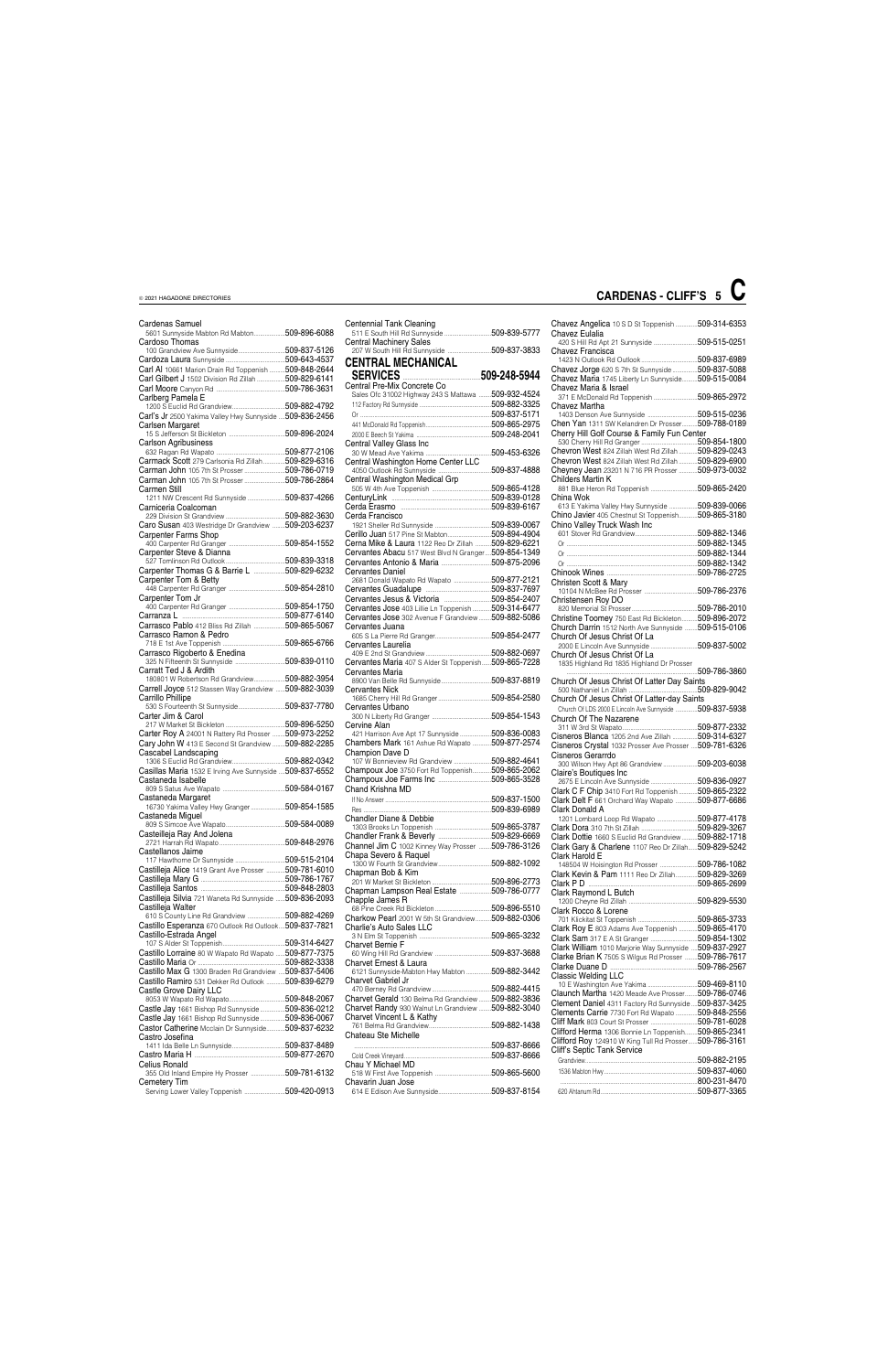Cardenas Samuel
5601 Sunnyside Mabton Rd Mabton.................509-896-6088
Cardoso Thomas
100 Grandview Ave Sunnyside.........................509-837-5126
Cardoza Laura Sunnyside ..................................509-643-4537
Carl Al 10661 Marion Drain Rd Toppenish ..........509-848-2644
Carl Gilbert J 1502 Division Rd Zillah ...............509-829-6141
Carl Moore Canyon Rd .....................................509-786-3631
Carlberg Pamela E
1200 S Euclid Rd Grandview.............................509-882-4792
Carl's Jr 2500 Yakima Valley Hwy Sunnyside ....509-836-2456
Carlsen Margaret
15 S Jefferson St Bickleton ..............................509-896-2024
Carlson Agribusiness
632 Ragan Rd Wapato .....................................509-877-2106
Carmack Scott 279 Carlsonia Rd Zillah..............509-829-6316
Carman John 105 7th St Prosser .......................509-786-0719
Carman John 105 7th St Prosser .......................509-786-2864
Carmen Still
1211 NW Crescent Rd Sunnyside.....................509-837-4266
Carniceria Coalcoman
229 Division St Grandview ...............................509-882-3630
Caro Susan 403 Westridge Dr Grandview .........509-203-6237
Carpenter Farms Shop
400 Carpenter Rd Granger ...............................509-854-1552
Carpenter Steve & Dianna
527 Tomlinson Rd Outlook ..............................509-839-3318
Carpenter Thomas G & Barrie L ...................509-829-6232
Carpenter Tom & Betty
448 Carpenter Rd Granger ..............................509-854-2810
Carpenter Tom Jr
400 Carpenter Rd Granger ..............................509-854-1750
Carranza L .....................................................509-877-6140
Carrasco Pablo 412 Bliss Rd Zillah ..................509-865-5067
Carrasco Ramon & Pedro
718 E 1st Ave Toppenish .................................509-865-6766
Carrasco Rigoberto & Enedina
325 N Fifteenth St Sunnyside .........................509-839-0110
Carratt Ted J & Ardith
180801 W Robertson Rd Grandview.................509-882-3954
Carrell Joyce 512 Stassen Way Grandview .......509-882-3039
Carrillo Phillipe
530 S Fourteenth St Sunnyside.........................509-837-7780
Carter Jim & Carol
217 W Market St Bickleton ...............................509-896-5250
Carter Roy A 24001 N Rattery Rd Prosser .........509-973-2252
Cary John W 413 E Second St Grandview .........509-882-2285
Cascabel Landscaping
1306 S Euclid Rd Grandview.............................509-882-0342
Casillas Maria 1532 E Irving Ave Sunnyside ....509-837-6552
Castaneda Isabelle
809 S Satus Ave Wapato .................................509-584-0167
Castaneda Margaret
16730 Yakima Valley Hwy Granger ..................509-854-1585
Castaneda Miguel
809 S Simcoe Ave Wapato...............................509-584-0089
Casteilleja Ray And Jolena
2721 Harrah Rd Wapato ..................................509-848-2976
Castellanos Jaime
117 Hawthorne Dr Sunnyside ..........................509-515-2104
Castilleja Alice 1419 Grant Ave Prosser ..........509-781-6010
Castilleja Mary G ............................................509-786-1767
Castilleja Santos ............................................509-848-2803
Castilleja Silvia 721 Waneta Rd Sunnyside .....509-836-2093
Castilleja Walter
610 S County Line Rd Grandview ....................509-882-4269
Castillo Esperanza 670 Outlook Rd Outlook...509-837-7821
Castillo-Estrada Angel
107 S Alder St Toppenish.................................509-314-6427
Castillo Lorraine 80 W Wapato Rd Wapato ......509-877-7375
Castillo Maria Or ...........................................509-882-3338
Castillo Max G 1300 Braden Rd Grandview .....509-837-5406
Castillo Ramiro 531 Dekker Rd Outlook ..........509-839-6279
Castle Grove Dairy LLC
8053 W Wapato Rd Wapato.............................509-848-2067
Castle Jay 1661 Bishop Rd Sunnyside .............509-836-0212
Castle Jay 1661 Bishop Rd Sunnyside .............509-836-0067
Castor Catherine Mcclain Dr Sunnyside...........509-837-6232
Castro Josefina
1411 Ida Belle Ln Sunnyside.............................509-837-8489
Castro Maria H ..............................................509-877-2670
Celius Ronald
355 Old Inland Empire Hy Prosser ..................509-781-6132
Cemetery Tim
Serving Lower Valley Toppenish ......................509-420-0913

Centennial Tank Cleaning
511 E South Hill Rd Sunnyside .........................509-839-5777
Central Machinery Sales
207 W South Hill Rd Sunnyside .......................509-837-3833

## CENTRAL MECHANICAL SERVICES ..........................509-248-5944

Central Pre-Mix Concrete Co
Sales Ofc 31002 Highway 243 S Mattawa ........509-932-4524
112 Factory Rd Sunnyside .................................509-882-3325
Or ..................................................................509-837-5171
441 McDonald Rd Toppenish...............................509-865-2975
2000 E Beech St Yakima ....................................509-248-2041
Central Valley Glass Inc
30 W Mead Ave Yakima ..................................509-453-6326
Central Washington Home Center LLC
4050 Outlook Rd Sunnyside .............................509-837-4888
Central Washington Medical Grp
505 W 4th Ave Toppenish ................................509-865-4128
CenturyLink ...................................................509-839-0128
Cerda Erasmo ...............................................509-839-6167
Cerda Francisco
1921 Sheller Rd Sunnyside ...............................509-839-0067
Cerillo Juan 517 Pine St Mabton........................509-894-4904
Cerna Mike & Laura 1122 Reo Dr Zillah ..........509-829-6221
Cervantes Abacu 517 West Blvd N Granger ....509-854-1349
Cervantes Antonio & Maria ..........................509-875-2096
Cervantes Daniel
2681 Donald Wapato Rd Wapato ....................509-877-2121
Cervantes Guadalupe ...................................509-837-7697
Cervantes Jesus & Victoria ...........................509-854-2407
Cervantes Jose 403 Lillie Ln Toppenish ...........509-314-6477
Cervantes Jose 302 Avenue F Grandview ........509-882-5086
Cervantes Juana
605 S La Pierre Rd Granger.............................509-854-2477
Cervantes Laurelia
409 E 2nd St Grandview ..................................509-882-0697
Cervantes Maria 407 S Alder St Toppenish ......509-865-7228
Cervantes Maria
6900 Van Belle Rd Sunnyside ..........................509-837-8819
Cervantes Nick
1685 Cherry Hill Rd Granger............................509-854-2580
Cervantes Urbano
300 N Liberty Rd Granger ...............................509-854-1543
Cervine Alan
421 Harrison Ave Apt 17 Sunnyside ................509-836-0083
Chambers Mark 161 Ashue Rd Wapato ...........509-877-2574
Champion Dave D
107 W Bonnieview Rd Grandview ....................509-882-4641
Champoux Joe 3750 Fort Rd Toppenish...........509-865-2062
Champoux Joe Farms Inc ..............................509-865-3528
Chand Krishna MD
If No Answer .....................................................509-837-1500
Res ..................................................................509-839-6989
Chandler Diane & Debbie
1303 Brooks Ln Toppenish ..............................509-865-3787
Chandler Frank & Beverly .............................509-829-6669
Channel Jim C 1022 Kinney Way Prosser .......509-786-3126
Chapa Severo & Raquel
1300 W Fourth St Grandview...........................509-882-1092
Chapman Bob & Kim
201 W Market St Bickleton ..............................509-896-2773
Chapman Lampson Real Estate ...................509-786-0777
Chapple James R
68 Pine Creek Rd Bickleton ..............................509-896-5510
Charkow Pearl 2001 W 5th St Grandview .........509-882-0306
Charlie's Auto Sales LLC
3 N Elm St Toppenish .....................................509-865-3232
Charvet Bernie F
60 Wing Hill Rd Grandview ..............................509-837-3688
Charvet Ernest & Laura
6121 Sunnyside-Mabton Hwy Mabton .............509-882-3442
Charvet Gabriel Jr
470 Berney Rd Grandview ...............................509-882-4415
Charvet Gerald 130 Belma Rd Grandview ........509-882-3836
Charvet Randy 930 Walnut Ln Grandview .......509-882-3040
Charvet Vincent L & Kathy
761 Belma Rd Grandview.................................509-882-1438
Chateau Ste Michelle
.......................................................................509-837-6666
Cold Creek Vineyard............................................509-837-6666
Chau Y Michael MD
518 W First Ave Toppenish .............................509-865-5600
Chavarin Juan Jose
614 E Edison Ave Sunnyside............................509-837-8154

Chavez Angelica 10 S D St Toppenish ............509-314-6353
Chavez Eulalia
420 S Hill Rd Apt 21 Sunnyside .......................509-515-0251
Chavez Francisca
1423 N Outlook Rd Outlook ............................509-837-6989
Chavez Jorge 620 S 7th St Sunnyside .............509-837-5088
Chavez Maria 1745 Liberty Ln Sunnyside.........509-515-0084
Chavez Maria & Israel
371 E McDonald Rd Toppenish .......................509-865-2972
Chavez Martha
1403 Denson Ave Sunnyside ...........................509-515-0236
Chen Yan 1311 SW Kelandren Dr Prosser..........509-788-0189
Cherry Hill Golf Course & Family Fun Center
530 Cherry Hill Rd Granger .............................509-854-1800
Chevron West 824 Zillah West Rd Zillah ..........509-829-6243
Chevron West 824 Zillah West Rd Zillah ..........509-829-6900
Cheyney Jean 23201 N 716 PR Prosser ..........509-973-0032
Childers Martin K
881 Blue Heron Rd Toppenish ........................509-865-2420
China Wok
613 E Yakima Valley Hwy Sunnyside ...............509-839-0066
Chino Javier 405 Chestnut St Toppenish..........509-865-3180
Chino Valley Truck Wash Inc
601 Slover Rd Grandview.................................509-882-1346
Or ..................................................................509-882-1345
Or ..................................................................509-882-1344
Or ..................................................................509-882-1342
Chinook Wines ..............................................509-786-2725
Christen Scott & Mary
10104 N McBee Rd Prosser ...........................509-786-2376
Christensen Roy DO
820 Memorial St Prosser.................................509-786-2010
Christine Toomey 750 East Rd Bickleton.........509-896-2072
Church Darrin 1512 North Ave Sunnyside .......509-515-0106
Church Of Jesus Christ Of La
2000 E Lincoln Ave Sunnyside ........................509-837-5002
Church Of Jesus Christ Of La
1835 Highland Rd 1835 Highland Dr Prosser
.......................................................................509-786-3860
Church Of Jesus Christ Of Latter Day Saints
500 Nathaniel Ln Zillah ...................................509-829-9042
Church Of Jesus Christ Of Latter-day Saints
Church Of LDS 2000 E Lincoln Ave Sunnyside ............509-837-5938
Church Of The Nazarene
311 W 3rd St Wapato.......................................509-877-2332
Cisneros Blanca 1205 2nd Ave Zillah ..............509-314-6327
Cisneros Crystal 1032 Prosser Ave Prosser .....509-781-6326
Cisneros Gerarrdo
300 Wilson Hwy Apt 86 Grandview .................509-203-6038
Claire's Boutiques Inc
2675 E Lincoln Ave Sunnyside.........................509-836-0927
Clark C F Chip 3410 Fort Rd Toppenish ...........509-865-2322
Clark Delt F 661 Orchard Way Wapato ............509-877-6686
Clark Donald A
1201 Lombard Loop Rd Wapato ......................509-877-4178
Clark Dora 310 7th St Zillah ............................509-829-3267
Clark Dottie 1660 S Euclid Rd Grandview .........509-882-1718
Clark Gary & Charlene 1107 Reo Dr Zillah.......509-829-5242
Clark Harold E
148504 W Hoisington Rd Prosser ....................509-786-1082
Clark Kevin & Pam 1111 Reo Dr Zillah.............509-829-3269
Clark P D ......................................................509-865-2699
Clark Raymond L Butch
1200 Cheyne Rd Zillah ..................................509-829-5530
Clark Rocco & Lorene
701 Klickitat St Toppenish ...............................509-865-3733
Clark Roy E 803 Adams Ave Toppenish ...........509-865-4170
Clark Sam 317 E A St Granger .........................509-854-1302
Clark William 1010 Marjorie Way Sunnyside ....509-837-2927
Clarke Brian K 7505 S Wilgus Rd Prosser .........509-786-7617
Clarke Duane D ............................................509-786-2567
Classic Welding LLC
10 E Washington Ave Yakima ..........................509-469-8110
Claunch Martha 1420 Meade Ave Prosser.......509-786-0746
Clement Daniel 4311 Factory Rd Sunnyside ....509-837-3425
Clements Carrie 7730 Fort Rd Wapato ............509-848-2556
Cliff Mark 803 Court St Prosser .......................509-781-6028
Clifford Herma 1306 Bonnie Ln Toppenish.......509-865-2341
Clifford Roy 124910 W King Tull Rd Prosser.....509-786-1361
Cliff's Septic Tank Service
Grandview........................................................509-882-2195
1536 Mabton Hwy...............................................509-837-4060
.......................................................................800-231-8470
620 Ahtanum Rd..................................................509-877-3365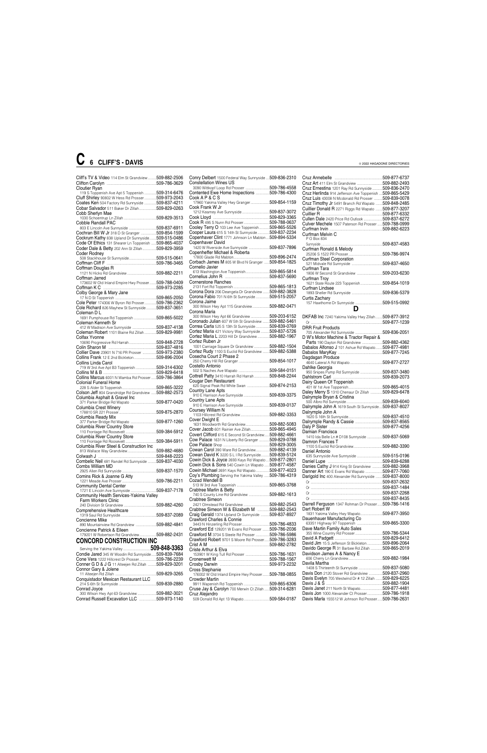Cliff's TV & Video 114 Elm St Grandview ........509-882-2506
Clifton Carolyn ..........................................509-786-3629
Cloutier Ryan
119 S Toppenish Ave Apt 5 Toppenish ..........509-314-6476
Cluff Shirley 90802 W Hess Rd Prosser ..........509-973-2043
Coates Ken 504 Factory Rd Sunnyside ..........509-837-4211
Cobar Salvador 511 Baker Dr Zillah ..............509-829-0263
Cobb Sherlyn Mae
1030 Schoentrup Ln Zillah ..............................509-829-3513
Cobble Randall PAC
803 E Lincoln Ave Sunnyside ........................509-837-6911
Cochran Bill W Jr 318 D St Granger ..............509-854-1599
Cockrum Kathy 838 Upland Dr Sunnyside ......509-515-0486
Code Of Ethics 131 Shearer Ln Toppenish ......509-865-4037
Coder Dale & Betty 202 Ann St Zillah ............509-829-3959
Coder Rodney
508 Stackhouse St Sunnyside ........................509-515-0641
Coffman Cliff F ............................................509-786-3465
Coffman Douglas R
1121 N Hicks Rd Grandview ..........................509-882-2211
Coffman Jarred
173602 W Old Inland Empire Hwy Prosser ......509-788-0409
Coffman K C ..............................................509-973-2285
Colby George & Mary Jane
17 N D St Toppenish ....................................509-865-2050
Cole Peter 174306 W Byron Rd Prosser ..........509-786-2362
Cole Richard 826 Mayhew St Sunnyside ..........509-837-3651
Coleman D L
1691 Pumphouse Rd Toppenish ....................509-865-5022
Coleman Kenneth Sr
412 W Madison Ave Sunnyside ......................509-837-4138
Coleman Robert 1101 Blaine Rd Zillah ............509-829-9981
Colfax Yvonne
10690 Progressive Rd Harrah ........................509-848-2728
Colin Sharon M ..........................................509-837-4816
Collier Dave 23901 N 716 PR Prosser ............509-973-2380
Collins Frank 12 E 2nd Bickleton ....................509-896-2004
Collins Linda Carol
719 W 3rd Ave Apt B3 Toppenish ..................509-314-6302
Collins M & B ............................................509-829-6418
Collins Marcus 6001 N Wamba Rd Prosser ......509-786-3864
Colonial Funeral Home
228 S Alder St Toppenish ..............................509-865-3222
Colson Jeff 804 Grandridge Rd Grandview ......509-882-2573
Columbia Asphalt & Gravel Inc
371 Parker Bridge Rd Wapato ........................509-877-0420
Columbia Crest Winery
178810 SR 221 Prosser ................................509-875-2870
Columbia Ready Mix
377 Parker Bridge Rd Wapato ........................509-877-1260
Columbia River Country Store
110 Frontage Rd Roosevelt ............................509-384-5912
Columbia River Country Store
110 Frontage Rd Roosevelt ............................509-384-5911
Columbia River Steel & Construction Inc
813 Wallace Way Grandview ..........................509-882-4680
Colwash J ..................................................509-848-2223
Combelic Neil 481 Randel Rd Sunnyside ........509-837-4030
Combs William MD
2925 Allen Rd Sunnyside ..............................509-837-1570
Comins Rick & Joanne G Atty
1221 Meade Ave Prosser ..............................509-786-2211
Community Dental Center
1721 E Lincoln Ave Sunnyside ......................509-837-7178
Community Health Services-Yakima Valley Farm Workers Clinic
240 Division St Grandview ............................509-882-4260
Comprehensive Healthcare
1319 Saul Rd Sunnyside ................................509-837-2089
Concienne Mike
890 Mountainview Rd Grandview ..................509-882-4841
Concienne Patrick & Eileen
179201 W Robertson Rd Grandview ................509-882-2431

## CONCORD CONSTRUCTION INC

Serving the Yakima Valley ............................**509-848-3363**

Condie Jared 345 W Woodin Rd Sunnyside ....509-839-7684
Cone Vera 1222 Hillcrest Dr Prosser ..............509-786-2239
Conner G D & J G 11 Alteejen Rd Zillah ..........509-829-3201
Connor Gary & Jolene
11 Alteejen Rd Zillah ....................................509-829-3265
Conquistador Mexican Restaurant LLC
214 S 6th St Sunnyside ................................509-839-2880
Conrad Joyce
300 Wilson Hwy Apt 63 Grandview ................509-882-3021
Conrad Russell Excavation LLC ..................509-973-1140

Conry Delbert 1500 Federal Way Sunnyside ....509-836-2310
Constellation Wines US
3090 Wittkopf Loop Rd Prosser ......................509-786-4558
Contented Ewe Home Inspections ..............509-786-4300
Cook A P & C S
17960 Yakima Valley Hwy Granger ..................509-854-1159
Cook Frank W Jr
1212 Kearney Ave Sunnyside ........................509-837-3072
Cook Lloyd ................................................509-829-3365
Cook R 495 S Nunn Rd Prosser ......................509-788-0637
Cooley Terry O 103 Lee Ave Toppenish ..........509-865-5526
Cooper Laura 615 S 14th St Sunnyside ..........509-837-2234
Copenhaver Clint 1771 Johnson Ln Mabton ......509-894-5334
Copenhaver David
1420 W Riverside Ave Sunnyside ....................509-837-7896
Copenheffer Michael & Roberta
17800 Glade Rd Mabton ................................509-896-2474
Corbach James M 805 W Blvd N Granger ........509-854-1825
Cornelio Javier
613 Washington Ave Toppenish ......................509-865-5814
Cornelius John R ........................................509-837-5690
Cornerstone Ranches
2131 Fort Rd Toppenish ................................509-865-1813
Corona Dora 206 Deangela Dr Grandview ......509-882-3828
Corona Fabio 701 N 6th St Sunnyside ............509-515-2057
Corona Jaime
300 Wilson Hwy Apt 115 Grandview ................509-882-0471
Corona Maria
300 Wilson Hwy Apt 66 Grandview ..................509-203-6152
Coronado Julian 607 W 5th St Grandview ........509-882-5461
Correa Carla 525 S 13th St Sunnyside ............509-839-0769
Cortez Maria 421 Victory Way Sunnyside ........509-837-5726
Cortez Maria L 2203 Hill Dr Grandview ..........509-882-1967
Cortez Ruben Jr
1001 Carriage Square Dr Grandview ..............509-882-1504
Cortez Rudy 1100 S Euclid Rd Grandview ......509-882-5388
Cosecha Court 2 Phase 2
250 Cherry Hill Rd Granger ............................509-854-1017
Costello Antonio
502 S Naches Ave Wapato ............................509-584-0151
Cottrell Patty 3410 Harrah Rd Harrah ..............509-848-2244
Cougar Den Restaurant
620 Signal Peak Rd White Swan ....................509-874-2153
Country Lane Apts
910 E Harrison Ave Sunnyside ......................509-839-3375
Country Lane Apts
910 E Harrison Ave Sunnyside ......................509-839-0137
Coursey William N
1103 Hillcrest Rd Grandview ..........................509-882-3353
Cover Dwight E
1631 Woodworth Rd Sunnyside ......................509-882-5083
Cover Jacob 601 Rainier Ave Zillah ..................509-865-4945
Covert Clifford 615 E Second St Grandview ....509-882-4661
Cow Palace 1631 N Liberty Rd Granger ..........509-829-0788
Cow Palace Shop ........................................509-829-3005
Cowan Carol 390 Ware Rd Grandview ............509-882-4139
Cowan David K 3220 S L I Rd Sunnyside ........509-839-5124
Cowin Dick & Joyce 2693 Kays Rd Wapato ......509-877-2801
Cowin Dick & Sons 540 Cowin Ln Wapato ........509-877-4587
Cowin Michael 2691 Kays Rd Wapato ............509-877-4023
Coy's Plumbing Serving the Yakima Valley ........509-786-4319
Cozad Wendell B
513 W 3rd Ave Toppenish ..............................509-865-3768
Crabtree Marlin & Betty
740 S County Line Rd Grandview ..................509-882-1613
Crabtree Simeon
2421 Olmstead Rd Grandview ........................509-882-2543
Crabtree Simeon W & Elizabeth M ..............509-882-2543
Craig Gerald 1374 Upland Dr Sunnyside ..........509-837-8927
Crawford Charles & Connie
3443 N Hinzerling Rd Prosser ........................509-786-4833
Crawford Ed 129201 W Evans Rd Prosser ........509-786-2036
Crawford M 3704 S Steele Rd Prosser ............509-786-5986
Crawford Robert 9701 S Moore Rd Prosser ......509-786-3283
Crist A M ....................................................509-882-2782
Criste Arthur & Elva
153901 W King Tull Rd Prosser ......................509-786-1631
Cronenwett M ............................................509-788-1567
Crosby Darwin ............................................509-973-2232
Cross Stephanie
176002 W Old Inland Empire Hwy Prosser ......509-788-0855
Crowder Martin
9911 Wapenish Rd Toppenish ........................509-865-6306
Cruse Jay & Carolyn 700 Merwin Ct Zillah ......509-314-6281
Cruz Alejandro
509 Donald Rd Apt 13 Wapato ........................509-584-0187

Cruz Annebelle ..........................................509-877-6737
Cruz Art 411 Elm St Grandview ......................509-882-2493
Cruz Ernestina 1201 Ray Rd Sunnyside ..........509-836-2470
Cruz Herlinda 914 Jefferson Ave Toppenish ....509-865-5429
Cruz Luis 43008 N Mcdonald Rd Prosser ........509-839-0078
Cruz Timothy Jr 5491 Branch Rd Wapato ........509-848-2485
Cuillier Donald R 2271 Riggs Rd Wapato ........509-877-3207
Cuillier R ....................................................509-877-6332
Cullen Dale 2420 Price Rd Outlook ..................509-837-6272
Culver Mechele 1507 Paterson Rd Prosser ......509-788-0999
Curfman Irvin ..............................................509-882-6223
Curfman Melvin C
P O Box 834
Sunnyside ....................................................509-837-4583
Curfman Ronald & Melody
25206 S 1522 PR Prosser ..............................509-786-9974
Curfman Steel Corporation
521 Midvale Rd Sunnyside ............................509-837-4650
Curfman Tara
1806 W Second St Grandview ........................509-203-6230
Curfman Troy
1621 State Route 223 Toppenish ....................509-854-1019
Curfman Lindsee
1893 Sheller Rd Sunnyside ............................509-836-5379
Curtis Zachary
157 Hawthorne Dr Sunnyside ........................509-515-0992

# D

DKFAB Inc 7240 Yakima Valley Hwy Zillah ......509-877-3912
Or ..............................................................509-877-1239
DRR Fruit Products
705 Alexander Rd Sunnyside ........................509-836-2051
D W's Motor Machine & Tractor Repair & Parts 190 Dayton Rd Grandview ......................509-882-4362
Dabalos Alfonso J 101 Ashue Rd Wapato ........509-877-4981
Dabalos MaryKay ........................................509-877-7245
Dagdagan Produce
4640 Lateral A Rd Wapato ..............................509-877-2727
Dahlke Georgia
950 Snipes Pump Rd Sunnyside ....................509-837-3480
Dahlstrom Carl ............................................509-839-2073
Dairy Queen Of Toppenish
401 W 1st Ave Toppenish ..............................509-865-4015
Daley Merry S 1310 Chenaur Dr Zillah ............509-829-6478
Dalrymple Bryan & Cristina
500 Albro Rd Sunnyside ................................509-839-6040
Dalrymple John A 1619 South St Sunnyside ....509-837-8027
Dalrymple John A
1620 S 16th St Sunnyside ..............................509-837-4510
Dalrymple Randy & Cassie ..........................509-837-8565
Daly P Sister ..............................................509-877-4256
Damian Francisca
1410 Ida Belle Ln # D108 Sunnyside ..............509-837-5069
Damron Frances T
1100 S Euclid Rd Grandview ..........................509-882-3390
Daniel Antonio
635 Sunnyside Ave Sunnyside ......................509-515-0196
Daniel Lupe ................................................509-839-6288
Danies Cathy J 914 King St Grandview ..........509-882-3968
Danner Art 190 E Evans Rd Wapato ..............509-877-7060
Darigold Inc 400 Alexander Rd Sunnyside ......509-837-8000
Or ..............................................................509-837-2632
Or ..............................................................509-837-1484
Or ..............................................................509-837-2268
Or ..............................................................509-837-8435
Darrell Ferguson 1347 Rohman Dr Prosser ......509-786-1416
Dart Robert W
1831 Yakima Valley Hwy Wapato ....................509-877-3950
Dauenhauer Manufacturing Co
63351 Highway 97 Toppenish ........................509-865-3300
Dave Martin Family Auto Sales
355 Wine Country Rd Prosser ........................509-786-5344
David A Padgett ..........................................509-829-6412
David Jim 15 S Jefferson St Bickleton ............509-896-2064
Davido George R 31 Barbee Rd Zillah ............509-865-2019
Davidson James A & Nancy E
606 Cherry Ln Grandview ..............................509-882-1984
Davila Martha
1408 S Thirteenth St Sunnyside ....................509-837-5080
Davis Don 2120 Stover Rd Grandview ............509-837-2960
Davis Evelyn 705 Westwind Dr # 12 Zillah ......509-829-6225
Davis J & S ................................................509-882-1904
Davis Janet 211 North St Wapato ....................509-877-4481
Davis Jon 1000 Alexander Ct Prosser ..............509-786-1918
Davis Marla 155512 W Johnson Rd Prosser ....509-786-2631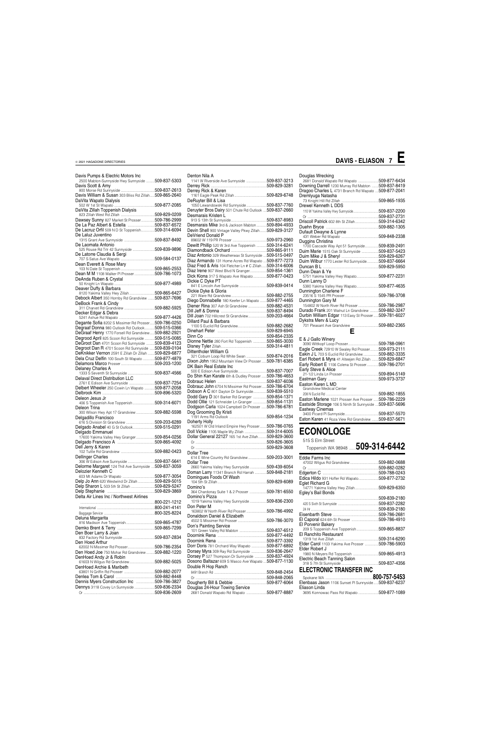Davis Pumps & Electric Motors Inc
2500 Mabton-Sunnyside Hwy Sunnyside .........509-837-5303

Davis Scott & Amy
800 Morse Rd Sunnyside ................................509-837-2613

Davis William & Susan 303 Bliss Rd Zillah.....509-865-2640

DaVita Wapato Dialysis
502 W 1st St Wapato ......................................509-877-2085

DaVita Zillah Toppenish Dialysis
823 Zillah West Rd Zillah .................................509-829-0209

Dawsey Sunny 827 Market St Prosser.............509-786-2999

De La Paz Albert & Estella ...........................509-837-6572

De Lacruz Orfil 509 N D St Toppenish.............509-314-6094

De Laluz Juventino
1315 Grant Ave Sunnyside .............................509-837-8492

De Laomata Antonio
525 Rouse Rd Trlr 42 Sunnyside ....................509-839-9896

De Latorre Claudia & Sergi
707 S Satus Ave Wapato ................................509-584-0137

Dean Everett & Rose Mary
103 N Date St Toppenish ................................509-865-2553

Dean M M 1108 Walker Pl Prosser..................509-786-1073

DeAnda Ruben & Crystal
50 Knight Ln Wapato .......................................509-877-4989

Deaver Duffy & Barbara
8120 Yakima Valley Hwy Zillah .......................509-865-6427

Debock Albert 350 Hornby Rd Grandview .......509-837-7696

DeBock Frank & Cindy
311 Charvet Rd Grandview .............................509-882-5925

Decker Edgar & Debra
5241 Ashue Rd Wapato ..................................509-877-4426

Degante Sofia 8202 S Missimer Rd Prosser.....509-786-0250

Degraaf Donna 980 Outlook Rd Outlook..........509-515-0366

DeGraaf Henry 1770 Forsell Rd Grandview.....509-882-2921

Degrood April 825 Scoon Rd Sunnyside ..........509-515-0085

DeGroot Dan 4701 Scoon Rd Sunnyside .........509-839-4123

Degroot Dan R 4701 Scoon Rd Sunnyside ......509-839-0104

DeKnikker Vernon 2591 E Zillah Dr Zillah .......509-829-6877

Dela Cruz Delfin 100 South St Wapato ...........509-877-4879

Delamora Marco Prosser ................................509-203-1200

Delaney Charles A
1333 S Seventh St Sunnyside .........................509-837-4566

Delaval Direct Distribution LLC
2761 E Edison Ave Sunnyside ........................509-837-7254

Delbert Wheeler 250 Cowin Ln Wapato ..........509-877-2058

Delbrook Kim ..................................................509-896-5320

Deleon Jesus Jr
406 S Toppenish Ave Toppenish.....................509-314-6071

Deleon Trina
300 Wilson Hwy Apt 17 Grandview .................509-882-5598

Delgadillo Francisco
616 S Division St Grandview ..........................509-203-6289

Delgado Anabel 40 G St Outlook....................509-515-0291

Delgado Emmanuel
17600 Yakima Valley Hwy Granger.................509-854-0256

Delgado Francisco A ....................................509-865-4092

Dell Jerry & Karen
102 Tuttle Rd Grandview ................................509-882-0423

Dellinger Charles
306 W Edison Ave Sunnyside .........................509-837-5641

Delorme Margaret 124 Thill Ave Sunnyside ....509-837-3059

Delozier Kenneth C
603 Mt Adams Dr Wapato ...............................509-877-3054

Delp Jo Ann 620 Westwind Dr Zillah ...............509-829-5015

Delp Sharon L 503 5th St Zillah ......................509-829-5247

Delp Stephanie ..............................................509-829-3869

Delta Air Lines Inc / Northwest Airlines
..........................................................................800-221-1212
International ....................................................800-241-4141
Baggage Service ............................................800-325-8224

Deluna Margarita
816 Madison Ave Toppenish...........................509-865-4787

Demko Brent & Terry ....................................509-865-7299

Den Boer Larry & Joan
832 Factory Rd Sunnyside ..............................509-837-2834

Den Hoed Arthur
62002 N Missimer Rd Prosser.........................509-786-2945

Den Hoed Joe 750 Mohar Rd Grandview ........509-882-1220

DenHoed Andy Jr & Robin
61603 N Wilgus Rd Grandview........................509-882-5025

DenHoed Archie & Maribeth
63801 N Griffin Rd Prosser .............................509-882-2077

Denlea Tom & Carol ......................................509-882-8448

Dennis Myers Construction Inc ...................509-786-3827

Dennys 3118 Covey Ln Sunnyside ..................509-836-2334
Or ....................................................................509-836-2609

Denton Nila A
1141 W Riverside Ave Sunnyside ...................509-837-3213

Derrey Rick ....................................................509-829-3281

Derrey Rick & Karen
1161 Eagle Peak Rd Zillah ..............................509-829-6748

DeRuyter Bill & Lisa
1050 Lewandowski Rd Sunnyside..................509-837-7760

Deruyter Bros Dairy 501 Chute Rd Outlook ...509-837-2660

Desmarais Kristen L
913 S 13th St Sunnyside .................................509-837-8983

Desmarais Mike 3rd & Jackson Mabton ..........509-894-4933

Devin Shell 900 Vintage Valley Pkwy Zillah.......509-829-3127

DeVriend Donald P
89602 W 119 PR Prosser ...............................509-973-2960

Dewitt Phillip 520 W 3rd Ave Toppenish .........509-314-6241

Diamondback Orchard ..................................509-865-9111

Diaz Antonio 329 Weatherwax St Sunnyside ...509-515-0497

Diaz Armando 131 Home Acres Rd Wapato ...509-877-7273

Diaz Fred & Aris 104 Fletcher Ln # C Zillah.....509-314-6006

Diaz Irene 907 West Blvd N Granger...............509-854-1361

Dick Kiona 317 S Wapato Ave Wapato ...........509-877-0423

Dickie C Dyke PT
841 E Lincoln Ave Sunnyside .........................509-839-0414

Dickie Dyke & Gloria
221 Ware Rd Grandview..................................509-882-2755

Diego Donnabelle 180 Keefer Ln Wapato .......509-877-4465

Diener Rina 307 Ash St Grandview ................509-882-4531

Dill Jeff & Donna ...........................................509-837-8494

Dill Joan 702 Hillcrest St Grandview...............509-203-4664

Dillard Paul & Barbara
1100 S Euclid Rd Grandview...........................509-882-2682

Dinehart Peter ...............................................509-829-6945

Dinn Co ..........................................................509-854-2335

Dionne Nettie 280 Fort Rd Toppenish .............509-865-3030

Disney Tyler Zillah..........................................509-314-4811

Dittentholer William G
321 Coburn Loop Rd White Swan ...................509-874-2016

Dixon John 1952 Mountain View Dr Prosser.....509-781-6385

DK Bain Real Estate Inc
500 E Edison Ave Sunnyside..........................509-837-7007

Do Shin Kan Karate 6th & Dudley Prosser .....509-786-4653

Dobrauc Helen ..............................................509-837-6036

Dobrauc John 6704 N Missimer Rd Prosser.....509-786-6704

Dobson A C 801 Dayton Dr Sunnyside............509-839-5510

Dodd Gary D 301 Barker Rd Granger .............509-854-1371

Dodd Ollie 121 Schneider Ln Granger ............509-854-1131

Dodgson Carla 1024 Campbell Dr Prosser .....509-786-6781

Dog Grooming By Kristi
1191 Arms Rd Outlook ....................................509-854-1234

Doherty Holly
162501 W Old Inland Empire Hwy Prosser.......509-786-0765

Doll Vickie 1105 Maple Wy Zillah ....................509-314-6005

Dollar General 22127 165 1st Ave Zillah.........509-829-3600
Or ....................................................................509-826-3605
Or ....................................................................509-829-3608

Dollar Tree
614 E Wine Country Rd Grandview..................509-203-3001

Dollar Tree
2660 Yakima Valley Hwy Sunnyside ...............509-439-6054

Doman Larry 11341 Branch Rd Harrah ...........509-848-2181

Domingues Foods Of Wash
104 5th St Zillah..............................................509-829-6089

Domino's
364 Chardonay Suite 1 & 2 Prosser ................509-781-6550

Domino's Pizza
1019 Yakima Valley Hwy Sunnyside ...............509-836-2300

Don Peter M
163802 W North River Rd Prosser ..................509-786-4992

Donaldson Daniel & Elizabeth
4502 S Missimer Rd Prosser ...........................509-786-3070

Don's Painting Service
101 Green Valley Rd Mabton ..........................509-837-6512

Doornink Rena ...............................................509-877-4492

Doornink Rena ...............................................509-877-3392

Dorr Doris 781 Orchard Way Wapato ..............509-877-6892

Dorsey Myra 309 Ray Rd Sunnyside ..............509-836-2647

Dorsey P 527 Thompson Dr Sunnyside ..........509-837-4924

Dosono Baltazar 609 S Wasco Ave Wapato ...509-877-1130

Double R Hop Ranch
8491 Branch Rd ..............................................509-848-2454
Or ....................................................................509-848-2065

Dougherty Bill & Debbie ...............................509-877-6064

Douglas 24-Hour Towing Service
2681 Donald Wapato Rd Wapato ....................509-877-8887

Douglas Wrecking
2681 Donald Wapato Rd Wapato ...................509-877-6434

Downing Darrell 1230 Murray Rd Mabton .......509-837-8419

Dragoo Charles L 4731 Branch Rd Wapato ....509-877-2041

Dremlyuga Natasha
73 Knight Hill Rd Zillah...................................509-865-1935

Drewel Kenneth L DDS
110 W Yakima Valley Hwy Sunnyside.............509-837-2200
Or ....................................................................509-837-2731

Driscoll Patrick 602 8th St Zillah.....................509-314-6342

Duehn Bryce .................................................509-882-1305

Dufault Dwayne & Lynne
431 Weber Rd Wapato ....................................509-848-2338

Duggins Christina
1700 Cascade Way Apt 51 Sunnyside ............509-839-2491

Duim Marie 1515 Oak St Sunnyside ...............509-837-5423

Duim Mike J & Sheryl ...................................509-829-6267

Duim Wilbur 1770 Lester Rd Sunnyside..........509-837-6664

Duncan B L ...................................................509-829-5950

Dunn Dean & Ye
5751 Yakima Valley Hwy Wapato....................509-877-2231

Dunn Lanny D
5380 Yakima Valley Hwy Wapato....................509-877-4635

Dunnington Charlene F
23516 S 1545 PR Prosser ..............................509-786-3708

Dunnington Gary M
154802 W North River Rd Prosser ..................509-786-2987

Durado Frank 201 Walnut Ln Grandview ........509-882-3247

Durbin William Edgar 113 Easy St Prosser .....509-781-6027

Dykstra Merv & Lucy
701 Pleasant Ave Grandview ..........................509-882-2365

# E

E & J Gallo Winery
3090 Wittkopf Loop Prosser............................509-788-0961

Eagle Creek 72910 W Swaley Rd Prosser.......509-973-2111

Eakin J L 703 S Euclid Rd Grandview.............509-882-3335

Earl Robert & Myra 41 Alteejen Rd Zillah .......509-829-6847

Early Robert E 1106 Colena St Prosser...........509-786-2701

Early Steve & Alice
21-1/2 Linda Ln Prosser ................................509-894-5149

Eastman Gary ...............................................509-973-3737

Easton Karen L MD
Grandview Medical Center
208 N Euclid Rd ..............................................509-882-1855

Easton Marlene 1021 Prosser Ave Prosser .....509-786-2229

Eastside Storage 106 S Ninth St Sunnyside ...509-837-5696

Eastway Cinemas
3400 Picard Pl Sunnyside...............................509-837-5570

Eaton Karen 41 Roza View Rd Grandview .......509-837-5671

# ECONOLOGE

515 S Elm Street
Toppenish WA 98948 .....**509-314-6442**

Eddie Farms Inc
47002 Wilgus Rd Grandview...........................509-882-0688
Or ....................................................................509-882-0282

Edgerton C ....................................................509-788-0243

Edica Hildo 931 Hoffer Rd Wapato..................509-877-2732

Eglet Richard G
14771 Yakima Valley Hwy Zillah......................509-829-6350

Egley's Bail Bonds
..........................................................................509-839-2180
420 S Sixth St Sunnyside ...............................509-837-2282
24 Hr ...............................................................509-839-2180

Eisenbarth Steve ..........................................509-786-2681

El Caporal 624 6th St Prosser ........................509-786-4910

El Porvenir Bakery
209 S Toppenish Ave Toppenish ....................509-865-8837

El Ranchito Restaurant
1319 1st Ave Zillah.........................................509-314-6290

Elder Carol 1103 Yakima Ave Prosser ............509-786-5903

Elder Robert J
1980 N Meyers Rd Toppenish ........................509-865-4913

Electric Beach Tanning Salon
318 S 7th St Sunnyside ..................................509-837-4356

## ELECTRONIC TRANSFER INC

Spokane WA .........................................**800-757-5453**

Elenbaas Jason 1106 Sunset Pl Sunnyside.....509-837-6237

Eliason Linda
3695 Konnowac Pass Rd Wapato ...................509-877-1089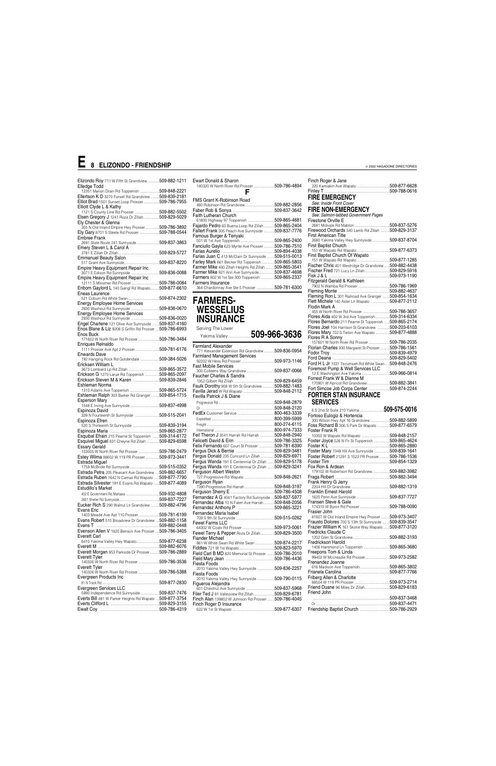# E 8 ELIZONDO - FRIENDSHIP

Elizondo Roy 711 W Fifth St Grandview............509-882-1211
Elledge Todd
12351 Marion Drain Rd Toppenish .................509-848-2221
Ellertson K D 3270 Forsell Rd Grandview ..........509-839-2181
Elliot Brad 1501 Sunset Loop Prosser ..............509-786-7955
Elliott Clyde L & Kathy
1121 S County Line Rd Prosser .......................509-882-5502
Elsen Gregory J 1241 Roza Dr Zillah................509-829-5029
Ely Chester & Glenna
355 N Old Inland Empire Hwy Prosser..............509-786-3892
Ely Gary 8701 S Steele Rd Prosser ..................509-788-0544
Embree Frank
2691 State Route 241 Sunnyside.....................509-837-3863
Emery Steven L & Carol A
2781 E Zillah Dr Zillah ...................................509-829-5727
Emmanuel Beauty Salon
517 Grant Ave Sunnyside................................509-837-8220
Empire Heavy Equipment Repair Inc
3071 E Edison Rd Sunnyside ..........................509-836-0088
Empire Heavy Equipment Repair Inc
12111 S Missimer Rd Prosser .........................509-786-0084
Enbom Gaylord L 140 Gangl Rd Wapato.........509-877-6610
Eneas Laurence
521 Coburn Rd White Swan.............................509-874-2302
Energy Employee Home Services
2930 Washout Rd Sunnyside ..........................509-836-0670
Energy Employee Home Services
2930 Washout Rd Sunnyside ..........................509-836-0020
Engel Charlene 121 Olive Ave Sunnyside .......509-837-4160
Enos Blane & Liz 9208 S Griffin Rd Prosser ....509-786-6993
Enos Buck
171602 W North River Rd Prosser ...................509-786-3484
Enriques Reinaldo
1111 Prosser Ave Apt 2 Prosser......................509-781-6176
Enwards Dave
192 Hanging Rock Rd Goldendale ..................509-384-5026
Ericksen William L
3673 Lombard Lp Rd Zillah ............................509-865-3572
Erickson G 1270 Larue Rd Toppenish .............509-865-2097
Erickson Steven M & Karen ...........................509-839-2846
Eshleman Norma
1310 Adams Ave Toppenish ...........................509-865-5724
Eshleman Ralph 303 Barker Rd Granger........509-854-1715
Esperson Mary
1548 E Irving Ave Sunnyside...........................509-837-4998
Espinoza David
339 N Fourteenth St Sunnyside ......................509-515-2041
Espinoza Efren
520 S Thirteenth St Sunnyside .......................509-839-3194
Espinoza Maria .............................................509-865-2877
Esquibal Efrain 215 Pearne St Toppenish .......509-314-6172
Esquivel Miguel 831 Cheyne Rd Zillah ............509-829-6598
Essary Gerald
153005 W North River Rd Prosser ...................509-786-2479
Estey Wilma 88602 W 119 PR Prosser.............509-973-3441
Estrada Miguel
1759 McBride Rd Sunnyside...........................509-515-0352
Estrada Petra 205 Pleasant Ave Grandview ....509-882-6657
Estrada Ruben 1642 N Camas Rd Wapato .....509-877-7790
Estrada Silvester 191 E Evans Rd Wapato .....509-877-4089
Estudillo's Market
402 E Government Rd Mattawa ........................509-932-4808
2601 Sheller Rd Sunnyside...............................509-837-7227
Eucker Rich S 290 Walnut Ln Grandview ........509-882-4796
Evans Eric
1403 Meade Ave Apt 110 Prosser....................509-781-6199
Evans Robert 510 Broadview Dr Grandview ...509-882-1158
Evans T .........................................................509-882-0448
Evenson Allen V 1820 Benson Ave Prosser ....509-786-3405
Everett Carl
6410 Yakima Valley Hwy Wapato......................509-877-6238
Everett M ......................................................509-882-6076
Everett Morgan 953 Parkside Dr Prosser ........509-786-2889
Everett Tyler
140326 W North River Rd Prosser ...................509-786-3536
Everett Tyler
140326 W North River Rd Prosser ...................509-786-5388
Evergreen Products Inc
81 N Track Rd...................................................509-877-2830
Evergreen Services LLC
5990 Independence Rd Sunnyside ...................509-837-7476
Everts Bill 481 W Parker Heights Rd Wapato ...509-877-3754
Everts Clifford L .............................................509-829-3155
Ewalt Coy ......................................................509-786-4319

Ewart Donald & Sharon
140320 W North River Rd Prosser ...................509-786-4894

## F

FMS Grant K-Robinson Road
480 Robinson Rd Grandview...........................509-882-2856
Faber Rob & Sonya .......................................509-837-3642
Faith Lutheran Church
61800 Highway 97 Toppenish .........................509-865-4681
Fajardo Pedro 60 Buena Loop Rd Zillah .........509-865-2404
Fallert Frank 305 Peach Ave Sunnyside .........509-837-7776
Famous Burger & Teriyaki
501 W 1st Ave Toppenish................................509-865-2400
Fanciullo Gayla 623 Myrtle Ave Prosser .........509-786-7510
Farias Aurelio ................................................509-894-4038
Farias Juan C 413 McClain Dr Sunnyside .......509-515-0013
Farley Mark 661 Becker Rd Toppenish ...........509-865-5803
Farmer Mike 480 Zillah Heights Rd Zillah ........509-865-3541
Farmer Mike 921 Ann Ave Sunnyside..............509-837-4698
Farmers 802 W 1st Ste 300 Toppenish ............509-865-2337
Farmers Insurance
364 Chardonnay Ave Ste 5 Prosser .................509-781-6300

## FARMERS-WESSELIUS INSURANCE

Serving The Lower
Yakima Valley ................**509-966-3636**

Farmland Alexander
771 Alexander Extension Rd Grandview ..........509-836-0954
Farmland Management Services
92202 W Hess Rd Prosser ..............................509-973-1146
Fast Mobile Services
300 Colleens Way Grandview .........................509-837-0066
Faucher Charles & Sandra
1352 Gilbert Rd Zillah .....................................509-829-6459
Faulk Dorothy 908 W 5th St Grandview...........509-882-1483
Favila Jerad W Rd Wapato ............................509-848-2112
Favilla Patrick J & Diane
Progressive Rd ..............................................509-848-2879
Or ..................................................................509-848-2120
FedEx Customer Service ..............................800-463-3339
Expedited .......................................................800-399-5999
Freight............................................................800-274-6115
International ...................................................800-974-7333
Feil Theron J 3541 Harrah Rd Harrah .............509-848-2940
Feliciett David & Erin ....................................509-786-3325
Felix Fernando 607 Court St Prosser ...............509-781-6390
Fergus Dick & Bernie ....................................509-829-3481
Fergus Donald 235 Concord Ln Zillah .............509-829-6971
Fergus Wanda 191 E Centennial Dr Zillah .......509-829-5178
Fergus Wanda 191 E Centennial Dr Zillah .......509-829-3241
Ferguson Albert Weston
727 Progressive Rd Wapato ...........................509-848-2621
Ferguson Ryan
7390 Progressive Rd Harrah ...........................509-848-3197
Ferguson Sherry E .........................................509-786-4508
Fernandez A G 4041 Factory Rd Sunnyside ....509-837-5977
Fernandez Alba 10 N Falen Ave Harrah ..........509-848-2056
Fernandez Anthony P ....................................509-865-3221
Fernandez Maria Isabel
709 S 9th St Sunnyside ..................................509-515-0262
Fewel Farms LLC
64302 W Coats Rd Prosser ............................509-973-0061
Fewel Terry & Pepper Roza Dr Zillah .............509-829-3500
Fiesta Foods
2010 Yakima Valley Hwy Sunnyside ................509-836-2257
Fiesta Foods
2010 Yakima Valley Hwy Sunnyside ................509-790-0115
Figueroa Alejandra
601 Chestnut Ave Sunnyside .........................509-837-5968
Filer Ted J 81 Valleyview Rd Zillah...................509-829-6781
Finch Alan 139602 W Johnson Rd Prosser .......509-786-4045
Finch Roger D Insurance
622 W 1st St Wapato .....................................509-877-6307

Fander Michael
861 W White Swan Rd White Swan .................509-874-2217
Fiddles 721 W 1st Wapato ...............................509-823-5970
Field Carl B MD 820 Memorial St Prosser .......509-786-2010
Field Mary Jean ............................................509-786-4436

Finch Roger & Jane
220 Kamiakin Ave Wapato..............................509-877-6628
Finley T .........................................................509-788-0616

## FIRE EMERGENCY

*See: Inside Front Cover*

## FIRE NON-EMERGENCY

*See: Salmon-tabbed Government Pages*

Firestone Orville E
2681 Midvale Rd Mabton ................................509-837-5276
Firewood Orchards 540 Lamb Rd Zillah .........509-829-3137
First American Title
2680 Yakima Valley Hwy Sunnyside ................509-837-8704
First Baptist Church
151 W Wapato Rd Wapato..............................509-877-6373
First Baptist Church Of Wapato
151 W Wapato Rd Wapato..............................509-877-1285
Fischer Chris 401 Westridge Dr Grandview .....509-882-4438
Fischer Fred 721 Lucy Ln Zillah .......................509-829-5916
Fisk J & L ......................................................509-973-1190
Fitzgerald Gerald & Kathleen
7902 N Wamba Rd Prosser ............................509-786-1969
Fleming Monte ..............................................509-882-4637
Fleming Ron L 301 Railroad Ave Granger .......509-854-1634
Flett Michele 140 Aster Ln Wapato ..................509-877-2112
Flodin Mark A
455 W North River Rd Prosser .......................509-786-3657
Flores Aida 402 W 3rd Ave Toppenish .............509-314-6334
Flores Bernardo 211 Pearne St Toppenish ......509-865-2174
Flores Joel 104 Harrison St Grandview ............509-203-6103
Flores Mary 702 S Tieton Ave Wapato .............509-877-4888
Flores R A Sonny
157601 W North River Rd Prosser ...................509-786-2035
Florian Charles 930 Margaret St Prosser .........509-786-1561
Fodor Troy ....................................................509-839-4979
Ford Deana ...................................................509-829-5402
Ford H L Jr 1101 Tecumseh Rd White Swan .....509-848-2476
Foremost Pump & Well Services LLC
12 E Washington Ave Yakima .........................509-966-0814
Forrest Frank W & Dianne M
170901 W Apricot Rd Grandview.....................509-882-3841
Fort Simcoe Job Corps Center .....................509-874-2244

## FORTIER STAN INSURANCE SERVICES

6 S 2nd St Suite 210 Yakima......................**509-575-0016**

Fortoso Eulogiz & Hortencia
300 Wilson Hwy Apt 16 Grandview ...................509-882-5899
Foss Richard B 306 S Park Dr Wapato ............509-877-6579
Foster Frank R
10350 W Wapato Rd Wapato .........................509-848-2157
Foster Joyce 526 N Fir St Toppenish ...............509-865-4624
Foster K L .....................................................509-865-2880
Foster Mary 1349 Hill Ave Sunnyside ..............509-839-1641
Foster Robert 21291 S 1522 PR Prosser..........509-786-1536
Foster Tim .....................................................509-854-1329
Fox Ron & Ardean
179102 W Robertson Rd Grandview................509-882-3982
Fraga Robert .................................................509-882-3494
Frank Henry G Jerry
2204 Hill Dr Grandview ...................................509-882-1319
Franklin Ernest Harold
1620 Penn Ave Sunnyside ..............................509-837-7727
Fransen Steve & Gale
174310 W Byron Rd Prosser ...........................509-788-0090
Frasier John
81807 W Old Inland Empire Hwy Prosser .........509-973-3407
Frausto Dolores 700 S 13th St Sunnyside .......509-839-3547
Frazier William K 161 Skone Way Wapato.......509-877-3120
Fredricks Claude C
1202 Glen St Grandview..................................509-882-3193
Fredrickson Harold
1406 Hammond Ln Toppenish ........................509-865-3680
Freepons Tom & Linda
99402 W Mccreadie Rd Prosser.......................509-973-2582
Frenandez Joanne
616 Madison Ave Toppenish...........................509-865-3802
Frianela Carolina ...........................................509-877-7766
Friberg Allen & Charlotte
88504 W 119 PR Prosser ...............................509-973-2714
Friend Duane 96 Miles Dr Zillah.......................509-829-6183
Friend John
.....................................................................509-837-3468
Or ..................................................................509-837-4471
Friendship Baptist Church ...........................509-786-2929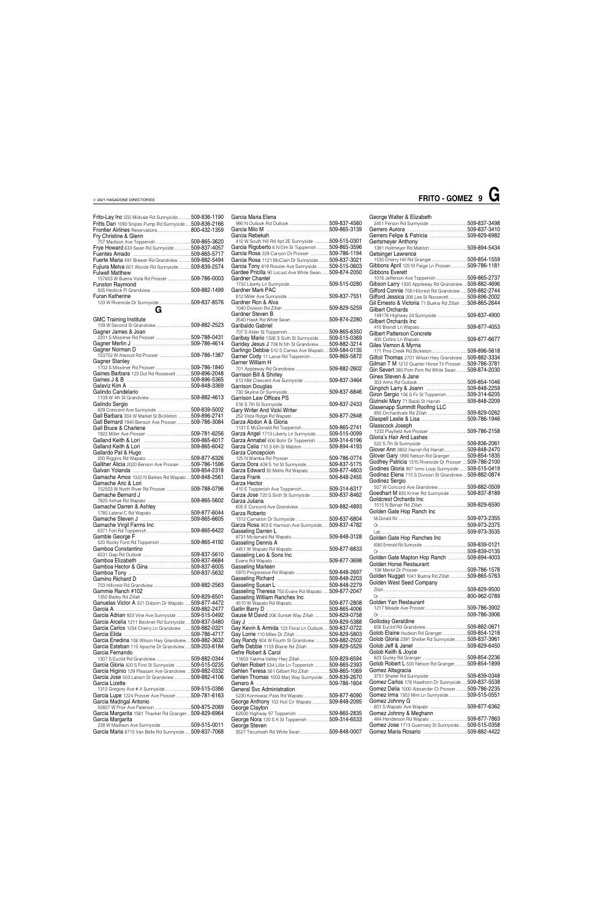Frito-Lay Inc 550 Midvale Rd Sunnyside ..........509-836-1190
Fritts Dan 1090 Snipes Pump Rd Sunnyside.....509-836-2166
Frontier Airlines Reservations..........................800-432-1359
Fry Christine & Glenn
707 Madison Ave Toppenish...........................509-865-3620
Frye Howard 633 Swan Rd Sunnyside .............509-837-4057
Fuentes Amado ...............................................509-865-5717
Fuerte Maria 491 Brewer Rd Grandview ...........509-882-5494
Fujiura Melva 601 Woods Rd Sunnyside ..........509-839-2574
Fulwell Matthew
157603 W Buena Vista Rd Prosser ..................509-786-0003
Funston Raymond
505 Hedrick Pl Grandview ...............................509-882-1499
Furan Katherine
123 W Riverside Dr Sunnyside ........................509-837-8576

# G

GMC Training Institute
109 W Second St Grandview............................509-882-2523
Gagner James & Joan
2201 S Missimer Rd Prosser ...........................509-788-0431
Gagner Merlin J ..............................................509-786-4614
Gagner Norman D
153702 W Atwood Rd Prosser ........................509-786-1387
Gagner Stanley
1702 S Missimer Rd Prosser ...........................509-786-1840
Gaines Barbara 123 Dot Rd Roosevelt ............509-896-2048
Gaines J & B ...................................................509-896-5365
Galaviz Kim A .................................................509-848-3369
Galindo Candelario
1109 W 4th St Grandview.................................509-882-4613
Galindo Sergio
829 Crescent Ave Sunnyside ..........................509-839-5002
Gall Barbara 304 W Market St Bickleton ..........509-896-2741
Gall Bernard 1940 Benson Ave Prosser...........509-786-3084
Gall Bruce & Charlene
1922 Miller Ave Prosser ..................................509-781-6256
Galland Keith & Lori .......................................509-865-6017
Galland Keith & Lori .......................................509-865-6042
Gallardo Pat & Hugo
200 Riggins Rd Wapato ..................................509-877-6326
Galliher Alicia 2020 Benson Ave Prosser ........509-786-1596
Galvan Yolanda ..............................................509-854-2318
Gamache Amos 1322 N Barkes Rd Wapato ....509-848-2561
Gamache Aric & Lori
152503 W North River Rd Prosser....................509-788-0796
Gamache Bernard J
7820 Ashue Rd Wapato ..................................509-865-5602
Gamache Darren & Ashley
1780 Lateral C Rd Wapato...............................509-877-6044
Gamache Steven J ..........................................509-865-6605
Gamache Virgil Farms Inc
6371 Fort Rd Toppenish .................................509-865-6422
Gamble George F
520 Rocky Ford Rd Toppenish ........................509-865-4192
Gamboa Constantino
6531 Gap Rd Outlook .....................................509-837-5610
Gamboa Elizabeth ..........................................509-837-6684
Gamboa Hector & Gina ..................................509-837-6005
Gamboa Tony .................................................509-837-5632
Gamino Richard D
703 Hillcrest Rd Grandview .............................509-882-2563
Gammie Ranch #102
1350 Bailey Rd Zillah ......................................509-829-6501
Ganuelas Victor A 321 Osborn Dr Wapato ......509-877-4472
Garcia A .........................................................509-882-2477
Garcia Adrian 923 Vine Ave Sunnyside ...........509-515-0492
Garcia Arcelia 1211 Beckner Rd Sunnyside ....509-837-5480
Garcia Carlos 1234 Cherry Ln Grandview ........509-882-0321
Garcia Elida ...................................................509-786-4717
Garcia Enedina 106 Wilson Hwy Grandview ....509-882-3632
Garcia Esteban 110 Apache Dr Grandview ......509-203-6184
Garcia Fernando
1307 S Euclid Rd Grandview............................509-882-0344
Garcia Gloria 420 S First St Sunnyside ...........509-515-0235
Garcia Higinio 129 Pleasant Ave Grandview ....509-882-0332
Garcia Jose 503 Larson St Grandview .............509-882-4106
Garcia Lizette
1312 Gregory Ave # A Sunnyside ....................509-515-0386
Garcia Lupe 1224 Prosser Ave Prosser ..........509-781-6163
Garcia Madrigal Antonio
50807 W Prior Ave Paterson ...........................509-875-2089
Garcia Margarita 1561 Thacker Rd Granger....509-829-6964
Garcia Margarita
228 W Madison Ave Sunnyside .......................509-515-0011
Garcia Maria 8710 Van Belle Rd Sunnyside .....509-837-7068
Garcia Maria Elena
960 N Outlook Rd Outlook ...............................509-837-4560
Garcia Milo M .................................................509-865-3139
Garcia Rebekah
410 W South Hill Rd Apt 2E Sunnyside ............509-515-0301
Garcia Rigoberto 6 N Elm St Toppenish .........509-865-3596
Garcia Rosa 229 Canyon Dr Prosser ...............509-786-1194
Garcia Rosa 1121 McClain Dr Sunnyside.........509-837-3021
Garcia Tony 819 Rossier Ave Sunnyside..........509-515-0603
Gardee Pricilla 90 Locust Ave White Swan.......509-874-2050
Gardner Chantel
1732 Liberty Ln Sunnyside...............................509-515-0280
Gardner Mark PAC
812 Miller Ave Sunnyside ................................509-837-7551
Gardner Ron & Alva
1040 Division Rd Zillah ...................................509-829-5259
Gardner Steven B
3540 Hawk Rd White Swan .............................509-874-2280
Garibaldo Gabriel
707 S Alder St Toppenish................................509-865-6350
Garibay Mario 1326 S Sixth St Sunnyside........509-515-0369
Gariday Jesus J 708 N 5th St Grandview.........509-882-3214
Garlingo Debbie 510 S Camas Ave Wapato ....509-584-0135
Garner Cody 11 Larue Rd Toppenish...............509-865-5872
Garner William H
701 Appleway Rd Grandview ..........................509-882-2602
Garrison Bill & Shirley
813 NW Crescent Ave Sunnyside ....................509-837-3464
Garrison Douglas
730 Skyline Dr Sunnyside................................509-837-6846
Garrison Law Offices PS
516 S 7th St Sunnyside ..................................509-837-2433
Gary Writer And Vicki Writer
252 Vista Ridge Rd Wapato.............................509-877-2648
Garza Abdon A & Gloria
1131 E McDonald Rd Toppenish......................509-865-2741
Garza Angel 1713 Liberty Ln Sunnyside ..........509-515-0099
Garza Annabel 606 Bolin Dr Toppenish ..........509-314-6196
Garza Celia 710 S 6th St Mabton ....................509-894-4193
Garza Concepcion
125 N Wamba Rd Prosser ...............................509-786-0774
Garza Dora 409 S 1st St Sunnyside.................509-837-5175
Garza Edward 30 Mellis Rd Wapato.................509-877-4803
Garza Frank ...................................................509-848-2455
Garza Hector
410 E Toppenish Ave Toppenish.......................509-314-6317
Garza Jose 720 S Sixth St Sunnyside ..............509-837-8462
Garza Juliana
605 E Concord Ave Grandview ........................509-882-4893
Garza Roberto
1312 Carnation Dr Sunnyside ..........................509-837-6804
Garza Rosa 903 E Harrison Ave Sunnyside .....509-837-4782
Gasseling Darren L
6731 Mcdonald Rd Wapato..............................509-848-3128
Gasseling Dennis A
4451 W Wapato Rd Wapato..............................509-877-6833
Gasseling Leo & Sons Inc
Evans Rd Wapato ...........................................509-877-3698
Gasseling Marleen
5970 Progressive Rd Wapato ..........................509-848-2697
Gasseling Richard ..........................................509-848-2203
Gasseling Susan L ..........................................509-848-2279
Gasseling Theresa 750 Evans Rd Wapato ......509-877-2047
Gasseling William Ranches Inc
4510 W Wapato Rd Wapato..............................509-877-2808
Gatlin Barry D .................................................509-865-4006
Gause M David 206 Sunset Way Zillah ...........509-829-0758
Gay J ..............................................................509-829-5388
Gay Kevin & Armida 123 Floral Ln Outlook.....509-837-0722
Gay Lorrie 110 Miles Dr Zillah .........................509-829-5803
Gay Randy 904 W Fourth St Grandview...........509-882-2502
Geffe Debbie 1103 Blaine Rd Zillah ................509-829-5529
Gefre Robert & Carol
11653 Yakima Valley Hwy Zillah.......................509-829-6594
Gehlen Robert 534 Lillie Ln Toppenish ............509-865-2393
Gehlen Teresa 561 Gilbert Rd Zillah ...............509-865-1069
Gehlen Thomas 1003 Marj Way Sunnyside.....509-839-2670
Genaro A ........................................................509-786-1604
General Svc Administration
5230 Konnowac Pass Rd Wapato ...................509-877-6090
George Anthony 102 Huli Cir Wapato ............509-848-2095
George Clayton
62500 Highway 97 Toppenish .........................509-865-2835
George Nora 120 S K St Toppenish .................509-314-6533
George Steven
3527 Tecumseh Rd White Swan.......................509-848-0007
George Walter & Elizabeth
2451 Ferson Rd Sunnyside .............................509-837-3498
Gerrero Aurora ...............................................509-837-3410
Gerrero Felipe & Patricia ..............................509-829-6982
Gertsmeyer Anthony
1381 Hollmeyer Rd Mabton .............................509-894-5434
Getsinger Lawrence
1530 Cherry Hill Rd Granger............................509-854-1559
Gibbons April 12519 Paige Ln Prosser.............509-786-1181
Gibbons Everett
1016 Jefferson Ave Toppenish ........................509-865-2737
Gibson Larry 1320 Appleway Rd Grandview ...509-882-4696
Gifford Connie 708 Hillcrest Rd Grandview .....509-882-2744
Gifford Jessica 208 Lee St Roosevelt..............509-896-2002
Gil Ernesto & Victoria 71 Buena Rd Zillah .....509-865-2644
Gilbert Orchards
149176 Highway 24 Sunnyside .......................509-837-4900
Gilbert Orchards Inc
410 Brandt Ln Wapato.....................................509-877-4053
Gilbert Patterson Concrete
400 Collins Ln Wapato.....................................509-877-6677
Giles Vernon & Myrna
171 Pine Creek Rd Bickleton............................509-896-5618
Gilfoil Thomas 2701 Wilson Hwy Grandview ...509-882-3334
Gilman T M 1212 Quarter Horse Trl Prosser.....509-786-3781
Gin Severt 380 Pom Pom Rd White Swan ........509-874-2030
Gines Steven & Jane
303 Arms Rd Outlook.......................................509-854-1046
Gingrich Larry & Joann ..................................509-848-2259
Giron Sergio 106 S Fir St Toppenish ................509-314-6205
Gizinski Mary 71 Batali St Harrah ...................509-848-2209
Glasenapp Summitt Roofing LLC
850 Orchardvale Rd Zillah ...............................509-829-0262
Glaspell Leslie & Lisa ....................................509-786-1946
Glasscock Joseph
1232 Playfield Ave Prosser .............................509-786-2158
Gloria's Hair And Lashes
522 S 7th St Sunnyside ...................................509-836-2061
Glover Ann 3850 Harrah Rd Harrah..................509-848-2470
Glover Gary 1890 Nelson Rd Granger ............509-854-1835
Godfrey Patricia 1315 Riverside Dr Prosser ....509-786-2100
Godines Gloria 907 Ismo Loop Sunnyside.......509-515-0419
Godinez Elena 715 S Division St Grandview ...509-882-0874
Godinez Sergio
507 W Concord Ave Grandview.......................509-882-0509
Goedhart M 830 Kriner Rd Sunnyside .............509-837-8189
Goldcrest Orchards Inc
1515 N Bonair Rd Zillah ..................................509-829-6590
Golden Gate Hop Ranch Inc
McDonald Rd ..................................................509-973-2355
Or ..................................................................509-973-2375
Lab ................................................................509-973-3535
Golden Gate Hop Ranches Inc
6060 Emerald Rd Sunnyside ...........................509-839-0121
Or ..................................................................509-839-0135
Golden Gate Mapton Hop Ranch ...............509-894-4003
Golden Horse Restaurant
108 Merlot Dr Prosser .....................................509-786-1578
Golden Nugget 1041 Buena Rd Zillah .............509-865-5763
Golden West Seed Company
Zillah ..............................................................509-829-9500
Or ..................................................................800-962-0789
Golden Yan Restaurant
1217 Meade Ave Prosser ................................509-786-3902
Or ..................................................................509-786-3906
Golloday Geraldine
606 Euclid Rd Grandview.................................509-882-0671
Golob Elaine Hudson Rd Granger....................509-854-1218
Golob Gloria 2391 Sheller Rd Sunnyside.........509-837-3961
Golob Jeff & Janet .........................................509-829-6450
Golob Keith & Joyce
823 Gurley Rd Granger....................................509-854-2236
Golob Robert L 500 Nelson Rd Granger..........509-854-1899
Gomez Altagracia
3751 Sheller Rd Sunnyside ............................509-839-0348
Gomez Carlos 176 Hawthorn Dr Sunnyside.....509-837-5538
Gomez Delia 1000 Alexander Ct Prosser ........509-786-2235
Gomez Irma 1302 Mint Ln Sunnyside...............509-515-0551
Gomez Johnny G
601 S Wapato Ave Wapato ............................509-877-6362
Gomez Johnny & Meghann
484 Henderson Rd Wapato .............................509-877-7863
Gomez Jose 1713 Guernsey St Sunnyside ......509-515-0358
Gomez Maria Rosario ....................................509-882-4422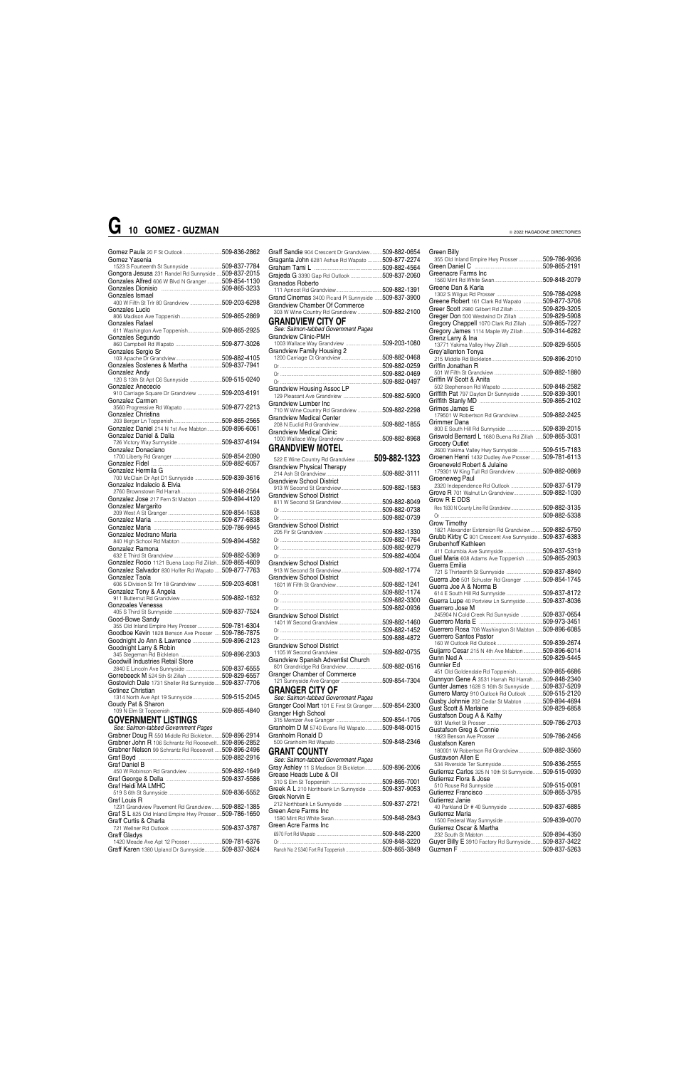Gomez Paula 20 F St Outlook ..........509-836-2862
Gomez Yasenia
1523 S Fourteenth St Sunnyside ..........509-837-7784
Gongora Jesusa 231 Randel Rd Sunnyside ....509-837-2015
Gonzales Alfred 606 W Blvd N Granger ..........509-854-1130
Gonzales Dionisio ..........509-865-3233
Gonzales Ismael
400 W Fifth St Trlr 80 Grandview ..........509-203-6298
Gonzales Lucio
806 Madison Ave Toppenish ..........509-865-2869
Gonzales Rafael
611 Washington Ave Toppenish ..........509-865-2925
Gonzales Segundo
860 Campbell Rd Wapato ..........509-877-3026
Gonzales Sergio Sr
103 Apache Dr Grandview ..........509-882-4105
Gonzales Sostenes & Martha ..........509-837-7941
Gonzalez Andy
120 S 13th St Apt C6 Sunnyside ..........509-515-0240
Gonzalez Anececio
910 Carriage Square Dr Grandview ..........509-203-6191
Gonzalez Carmen
3560 Progressive Rd Wapato ..........509-877-2213
Gonzalez Christina
203 Berger Ln Toppenish ..........509-865-2565
Gonzalez Daniel 214 N 1st Ave Mabton ..........509-896-6061
Gonzalez Daniel & Dalia
726 Victory Way Sunnyside ..........509-837-6194
Gonzalez Donaciano
1700 Liberty Rd Granger ..........509-854-2090
Gonzalez Fidel ..........509-882-6057
Gonzalez Hermila G
700 McClain Dr Apt D1 Sunnyside ..........509-839-3616
Gonzalez Indalecio & Elvia
2760 Brownstown Rd Harrah ..........509-848-2564
Gonzalez Jose 217 Fern St Mabton ..........509-894-4120
Gonzalez Margarito
209 West A St Granger ..........509-854-1638
Gonzalez Maria ..........509-877-6838
Gonzalez Maria ..........509-786-9945
Gonzalez Medrano Maria
840 High School Rd Mabton ..........509-894-4582
Gonzalez Ramona
632 E Third St Grandview ..........509-882-5369
Gonzalez Rocio 1121 Buena Loop Rd Zillah ....509-865-4609
Gonzalez Salvador 830 Hoffer Rd Wapato ....509-877-7763
Gonzalez Taola
606 S Division St Trlr 18 Grandview ..........509-203-6081
Gonzalez Tony & Angela
911 Butternut Rd Grandview ..........509-882-1632
Gonzoales Venessa
405 S Third St Sunnyside ..........509-837-7524
Good-Bowe Sandy
355 Old Inland Empire Hwy Prosser ..........509-781-6304
Goodboe Kevin 1828 Benson Ave Prosser ....509-786-7875
Goodnight Jo Ann & Lawrence ..........509-896-2123
Goodnight Larry & Robin
345 Stegeman Rd Bickleton ..........509-896-2303
Goodwill Industries Retail Store
2840 E Lincoln Ave Sunnyside ..........509-837-6555
Gorrebeeck M 524 5th St Zillah ..........509-829-6557
Gostovich Dale 1731 Sheller Rd Sunnyside ....509-837-7706
Gotinez Christian
1314 North Ave Apt 19 Sunnyside ..........509-515-2045
Goudy Pat & Sharon
109 N Elm St Toppenish ..........509-865-4840

## GOVERNMENT LISTINGS

*See: Salmon-tabbed Government Pages*

Grabner Doug R 550 Middle Rd Bickleton ..........509-896-2914
Grabner John R 106 Schrantz Rd Roosevelt ....509-896-2852
Grabner Nelson 99 Schrantz Rd Roosevelt ....509-896-2496
Graf Boyd ..........509-882-2916
Graf Daniel B
450 W Robinson Rd Grandview ..........509-882-1649
Graf George & Della ..........509-837-5586
Graf Heidi MA LMHC
519 S 6th St Sunnyside ..........509-836-5552
Graf Louis R
1231 Grandview Pavement Rd Grandview ..........509-882-1385
Graf S L 825 Old Inland Empire Hwy Prosser ....509-786-1650
Graff Curtis & Charla
721 Wellner Rd Outlook ..........509-837-3787
Graff Gladys
1420 Meade Ave Apt 12 Prosser ..........509-781-6376
Graff Karen 1380 Upland Dr Sunnyside ..........509-837-3624
Graff Sandie 904 Crescent Dr Grandview ..........509-882-0654
Graganta John 6281 Ashue Rd Wapato ..........509-877-2274
Graham Tami L ..........509-882-4564
Grajeda G 3390 Gap Rd Outlook ..........509-837-2060
Granados Roberto
111 Apricot Rd Grandview ..........509-882-1391
Grand Cinemas 3400 Picard Pl Sunnyside ....509-837-3900
Grandview Chamber Of Commerce
303 W Wine Country Rd Grandview ..........509-882-2100

## GRANDVIEW CITY OF

*See: Salmon-tabbed Government Pages*

Grandview Clinic-PMH
1003 Wallace Way Grandview ..........509-203-1080
Grandview Family Housing 2
1200 Carriage Ct Grandview ..........509-882-0468
Or ..........509-882-0259
Or ..........509-882-0469
Or ..........509-882-0497
Grandview Housing Assoc LP
129 Pleasant Ave Grandview ..........509-882-5900
Grandview Lumber Inc
710 W Wine Country Rd Grandview ..........509-882-2298
Grandview Medical Center
208 N Euclid Rd Grandview ..........509-882-1855
Grandview Medical Clinic
1000 Wallace Way Grandview ..........509-882-8968

## GRANDVIEW MOTEL

522 E Wine Country Rd Grandview ..........**509-882-1323**
Grandview Physical Therapy
214 Ash St Grandview ..........509-882-3111
Grandview School District
913 W Second St Grandview ..........509-882-1583
Grandview School District
811 W Second St Grandview ..........509-882-8049
Or ..........509-882-0738
Or ..........509-882-0739
Grandview School District
205 Fir St Grandview ..........509-882-1330
Or ..........509-882-1764
Or ..........509-882-9279
Or ..........509-882-4004
Grandview School District
913 W Second St Grandview ..........509-882-1774
Grandview School District
1601 W Fifth St Grandview ..........509-882-1241
Or ..........509-882-1174
Or ..........509-882-3300
Or ..........509-882-0936
Grandview School District
1401 W Second Grandview ..........509-882-1460
Or ..........509-882-1452
Or ..........509-888-4872
Grandview School District
1105 W Second Grandview ..........509-882-0735
Grandview Spanish Adventist Church
801 Grandridge Rd Grandview ..........509-882-0516
Granger Chamber of Commerce
121 Sunnyside Ave Granger ..........509-854-7304

## GRANGER CITY OF

*See: Salmon-tabbed Government Pages*

Granger Cool Mart 101 E First St Granger ......509-854-2300
Granger High School
315 Mentzer Ave Granger ..........509-854-1705
Granholm D M 5740 Evans Rd Wapato ..........509-848-0015
Granholm Ronald D
500 Granholm Rd Wapato ..........509-848-2346

## GRANT COUNTY

*See: Salmon-tabbed Government Pages*

Gray Ashley 11 S Madison St Bickleton ..........509-896-2006
Grease Heads Lube & Oil
310 S Elm St Toppenish ..........509-865-7001
Greek A L 210 Northbank Ln Sunnyside ..........509-837-9053
Greek Norvin E
212 Northbank Ln Sunnyside ..........509-837-2721
Green Acre Farms Inc
1590 Mint Rd White Swan ..........509-848-2843
Green Acre Farms Inc
6970 Fort Rd Wapato ..........509-848-2200
Or ..........509-848-3220
Ranch No 2 5340 Fort Rd Toppenish ..........509-865-3849
Green Billy
355 Old Inland Empire Hwy Prosser ..........509-786-9936
Green Daniel C ..........509-865-2191
Greenacre Farms Inc
1560 Mint Rd White Swan ..........509-848-2079
Greene Dan & Karla
1302 S Wilgus Rd Prosser ..........509-788-0298
Greene Robert 161 Clark Rd Wapato ..........509-877-3706
Greer Scott 2980 Gilbert Rd Zillah ..........509-829-3205
Greger Don 500 Westwind Dr Zillah ..........509-829-5908
Gregory Chappell 1070 Clark Rd Zillah ..........509-865-7227
Gregory James 1114 Maple Wy Zillah ..........509-314-6282
Grenz Larry & Ina
13771 Yakima Valley Hwy Zillah ..........509-829-5505
Grey'allenton Tonya
215 Middle Rd Bickleton ..........509-896-2010
Griffin Jonathan R
501 W Fifth St Grandview ..........509-882-1880
Griffin W Scott & Anita
502 Stephenson Rd Wapato ..........509-848-2582
Griffith Pat 797 Dayton Dr Sunnyside ..........509-839-3901
Griffith Stanly MD ..........509-865-2102
Grimes James E
179501 W Robertson Rd Grandview ..........509-882-2425
Grimmer Dana
800 E South Hill Rd Sunnyside ..........509-839-2015
Griswold Bernard L 1680 Buena Rd Zillah ....509-865-3031
Grocery Outlet
2600 Yakima Valley Hwy Sunnyside ..........509-515-7183
Groenen Henri 1432 Dudley Ave Prosser ..........509-781-6113
Groeneveld Robert & Julaine
179301 W King Tull Rd Grandview ..........509-882-0869
Groeneweg Paul
2320 Independence Rd Outlook ..........509-837-5179
Grove R 701 Walnut Ln Grandview ..........509-882-1030
Grow R E DDS
Res 1930 N County Line Rd Grandview ..........509-882-3135
Or ..........509-882-5338
Grow Timothy
1821 Alexander Extension Rd Grandview ..........509-882-5750
Grubb Kirby C 901 Crescent Ave Sunnyside ..509-837-6383
Grubenhoff Kathleen
411 Columbia Ave Sunnyside ..........509-837-5319
Guel Maria 608 Adams Ave Toppenish ..........509-865-2903
Guerra Emilia
721 S Thirteenth St Sunnyside ..........509-837-8840
Guerra Joe 501 Schuster Rd Granger ..........509-854-1745
Guerra Joe A & Norma B
614 E South Hill Rd Sunnyside ..........509-837-8172
Guerra Lupe 40 Portview Ln Sunnyside ..........509-837-8036
Guerrero Jose M
245904 N Cold Creek Rd Sunnyside ..........509-837-0654
Guerrero Maria E ..........509-973-3451
Guerrero Rosa 708 Washington St Mabton ....509-896-6085
Guerrero Santos Pastor
160 W Outlook Rd Outlook ..........509-839-2674
Guijarro Cesar 215 N 4th Ave Mabton ..........509-896-6014
Gunn Ned A ..........509-829-5445
Gunnier Ed
451 Old Goldendale Rd Toppenish ..........509-865-6686
Gunnyon Gene A 3531 Harrah Rd Harrah ......509-848-2340
Gunter James 1628 S 16th St Sunnyside ..........509-837-5209
Gurrero Marcy 910 Outlook Rd Outlook ..........509-515-2120
Gusby Johnnie 202 Cedar St Mabton ..........509-894-4694
Gust Scott & Marlaine ..........509-829-6858
Gustafson Doug A & Kathy
931 Market St Prosser ..........509-786-2703
Gustafson Greg & Connie
1923 Benson Ave Prosser ..........509-786-2456
Gustafson Karen
180001 W Robertson Rd Grandview ..........509-882-3560
Gustavson Allen E
534 Riverside Ter Sunnyside ..........509-836-2555
Gutierrez Carlos 325 N 10th St Sunnyside ......509-515-0930
Gutierrez Flora & Jose
510 Rouse Rd Sunnyside ..........509-515-0091
Gutierrez Francisco ..........509-865-3795
Gutierrez Janie
40 Parkland Dr # 40 Sunnyside ..........509-837-6885
Gutierrez Maria
1500 Federal Way Sunnyside ..........509-839-0070
Gutierrez Oscar & Martha
232 South St Mabton ..........509-894-4350
Guyer Billy E 3910 Factory Rd Sunnyside ..........509-837-3422
Guzman F ..........509-837-5263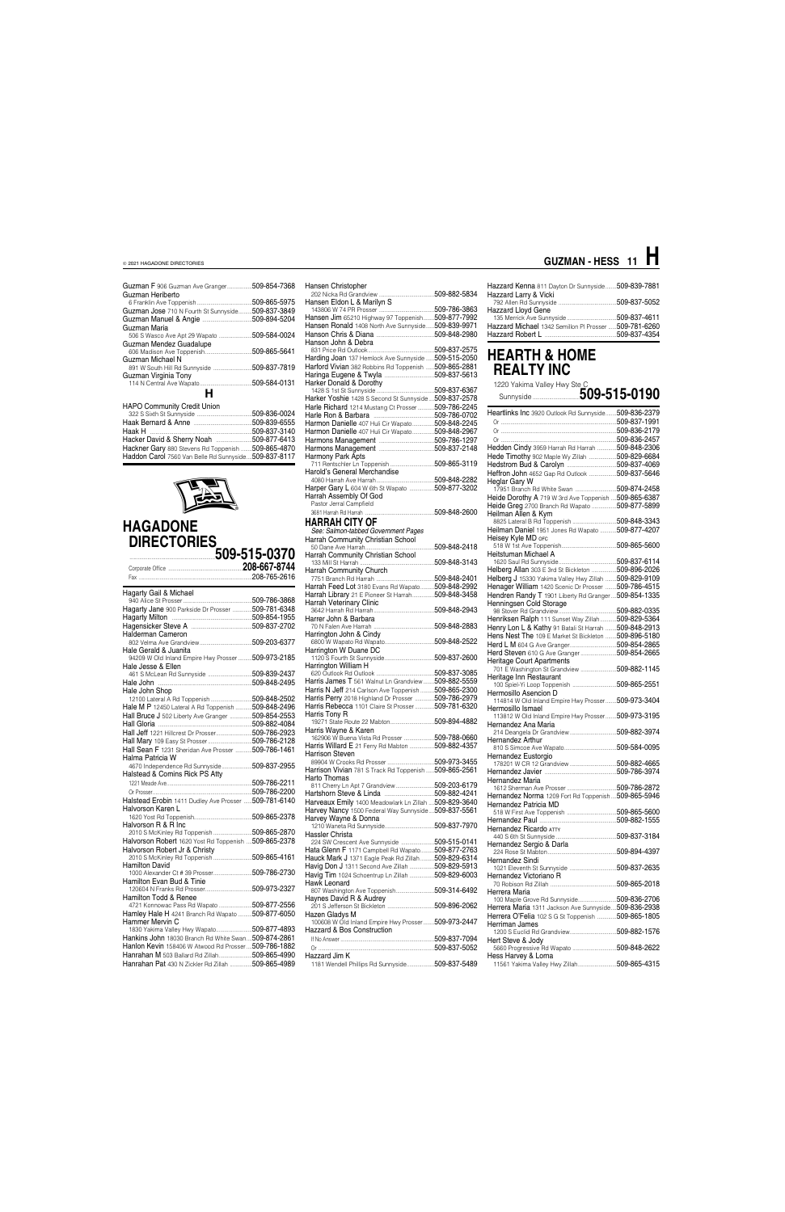Guzman F 906 Guzman Ave Granger ............... 509-854-7368
Guzman Heriberto
6 Franklin Ave Toppenish ............... 509-865-5975
Guzman Jose 710 N Fourth St Sunnyside ............... 509-837-3849
Guzman Manuel & Angie ............... 509-894-5204
Guzman Maria
506 S Wasco Ave Apt 29 Wapato ............... 509-584-0024
Guzman Mendez Guadalupe
606 Madison Ave Toppenish ............... 509-865-5641
Guzman Michael N
891 W South Hill Rd Sunnyside ............... 509-837-7819
Guzman Virginia Tony
114 N Central Ave Wapato ............... 509-584-0131

## H

HAPO Community Credit Union
322 S Sixth St Sunnyside ............... 509-836-0024
Haak Bernard & Anne ............... 509-839-6555
Haak H ............... 509-837-3140
Hacker David & Sherry Noah ............... 509-877-6413
Hackner Gary 880 Stevens Rd Toppenish ............... 509-865-4870
Haddon Carol 7560 Van Belle Rd Sunnyside ............... 509-837-8117

# HAGADONE DIRECTORIES

509-515-0370
Corporate Office ............... 208-667-8744
Fax ............... 208-765-2616

Hagarty Gail & Michael
940 Alice St Prosser ............... 509-786-3868
Hagarty Jane 900 Parkside Dr Prosser ............... 509-781-6348
Hagarty Milton ............... 509-854-1955
Hagensicker Steve A ............... 509-837-2702
Halderman Cameron
802 Velma Ave Grandview ............... 509-203-6377
Hale Gerald & Juanita
94209 W Old Inland Empire Hwy Prosser ............... 509-973-2185
Hale Jesse & Ellen
461 S McLean Rd Sunnyside ............... 509-839-2437
Hale John ............... 509-848-2495
Hale John Shop
12100 Lateral A Rd Toppenish ............... 509-848-2502
Hale M P 12450 Lateral A Rd Toppenish ............... 509-848-2496
Hall Bruce J 502 Liberty Ave Granger ............... 509-854-2553
Hall Gloria ............... 509-882-4084
Hall Jeff 1221 Hillcrest Dr Prosser ............... 509-786-2923
Hall Mary 109 Easy St Prosser ............... 509-786-2128
Hall Sean F 1231 Sheridan Ave Prosser ............... 509-786-1461
Halma Patricia W
4670 Independence Rd Sunnyside ............... 509-837-2955
Halstead & Comins Rick PS Atty
1221 Meade Ave ............... 509-786-2211
Or Prosser ............... 509-786-2200
Halstead Erobin 1411 Dudley Ave Prosser ............... 509-781-6140
Halvorson Karen L
1620 Yost Rd Toppenish ............... 509-865-2378
Halvorson R & R Inc
2010 S McKinley Rd Toppenish ............... 509-865-2870
Halvorson Robert 1620 Yost Rd Toppenish ............... 509-865-2378
Halvorson Robert Jr & Christy
2010 S McKinley Rd Toppenish ............... 509-865-4161
Hamilton David
1000 Alexander Ct # 39 Prosser ............... 509-786-2730
Hamilton Evan Bud & Tinie
120604 N Franks Rd Prosser ............... 509-973-2327
Hamilton Todd & Renee
4721 Konnowac Pass Rd Wapato ............... 509-877-2556
Hamley Hale H 4241 Branch Rd Wapato ............... 509-877-6050
Hammer Mervin C
1830 Yakima Valley Hwy Wapato ............... 509-877-4893
Hankins John 18030 Branch Rd White Swan ............... 509-874-2861
Hanlon Kevin 158406 W Atwood Rd Prosser ............... 509-786-1882
Hanrahan M 503 Ballard Rd Zillah ............... 509-865-4990
Hanrahan Pat 430 N Zickler Rd Zillah ............... 509-865-4989

Hansen Christopher
202 Nicka Rd Grandview ............... 509-882-5834
Hansen Eldon L & Marilyn S
143806 W 74 PR Prosser ............... 509-786-3863
Hansen Jim 65210 Highway 97 Toppenish ............... 509-877-7992
Hansen Ronald 1408 North Ave Sunnyside ............... 509-839-9971
Hanson Chris & Diana ............... 509-848-2980
Hanson John & Debra
831 Price Rd Outlook ............... 509-837-2575
Harding Joan 137 Hemlock Ave Sunnyside ............... 509-515-2050
Harford Vivian 382 Robbins Rd Toppenish ............... 509-865-2881
Haringa Eugene & Twyla ............... 509-837-5613
Harker Donald & Dorothy
1428 S 1st St Sunnyside ............... 509-837-6367
Harker Yoshie 1428 S Second St Sunnyside ............... 509-837-2578
Harle Richard 1214 Mustang Ct Prosser ............... 509-786-2245
Harle Ron & Barbara ............... 509-786-0702
Harmon Danielle 407 Huli Cir Wapato ............... 509-848-2245
Harmon Danielle 407 Huli Cir Wapato ............... 509-848-2967
Harmons Management ............... 509-786-1297
Harmons Management ............... 509-837-2148
Harmony Park Apts
711 Rentschler Ln Toppenish ............... 509-865-3119
Harold's General Merchandise
4080 Harrah Ave Harrah ............... 509-848-2282
Harper Gary L 604 W 6th St Wapato ............... 509-877-3202
Harrah Assembly Of God
Pastor Jerral Campfield
3681 Harrah Rd Harrah ............... 509-848-2600

## HARRAH CITY OF

*See: Salmon-tabbed Government Pages*

Harrah Community Christian School
50 Dane Ave Harrah ............... 509-848-2418
Harrah Community Christian School
133 Mill St Harrah ............... 509-848-3143
Harrah Community Church
7751 Branch Rd Harrah ............... 509-848-2401
Harrah Feed Lot 3180 Evans Rd Wapato ............... 509-848-2992
Harrah Library 21 E Pioneer St Harrah ............... 509-848-3458
Harrah Veterinary Clinic
3642 Harrah Rd Harrah ............... 509-848-2943
Harrer John & Barbara
70 N Falen Ave Harrah ............... 509-848-2883
Harrington John & Cindy
6800 W Wapato Rd Wapato ............... 509-848-2522
Harrington W Duane DC
1120 S Fourth St Sunnyside ............... 509-837-2600
Harrington William H
620 Outlook Rd Outlook ............... 509-837-3085
Harris James T 561 Walnut Ln Grandview ............... 509-882-5559
Harris N Jeff 214 Carlson Ave Toppenish ............... 509-865-2300
Harris Perry 2018 Highland Dr Prosser ............... 509-786-2979
Harris Rebecca 1101 Claire St Prosser ............... 509-781-6320
Harris Tony R
19271 State Route 22 Mabton ............... 509-894-4882
Harris Wayne & Karen
162906 W Buena Vista Rd Prosser ............... 509-788-0660
Harris Willard E 21 Ferry Rd Mabton ............... 509-882-4357
Harrison Steven
89904 W Crooks Rd Prosser ............... 509-973-3455
Harrison Vivian 781 S Track Rd Toppenish ............... 509-865-2561
Harto Thomas
811 Cherry Ln Apt 7 Grandview ............... 509-203-6179
Hartshorn Steve & Linda ............... 509-882-4241
Harveaux Emily 1400 Meadowlark Ln Zillah ............... 509-829-3640
Harvey Nancy 1500 Federal Way Sunnyside ............... 509-837-5561
Harvey Wayne & Donna
1210 Waneta Rd Sunnyside ............... 509-837-7970
Hassler Christa
224 SW Crescent Ave Sunnyside ............... 509-515-0141
Hata Glenn F 11771 Campbell Rd Wapato ............... 509-877-2763
Hauck Mark J 1371 Eagle Peak Rd Zillah ............... 509-829-6314
Havig Don J 1311 Second Ave Zillah ............... 509-829-5913
Havig Tim 1024 Schoentrup Ln Zillah ............... 509-829-6003
Hawk Leonard
807 Washington Ave Toppenish ............... 509-314-6492
Haynes David R & Audrey
201 S Jefferson St Bickleton ............... 509-896-2062
Hazen Gladys M
100608 W Old Inland Empire Hwy Prosser ............... 509-973-2447
Hazzard & Bos Construction
If No Answer ............... 509-837-7094
Or ............... 509-837-5052
Hazzard Jim K
1181 Wendell Phillips Rd Sunnyside ............... 509-837-5489

Hazzard Kenna 811 Dayton Dr Sunnyside ............... 509-839-7881
Hazzard Larry & Vicki
792 Allen Rd Sunnyside ............... 509-837-5052
Hazzard Lloyd Gene
135 Merrick Ave Sunnyside ............... 509-837-4611
Hazzard Michael 1342 Semillon Pl Prosser ............... 509-781-6260
Hazzard Robert L ............... 509-837-4354

# HEARTH & HOME REALTY INC

1220 Yakima Valley Hwy Ste C
Sunnyside ............... 509-515-0190

Heartlinks Inc 3920 Outlook Rd Sunnyside ............... 509-836-2379
Or ............... 509-837-1991
Or ............... 509-836-2179
Or ............... 509-836-2457
Hedden Cindy 3959 Harrah Rd Harrah ............... 509-848-2306
Hede Timothy 902 Maple Wy Zillah ............... 509-829-6684
Hedstrom Bud & Carolyn ............... 509-837-4069
Heffron John 4652 Gap Rd Outlook ............... 509-837-5646
Heglar Gary W
17951 Branch Rd White Swan ............... 509-874-2458
Heide Dorothy A 719 W 3rd Ave Toppenish ............... 509-865-6387
Heide Greg 2700 Branch Rd Wapato ............... 509-877-5899
Heilman Allen & Kym
8825 Lateral B Rd Toppenish ............... 509-848-3343
Heilman Daniel 1951 Jones Rd Wapato ............... 509-877-4207
Heisey Kyle MD OFC
518 W 1st Ave Toppenish ............... 509-865-5600
Heitstuman Michael A
1620 Saul Rd Sunnyside ............... 509-837-6114
Helberg Allan 303 E 3rd St Bickleton ............... 509-896-2026
Helberg J 15330 Yakima Valley Hwy Zillah ............... 509-829-9109
Henager William 1420 Scenic Dr Prosser ............... 509-786-4515
Hendren Randy T 1901 Liberty Rd Granger ............... 509-854-1335
Henningsen Cold Storage
98 Stover Rd Grandview ............... 509-882-0335
Henriksen Ralph 111 Sunset Way Zillah ............... 509-829-5364
Henry Lon L & Kathy 91 Batali St Harrah ............... 509-848-2913
Hens Nest The 109 E Market St Bickleton ............... 509-896-5180
Herd L M 604 G Ave Granger ............... 509-854-2865
Herd Steven 610 G Ave Granger ............... 509-854-2665
Heritage Court Apartments
701 E Washington St Grandview ............... 509-882-1145
Heritage Inn Restaurant
100 Spiel-Yi Loop Toppenish ............... 509-865-2551
Hermosillo Asencion D
114814 W Old Inland Empire Hwy Prosser ............... 509-973-3404
Hermosillo Ismael
113812 W Old Inland Empire Hwy Prosser ............... 509-973-3195
Hernandez Ana Maria
214 Deangela Dr Grandview ............... 509-882-3974
Hernandez Arthur
810 S Simcoe Ave Wapato ............... 509-584-0095
Hernandez Eustorgio
178201 W CR 12 Grandview ............... 509-882-4665
Hernandez Javier ............... 509-786-3974
Hernandez Maria
1612 Sherman Ave Prosser ............... 509-786-2872
Hernandez Norma 1209 Fort Rd Toppenish ............... 509-865-5946
Hernandez Patricia MD
518 W First Ave Toppenish ............... 509-865-5600
Hernandez Paul ............... 509-882-1555
Hernandez Ricardo ATTY
440 S 6th St Sunnyside ............... 509-837-3184
Hernandez Sergio & Darla
224 Rose St Mabton ............... 509-894-4397
Hernandez Sindi
1021 Eleventh St Sunnyside ............... 509-837-2635
Hernandez Victoriano R
70 Robison Rd Zillah ............... 509-865-2018
Herrera Maria
100 Maple Grove Rd Sunnyside ............... 509-836-2706
Herrera Maria 1311 Jackson Ave Sunnyside ............... 509-836-2938
Herrera O'Felia 102 S G St Toppenish ............... 509-865-1805
Herriman James
1200 S Euclid Rd Grandview ............... 509-882-1576
Hert Steve & Jody
5660 Progressive Rd Wapato ............... 509-848-2622
Hess Harvey & Lorna
11561 Yakima Valley Hwy Zillah ............... 509-865-4315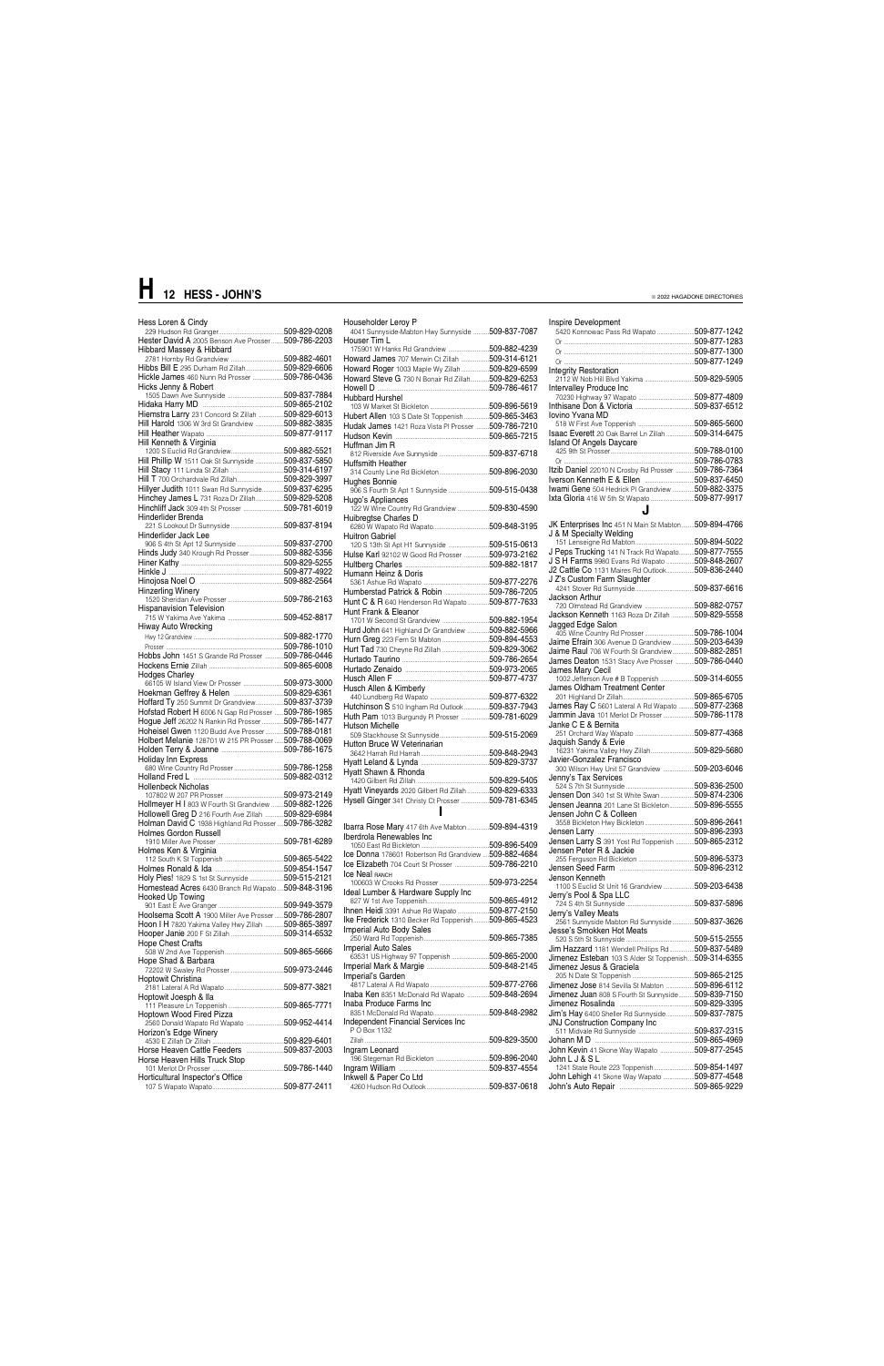Hess Loren & Cindy
229 Hudson Rd Granger....509-829-0208
Hester David A 2005 Benson Ave Prosser....509-786-2203
Hibbard Massey & Hibbard
2781 Hornby Rd Grandview....509-882-4601
Hibbs Bill E 295 Durham Rd Zillah....509-829-6606
Hickle James 460 Nunn Rd Prosser....509-786-0436
Hicks Jenny & Robert
1505 Dawn Ave Sunnyside....509-837-7884
Hidaka Harry MD....509-865-2102
Hiemstra Larry 231 Concord St Zillah....509-829-6013
Hill Harold 1306 W 3rd St Grandview....509-882-3835
Hill Heather Wapato....509-877-9117
Hill Kenneth & Virginia
1200 S Euclid Rd Grandview....509-882-5521
Hill Phillip W 1511 Oak St Sunnyside....509-837-5850
Hill Stacy 111 Linda St Zillah....509-314-6197
Hill T 700 Orchardvale Rd Zillah....509-829-3997
Hillyer Judith 1011 Swan Rd Sunnyside....509-837-6295
Hinchey James L 731 Roza Dr Zillah....509-829-5208
Hinchliff Jack 309 4th St Prosser....509-781-6019
Hinderlider Brenda
221 S Lookout Dr Sunnyside....509-837-8194
Hinderlider Jack Lee
906 S 4th St Apt 12 Sunnyside....509-837-2700
Hinds Judy 340 Krough Rd Prosser....509-882-5356
Hiner Kathy....509-829-5255
Hinkle J....509-877-4922
Hinojosa Noel O....509-882-2564
Hinzerling Winery
1520 Sheridan Ave Prosser....509-786-2163
Hispanavision Television
715 W Yakima Ave Yakima....509-452-8817
Hiway Auto Wrecking
Hwy 12 Grandview....509-882-1770
Prosser....509-786-1010
Hobbs John 1451 S Grande Rd Prosser....509-786-0446
Hockens Ernie Zillah....509-865-6008
Hodges Charley
66105 W Island View Dr Prosser....509-973-3000
Hoekman Geffrey & Helen....509-829-6361
Hoffard Ty 250 Summit Dr Grandview....509-837-3739
Hofstad Robert H 6006 N Gap Rd Prosser....509-786-1985
Hogue Jeff 26202 N Rankin Rd Prosser....509-786-1477
Hoheisel Gwen 1120 Budd Ave Prosser....509-788-0181
Holbert Melanie 128701 W 215 PR Prosser....509-788-0069
Holden Terry & Joanne....509-786-1675
Holiday Inn Express
680 Wine Country Rd Prosser....509-786-1258
Holland Fred L....509-882-0312
Hollenbeck Nicholas
107802 W 207 PR Prosser....509-973-2149
Hollmeyer H I 803 W Fourth St Grandview....509-882-1226
Hollowell Greg D 216 Fourth Ave Zillah....509-829-6984
Holman David C 1938 Highland Rd Prosser....509-786-3282
Holmes Gordon Russell
1910 Miller Ave Prosser....509-781-6289
Holmes Ken & Virginia
112 South K St Toppenish....509-865-5422
Holmes Ronald & Ida....509-854-1547
Holy Pies! 1829 S 1st St Sunnyside....509-515-2121
Homestead Acres 6430 Branch Rd Wapato....509-848-3196
Hooked Up Towing
901 East E Ave Granger....509-949-3579
Hoolsema Scott A 1900 Miller Ave Prosser....509-786-2807
Hoon I H 7820 Yakima Valley Hwy Zillah....509-865-3897
Hooper Janie 200 F St Zillah....509-314-6532
Hope Chest Crafts
508 W 2nd Ave Toppenish....509-865-5666
Hope Shad & Barbara
72202 W Swaley Rd Prosser....509-973-2446
Hoptowit Christina
2181 Lateral A Rd Wapato....509-877-3821
Hoptowit Joesph & Ila
111 Pleasure Ln Toppenish....509-865-7771
Hoptown Wood Fired Pizza
2560 Donald Wapato Rd Wapato....509-952-4414
Horizon's Edge Winery
4530 E Zillah Dr Zillah....509-829-6401
Horse Heaven Cattle Feeders....509-837-2003
Horse Heaven Hills Truck Stop
101 Merlot Dr Prosser....509-786-1440
Horticultural Inspector's Office
107 S Wapato Wapato....509-877-2411

Householder Leroy P
4041 Sunnyside-Mabton Hwy Sunnyside....509-837-7087
Houser Tim L
175901 W Hanks Rd Grandview....509-882-4239
Howard James 707 Merwin Ct Zillah....509-314-6121
Howard Roger 1003 Maple Wy Zillah....509-829-6599
Howard Steve G 730 N Bonair Rd Zillah....509-829-6253
Howell D....509-786-4617
Hubbard Hurshel
103 W Market St Bickleton....509-896-5619
Hubert Allen 103 S Date St Toppenish....509-865-3463
Hudak James 1421 Roza Vista Pl Prosser....509-786-7210
Hudson Kevin....509-865-7215
Huffman Jim R
812 Riverside Ave Sunnyside....509-837-6718
Huffsmith Heather
314 County Line Rd Bickleton....509-896-2030
Hughes Bonnie
906 S Fourth St Apt 1 Sunnyside....509-515-0438
Hugo's Appliances
122 W Wine Country Rd Grandview....509-830-4590
Huibregtse Charles D
6280 W Wapato Rd Wapato....509-848-3195
Huitron Gabriel
120 S 13th St Apt H1 Sunnyside....509-515-0613
Hulse Karl 92102 W Good Rd Prosser....509-973-2162
Hultberg Charles....509-882-1817
Humann Heinz & Doris
5361 Ashue Rd Wapato....509-877-2276
Humberstad Patrick & Robin....509-786-7205
Hunt C & R 640 Henderson Rd Wapato....509-877-7633
Hunt Frank & Eleanor
1701 W Second St Grandview....509-882-1954
Hurd John 641 Highland Dr Grandview....509-882-5966
Hurn Greg 223 Fern St Mabton....509-894-4553
Hurt Tad 730 Cheyne Rd Zillah....509-829-3062
Hurtado Taurino....509-786-2654
Hurtado Zenaido....509-973-2065
Husch Allen F....509-877-4737
Husch Allen & Kimberly
440 Lundberg Rd Wapato....509-877-6322
Hutchinson S 510 Ingham Rd Outlook....509-837-7943
Huth Pam 1013 Burgundy Pl Prosser....509-781-6029
Hutson Michelle
509 Stackhouse St Sunnyside....509-515-2069
Hutton Bruce W Veterinarian
3642 Harrah Rd Harrah....509-848-2943
Hyatt Leland & Lynda....509-829-3737
Hyatt Shawn & Rhonda
1420 Gilbert Rd Zillah....509-829-5405
Hyatt Vineyards 2020 Gilbert Rd Zillah....509-829-6333
Hysell Ginger 341 Christy Ct Prosser....509-781-6345

# I

Ibarra Rose Mary 417 6th Ave Mabton....509-894-4319
Iberdrola Renewables Inc
1050 East Rd Bickleton....509-896-5409
Ice Donna 178601 Robertson Rd Grandview....509-882-4684
Ice Elizabeth 704 Court St Prosser....509-786-2210
Ice Neal RANCH
100603 W Crooks Rd Prosser....509-973-2254
Ideal Lumber & Hardware Supply Inc
627 W 1st Ave Toppenish....509-865-4912
Ihnen Heidi 3391 Ashue Rd Wapato....509-877-2150
Ike Frederick 1310 Becker Rd Toppenish....509-865-4523
Imperial Auto Body Sales
250 Ward Rd Toppenish....509-865-7385
Imperial Auto Sales
63531 US Highway 97 Toppenish....509-865-2000
Imperial Mark & Margie....509-848-2145
Imperial's Garden
4817 Lateral A Rd Wapato....509-877-2766
Inaba Ken 8351 McDonald Rd Wapato....509-848-2694
Inaba Produce Farms Inc
8351 McDonald Rd Wapato....509-848-2982
Independent Financial Services Inc
P O Box 1132
Zillah....509-829-3500
Ingram Leonard
196 Stegeman Rd Bickleton....509-896-2040
Ingram William....509-837-4554
Inkwell & Paper Co Ltd
4260 Hudson Rd Outlook....509-837-0618

Inspire Development
5420 Konnowac Pass Rd Wapato....509-877-1242
Or....509-877-1283
Or....509-877-1300
Or....509-877-1249
Integrity Restoration
2112 W Nob Hill Blvd Yakima....509-829-5905
Intervalley Produce Inc
70230 Highway 97 Wapato....509-877-4809
Inthisane Don & Victoria....509-837-6512
Iovino Yvana MD
518 W First Ave Toppenish....509-865-5600
Isaac Everett 20 Oak Barrel Ln Zillah....509-314-6475
Island Of Angels Daycare
425 9th St Prosser....509-788-0100
Or....509-786-0783
Itzib Daniel 22010 N Crosby Rd Prosser....509-786-7364
Iverson Kenneth E & Ellen....509-837-6450
Iwami Gene 504 Hedrick Pl Grandview....509-882-3375
Ixta Gloria 416 W 5th St Wapato....509-877-9917

# J

JK Enterprises Inc 451 N Main St Mabton....509-894-4766
J & M Specialty Welding
151 Lenseigne Rd Mabton....509-894-5022
J Peps Trucking 141 N Track Rd Wapato....509-877-7555
J S H Farms 9980 Evans Rd Wapato....509-848-2607
J2 Cattle Co 1131 Maires Rd Outlook....509-836-2440
J Z's Custom Farm Slaughter
4241 Stover Rd Sunnyside....509-837-6616
Jackson Arthur
720 Olmstead Rd Grandview....509-882-0757
Jackson Kenneth 1163 Roza Dr Zillah....509-829-5558
Jagged Edge Salon
405 Wine Country Rd Prosser....509-786-1004
Jaime Efrain 306 Avenue D Grandview....509-203-6439
Jaime Raul 706 W Fourth St Grandview....509-882-2851
James Deaton 1531 Stacy Ave Prosser....509-786-0440
James Mary Cecil
1002 Jefferson Ave # B Toppenish....509-314-6055
James Oldham Treatment Center
201 Highland Dr Zillah....509-865-6705
James Ray C 5601 Lateral A Rd Wapato....509-877-2368
Jammin Java 101 Merlot Dr Prosser....509-786-1178
Janke C E & Bernita
251 Orchard Way Wapato....509-877-4368
Jaquish Sandy & Evie
16231 Yakima Valley Hwy Zillah....509-829-5680
Javier-Gonzalez Francisco
300 Wilson Hwy Unit 57 Grandview....509-203-6046
Jenny's Tax Services
524 S 7th St Sunnyside....509-836-2500
Jensen Don 340 1st St White Swan....509-874-2306
Jensen Jeanna 201 Lane St Bickleton....509-896-5555
Jensen John C & Colleen
3558 Bickleton Hwy Bickleton....509-896-2641
Jensen Larry....509-896-2393
Jensen Larry S 391 Yost Rd Toppenish....509-865-2312
Jensen Peter R & Jackie
255 Ferguson Rd Bickleton....509-896-5373
Jensen Seed Farm....509-896-2312
Jenson Kenneth
1100 S Euclid St Unit 16 Grandview....509-203-6438
Jerry's Pool & Spa LLC
724 S 4th St Sunnyside....509-837-5896
Jerry's Valley Meats
2561 Sunnyside Mabton Rd Sunnyside....509-837-3626
Jesse's Smokken Hot Meats
520 S 5th St Sunnyside....509-515-2555
Jim Hazzard 1181 Wendell Phillips Rd....509-837-5489
Jimenez Esteban 103 S Alder St Toppenish....509-314-6355
Jimenez Jesus & Graciela
205 N Date St Toppenish....509-865-2125
Jimenez Jose 814 Sevilla St Mabton....509-896-6112
Jimenez Juan 808 S Fourth St Sunnyside....509-839-7150
Jimenez Rosalinda....509-829-3395
Jim's Hay 6400 Sheller Rd Sunnyside....509-837-7875
JNJ Construction Company Inc
511 Midvale Rd Sunnyside....509-837-2315
Johann M D....509-865-4969
John Kevin 41 Skone Way Wapato....509-877-2545
John L J & S L
1241 State Route 223 Toppenish....509-854-1497
John Lehigh 41 Skone Way Wapato....509-877-4548
John's Auto Repair....509-865-9229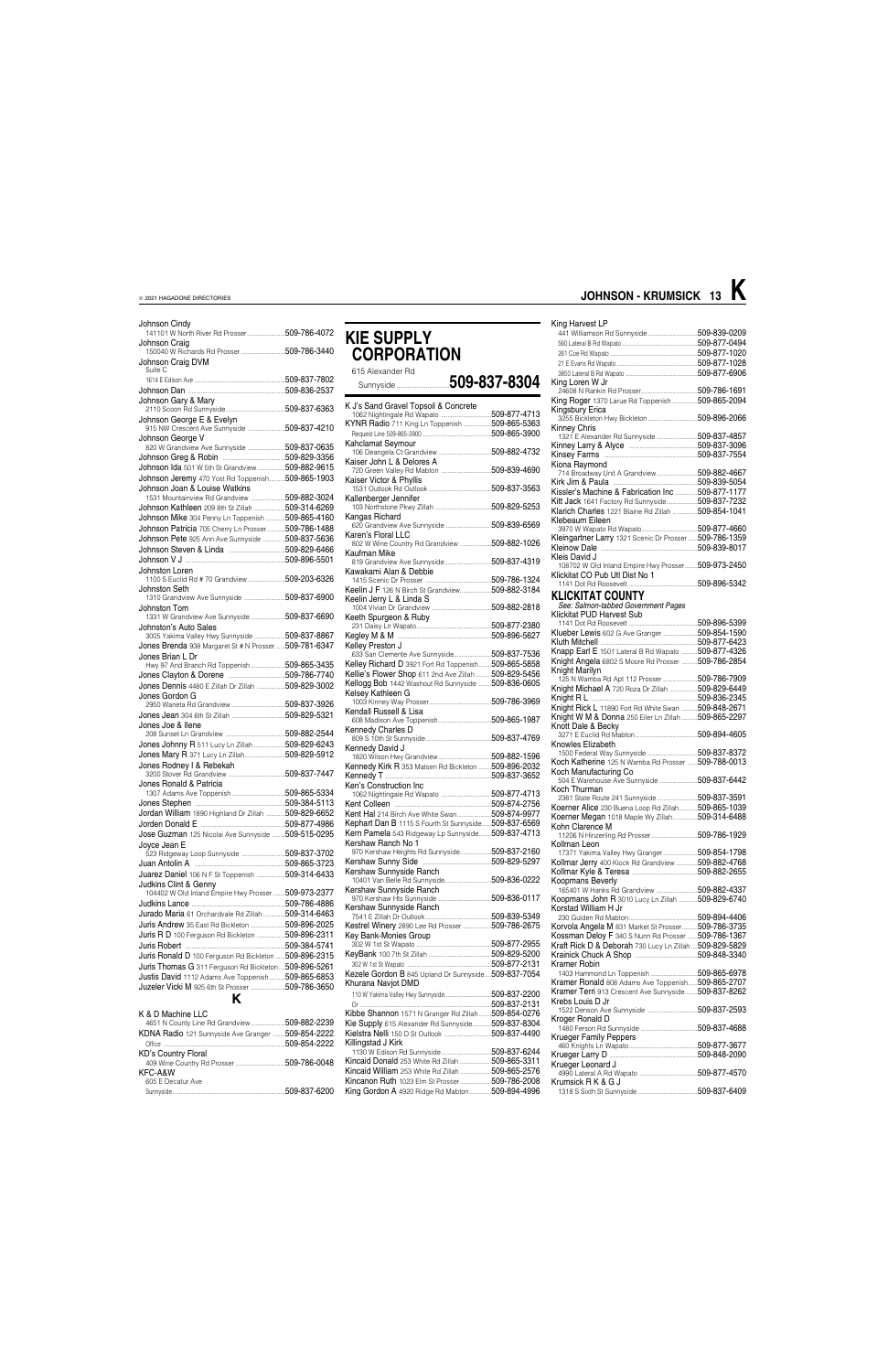Johnson Cindy
141101 W North River Rd Prosser ..................509-786-4072
Johnson Craig
150040 W Richards Rd Prosser ......................509-786-3440
Johnson Craig DVM
Suite C
1614 E Edison Ave ..................509-837-7802
Johnson Dan ..................509-836-2537
Johnson Gary & Mary
2110 Scoon Rd Sunnyside..................509-837-6363
Johnson George E & Evelyn
915 NW Crescent Ave Sunnyside ..................509-837-4210
Johnson George V
820 W Grandview Ave Sunnyside ..................509-837-0635
Johnson Greg & Robin ..................509-829-3356
Johnson Ida 501 W 5th St Grandview..................509-882-9615
Johnson Jeremy 470 Yost Rd Toppenish..........509-865-1903
Johnson Joan & Louise Watkins
1531 Mountainview Rd Grandview ..................509-882-3024
Johnson Kathleen 209 8th St Zillah ..................509-314-6269
Johnson Mike 304 Penny Ln Toppenish ..........509-865-4160
Johnson Patricia 705 Cherry Ln Prosser..........509-786-1488
Johnson Pete 925 Ann Ave Sunnyside ............509-837-5636
Johnson Steven & Linda ..................509-829-6466
Johnson V J ..................509-896-5501
Johnston Loren
1100 S Euclid Rd # 70 Grandview..................509-203-6326
Johnston Seth
1310 Grandview Ave Sunnyside ..................509-837-6900
Johnston Tom
1331 W Grandview Ave Sunnyside ..................509-837-6690
Johnston's Auto Sales
3005 Yakima Valley Hwy Sunnyside ..................509-837-8867
Jones Brenda 938 Margaret St # N Prosser ......509-781-6347
Jones Brian L Dr
Hwy 97 And Branch Rd Toppenish..................509-865-3435
Jones Clayton & Dorene ..................509-786-7740
Jones Dennis 4480 E Zillah Dr Zillah ..................509-829-3002
Jones Gordon G
2950 Waneta Rd Grandview ..................509-837-3926
Jones Jean 304 6th St Zillah ..................509-829-5321
Jones Joe & Ilene
208 Sunset Ln Grandview ..................509-882-2544
Jones Johnny R 511 Lucy Ln Zillah ..................509-829-6243
Jones Mary R 371 Lucy Ln Zillah..................509-829-5912
Jones Rodney I & Rebekah
3200 Stover Rd Grandview ..................509-837-7447
Jones Ronald & Patricia
1307 Adams Ave Toppenish ..................509-865-5334
Jones Stephen ..................509-384-5113
Jordan William 1890 Highland Dr Zillah ..........509-829-6652
Jorden Donald E ..................509-877-4986
Jose Guzman 125 Nicolai Ave Sunnyside ........509-515-0295
Joyce Jean E
523 Ridgeway Loop Sunnyside ..................509-837-3702
Juan Antolin A ..................509-865-3723
Juarez Daniel 106 N F St Toppenish ..................509-314-6433
Judkins Clint & Genny
104402 W Old Inland Empire Hwy Prosser........509-973-2377
Judkins Lance ..................509-786-4886
Jurado Maria 61 Orchardvale Rd Zillah ............509-314-6463
Juris Andrew 35 East Rd Bickleton ..................509-896-2025
Juris R D 100 Ferguson Rd Bickleton ..............509-896-2311
Juris Robert ..................509-384-5741
Juris Ronald D 100 Ferguson Rd Bickleton ......509-896-2315
Juris Thomas G 311 Ferguson Rd Bickleton....509-896-5261
Justis David 1112 Adams Ave Toppenish ........509-865-6853
Juzeler Vicki M 925 6th St Prosser ..................509-786-3650

# K

K & D Machine LLC
4651 N County Line Rd Grandview ..................509-882-2239
KDNA Radio 121 Sunnyside Ave Granger ........509-854-2222
Office ..................509-854-2222
KD's Country Floral
409 Wine Country Rd Prosser ..................509-786-0048
KFC-A&W
605 E Decatur Ave
Sunnyside..................509-837-6200

## KIE SUPPLY CORPORATION
615 Alexander Rd
Sunnyside .................. **509-837-8304**

K J's Sand Gravel Topsoil & Concrete
1062 Nightingale Rd Wapato ..................509-877-4713
KYNR Radio 711 King Ln Toppenish ..................509-865-5363
Request Line 509-865-3900 ..................509-865-3900
Kahclamat Seymour
106 Deangela Ct Grandview..................509-882-4732
Kaiser John L & Delores A
720 Green Valley Rd Mabton ..................509-839-4690
Kaiser Victor & Phyllis
1531 Outlook Rd Outlook ..................509-837-3563
Kallenberger Jennifer
103 Northstone Pkwy Zillah ..................509-829-5253
Kangas Richard
620 Grandview Ave Sunnyside..................509-839-6569
Karen's Floral LLC
802 W Wine Country Rd Grandview ..................509-882-1026
Kaufman Mike
819 Grandview Ave Sunnyside..................509-837-4319
Kawakami Alan & Debbie
1415 Scenic Dr Prosser ..................509-786-1324
Keelin J F 126 N Birch St Grandview..................509-882-3184
Keelin Jerry L & Linda S
1004 Vivian Dr Grandview ..................509-882-2818
Keeth Spurgeon & Ruby
231 Daisy Ln Wapato..................509-877-2380
Kegley M & M ..................509-896-5627
Kelley Preston J
633 San Clemente Ave Sunnyside..................509-837-7536
Kelley Richard D 3921 Fort Rd Toppenish........509-865-5858
Kellie's Flower Shop 611 2nd Ave Zillah..........509-829-5456
Kellogg Bob 1442 Washout Rd Sunnyside ......509-836-0605
Kelsey Kathleen G
1003 Kinney Way Prosser..................509-786-3969
Kendall Russell & Lisa
608 Madison Ave Toppenish..................509-865-1987
Kennedy Charles D
809 S 10th St Sunnyside..................509-837-4769
Kennedy David J
1820 Wilson Hwy Grandview..................509-882-1596
Kennedy Kirk R 353 Matsen Rd Bickleton ........509-896-2032
Kennedy T ..................509-837-3652
Ken's Construction Inc
1062 Nightingale Rd Wapato ..................509-877-4713
Kent Colleen ..................509-874-2756
Kent Hal 214 Birch Ave White Swan..................509-874-9977
Kephart Dan B 1115 S Fourth St Sunnyside......509-837-6569
Kern Pamela 543 Ridgeway Lp Sunnyside........509-837-4713
Kershaw Ranch No 1
970 Kershaw Heights Rd Sunnyside..................509-837-2160
Kershaw Sunny Side ..................509-829-5297
Kershaw Sunnyside Ranch
10401 Van Belle Rd Sunnyside..................509-836-0222
Kershaw Sunnyside Ranch
970 Kershaw Hts Sunnyside ..................509-836-0117
Kerslake Julie
7541 E Zillah Dr Outlook..................509-839-5349
Kestrel Winery 2890 Lee Rd Prosser ..................509-786-2675
Key Bank-Monies Group
302 W 1st St Wapato ..................509-877-2955
KeyBank 100 7th St Zillah ..................509-829-5200
302 W 1st St Wapato ..................509-877-2131
Kezele Gordon B 845 Upland Dr Sunnyside....509-837-7054
Khurana Navjot DMD
110 W Yakima Valley Hwy Sunnyside..................509-837-2200
Or ..................509-837-2131
Kibbe Shannon 1571 N Granger Rd Zillah ........509-854-0276
Kie Supply 615 Alexander Rd Sunnyside..........509-837-8304
Kielstra Nelli 150 D St Outlook ..................509-837-4490
Killingstad J Kirk
1130 W Edison Rd Sunnyside ..................509-837-6244
Kincaid Donald 253 White Rd Zillah ..................509-865-3311
Kincaid William 253 White Rd Zillah ..................509-865-2576
Kincanon Ruth 1023 Elm St Prosser ..................509-786-2008
King Gordon A 4920 Ridge Rd Mabton ..............509-894-4996

King Harvest LP
441 Williamson Rd Sunnyside ..................509-839-0209
560 Lateral B Rd Wapato ..................509-877-0494
261 Coe Rd Wapato ..................509-877-1020
21 E Evans Rd Wapato..................509-877-1028
3850 Lateral B Rd Wapato ..................509-877-6906
King Loren W Jr
24608 N Rankin Rd Prosser..................509-786-1691
King Roger 1370 Larue Rd Toppenish ..............509-865-2094
Kingsbury Erica
3255 Bickleton Hwy Bickleton ..................509-896-2066
Kinney Chris
1321 E Alexander Rd Sunnyside ..................509-837-4857
Kinney Larry & Alyce ..................509-837-3096
Kinsey Farms ..................509-837-7554
Kiona Raymond
714 Broadway Unit A Grandview ..................509-882-4667
Kirk Jim & Paula ..................509-839-5054
Kissler's Machine & Fabrication Inc ..............509-877-1177
Kitt Jack 1641 Factory Rd Sunnyside..................509-837-7232
Klarich Charles 1221 Blaine Rd Zillah ..............509-854-1041
Klebeaum Eileen
3970 W Wapato Rd Wapato..................509-877-4660
Kleingartner Larry 1321 Scenic Dr Prosser......509-786-1359
Kleinow Dale ..................509-839-8017
Kleis David J
108702 W Old Inland Empire Hwy Prosser ........509-973-2450
Klickitat CO Pub Utl Dist No 1
1141 Dot Rd Roosevelt ..................509-896-5342

## KLICKITAT COUNTY
*See: Salmon-tabbed Government Pages*

Klickitat PUD Harvest Sub
1141 Dot Rd Roosevelt ..................509-896-5399
Klueber Lewis 602 G Ave Granger ..................509-854-1590
Kluth Mitchell ..................509-877-6423
Knapp Earl E 1501 Lateral B Rd Wapato ..........509-877-4326
Knight Angela 6802 S Moore Rd Prosser ..........509-786-2854
Knight Marilyn
125 N Wamba Rd Apt 112 Prosser ..................509-786-7909
Knight Michael A 720 Roza Dr Zillah ..................509-829-6449
Knight R L ..................509-836-2345
Knight Rick L 11890 Fort Rd White Swan ........509-848-2671
Knight W M & Donna 250 Eiler Ln Zillah ..........509-865-2297
Knott Dale & Becky
3271 E Euclid Rd Mabton..................509-894-4605
Knowles Elizabeth
1500 Federal Way Sunnyside ..................509-837-8372
Koch Katherine 125 N Wamba Rd Prosser ......509-788-0013
Koch Manufacturing Co
504 E Warehouse Ave Sunnyside ..................509-837-6442
Koch Thurman
2381 State Route 241 Sunnyside..................509-837-3591
Koerner Alice 230 Buena Loop Rd Zillah..........509-865-1039
Koerner Megan 1018 Maple Wy Zillah..............509-314-6488
Kohn Clarence M
11206 N Hinzerling Rd Prosser..................509-786-1929
Kollman Leon
17371 Yakima Valley Hwy Granger ..................509-854-1798
Kollmar Jerry 400 Klock Rd Grandview ............509-882-4768
Kollmar Kyle & Teresa ..................509-882-2655
Koopmans Beverly
165401 W Hanks Rd Grandview ..................509-882-4337
Koopmans John R 3010 Lucy Ln Zillah ............509-829-6740
Korstad William H Jr
230 Gulden Rd Mabton..................509-894-4406
Korvola Angela M 831 Market St Prosser..........509-786-3735
Kossman Deloy F 340 S Nunn Rd Prosser ........509-786-1367
Kraft Rick D & Deborah 730 Lucy Ln Zillah ....509-829-5829
Krainick Chuck A Shop ..................509-848-3340
Kramer Robin
1403 Hammond Ln Toppenish ..................509-865-6978
Kramer Ronald 808 Adams Ave Toppenish......509-865-2707
Kramer Terri 913 Crescent Ave Sunnyside ......509-837-8262
Krebs Louis D Jr
1522 Denson Ave Sunnyside ..................509-837-2593
Kroger Ronald D
1480 Ferson Rd Sunnyside ..................509-837-4688
Krueger Family Peppers
460 Knights Ln Wapato..................509-877-3677
Krueger Larry D ..................509-848-2090
Krueger Leonard J
4990 Lateral A Rd Wapato ..................509-877-4570
Krumsick R K & G J
1318 S Sixth St Sunnyside ..................509-837-6409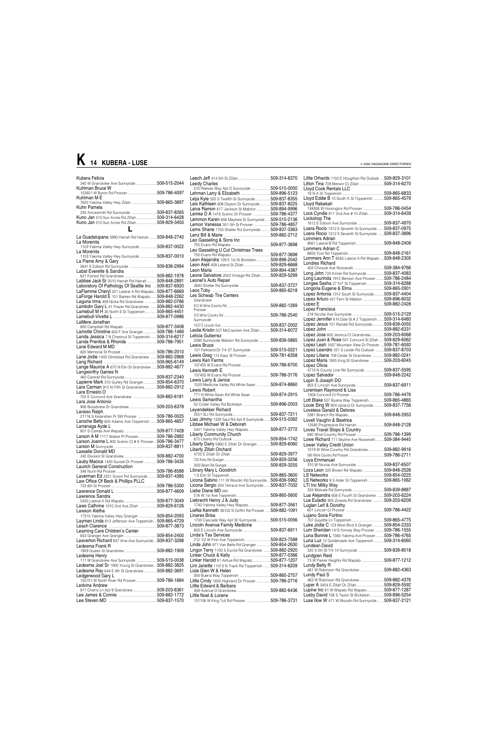Kubera Felicia
340 W Grandview Ave Sunnyside ....................509-515-2044
Kuhlman Bruce W
152601 W Byron Rd Prosser ...........................509-786-4097
Kuhlman M E
7820 Yakima Valley Hwy Zillah .........................509-865-3897
Kuhn Pamela
230 Arrowsmith Rd Sunnyside .........................509-837-8265
Kuno Jan 510 Sun Acres Rd Zillah....................509-314-6428
Kuno Jan 510 Sun Acres Rd Zillah....................509-829-3450

## L

La Guadalupana 3990 Harrah Rd Harrah.........509-848-2740
La Morenita
1103 Yakima Valley Hwy Sunnyside .................509-837-0022
La Morenita
1103 Yakima Valley Hwy Sunnyside .................509-837-0010
La Pierre Amy & Gary
5641 E Edison Rd Sunnyside ..........................509-836-2994
Labat Everette & Sandra
621 Forrest Rd Grandview ..............................509-882-1978
Labbee Jack Sr 3510 Harrah Rd Harrah ..........509-848-2891
Laboratory Of Pathology Of Seattle Inc ....509-837-6920
LaFlamme Cheryl 321 Lateral A Rd Wapato...509-877-6669
LaForge Harold E 151 Barkes Rd Wapato.......509-848-2262
Laguna Irma 409 Nicka Rd Grandview .............509-882-0766
Lambdin Gary L 41 Frazer Rd Grandview .......509-882-4430
Lambull M H 35 North E St Toppenish............509-865-4451
Lambull-Vivette L ...........................................509-877-0986
LaMere Jonathan
800 Campbell Rd Wapato ...............................509-877-3408
Lamotte Christine 604 F Ave Granger.............509-786-1489
Landa Jessica 7 N Chestnut St Toppenish ......509-314-6217
Landa Prentice & Rhonda ...............................509-786-7951
Lane Edward M MD
820 Memorial St Prosser.................................509-786-2010
Lane Jodie 1400 Olmstead Rd Grandview .......509-882-2868
Lang Richard ..................................................509-865-6149
Lange Maurice A 670 N Elm St Grandview .....509-882-4677
Langworthy Gaines N
460 Cantrell Rd Sunnyside..............................509-837-2340
Lapierre Mark 310 Gurley Rd Granger.............509-854-6370
Lara Carman 910 N Fifth St Grandview ...........509-882-2912
Lara Ernesto O
712 E Concord Ave Grandview .......................509-882-6181
Lara Jose Antonio
906 Broadview Dr Grandview ..........................509-203-6378
Laraiso Ralph
21116 S Kelandren Pr SW Prosser .................509-786-0025
Laroche Betty 604 Adams Ave Toppenish .......509-865-4657
Larranaga Ayde L
801 S Camas Ave Wapato ..............................509-877-7428
Larson A M 1117 Walker Pl Prosser.................509-786-2882
Larson Joanne L 905 Scenic Ct # K Prosser....509-786-3477
Larson M Sunnyside .......................................509-837-8811
Lasselle Donald MD
240 Division St Grandview ..............................509-882-4700
Lauby Macica 1430 Sunset Dr Prosser ............509-786-3435
Laurich General Construction
348 Nunn Rd Prosser......................................509-786-8588
Laverman Ed 2251 Scoon Rd Sunnyside .........509-837-4385
Law Office Of Beck & Phillips PLLC
723 6th St Prosser ..........................................509-786-5300
Lawrence Donald L .........................................509-877-4609
Lawrence Sandra
5430 Lateral A Rd Wapato...............................509-877-3049
Laws Cathrine 1010 2nd Ave Zillah ................509-829-6126
Lawson Aletha
17310 Yakima Valley Hwy Granger ..................509-854-2093
Layman Linda 813 Jefferson Ave Toppenish....509-865-4729
Leach Clarence ..............................................509-877-3873
Learning Care Children's Center
603 Granger Ave Granger ...............................509-854-2400
Leaverton Richard 837 Vine Ave Sunnyside....509-837-3288
Ledesma Frank R
1909 Queen St Grandview ..............................509-882-1909
Ledesma Henry
111 W Grandview Ave Sunnyside ....................509-515-0038
Ledesma Joel Sr 1900 Young St Grandview....509-882-3825
Ledesma Ray 644 E 4th St Grandview............509-882-3691
Ledgerwood Gary L
155701 W North River Rd Prosser ....................509-786-1684
Ledvina Andrew
811 Cherry Ln Apt 9 Grandview .......................509-203-6361
Lee James & Connie .......................................509-882-1772
Lee Steven MD ...............................................509-837-1570
Leech Jeff 414 5th St Zillah.............................509-314-6370
Leedy Charles
510 Reeves Way Apt D Sunnyside ..................509-515-0050
Lehman Larry & Elizabeth ..............................509-896-5123
Leija Kyle 505 S Twelfth St Sunnyside.............509-837-8355
Leis Kathleen 806 Dayton Dr Sunnyside ..........509-837-8225
Leiva Ramon 617 Jackson St Mabton ..............509-894-9996
Lemke D A 1416 Scenic Dr Prosser .................509-786-4377
Lemmon Karen 806 Mayhew St Sunnyside ......509-515-2136
Lemon Vanessa 301 5th St Prosser ...............509-786-4857
Lems Shane 1750 Sheller Rd Sunnyside.........509-837-3363
Lenz Bill & Marie .............................................509-882-2712
Leo Gasseling & Sons Inc
750 Evans Rd Wapato......................................509-877-3698
Leo Gasseling U Cut Christmas Trees
750 Evans Rd Wapato......................................509-877-3698
Leon Alejandra 109 E 1st St Bickleton.............509-896-2042
Leon Areli 409 Leland St Zillah .......................509-829-6668
Leon Maria .....................................................509-894-4387
Leone Salvatore 2022 Vintage Rd Zillah..........509-829-5299
Leonel's Auto Repair
2640 Sheller Rd Sunnyside ............................509-837-3727
Leos Toby .......................................................509-865-6218
Les Schwab Tire Centers
Grandview
812 W Wine Country Rd ...................................509-882-1269
Prosser
310 Wine Country Rd ......................................509-786-2540
Sunnyside
1537 E Lincoln Ave ...........................................509-837-2002
Leslie Kristin 507 McCracken Ave Zillah .........509-314-6072
Leticia Gutierrez
2090 Sunnyside Mabton Rd Sunnyside ...........509-839-5865
Lewis Bruce
131 Parkland Dr Trlr 57 Sunnyside .................509-515-0221
Lewis Greg 114 Easy St Prosser......................509-781-6358
Lewis Ken Farms
137405 W Evans Rd Prosser ...........................509-786-6700
Lewis Kenneth E
137405 W Evans Rd Prosser ...........................509-786-3176
Lewis Larry & Janice
1520 Medicine Valley Rd White Swan ..............509-874-8860
Lewis Robert
771 N White Swan Rd White Swan ..................509-874-2915
Lewis Samantha
52 Crider Valley Rd Bickleton ..........................509-896-2003
Leyendekker Richard
2501 SLI Rd Sunnyside ...................................509-837-7211
Liao Jimmy 1328 Saul Rd Apt 8 Sunnyside.......509-515-0392
Libbee Michael W & Deborah
5441 Yakima Valley Hwy Wapato......................509-877-3772
Liberty Community Church
670 Liberty Rd Outlook ...................................509-854-1742
Liberty Dairy 5860 E Zillah Dr Granger............509-829-6060
Liberty Zillah Orchard
4720 E Zillah Dr Zillah ....................................509-829-3977
720 Kirks Rd Granger ......................................509-829-3256
3300 Beam Rd Granger ...................................509-829-3255
Library Mary L Goodrich
1 S Elm St Toppenish.......................................509-865-3600
Licona Sabino 111 W Woodin Rd Sunnyside ...509-839-5962
Licona Sergio 204 Terrace Ave Sunnyside.......509-837-7032
Liebe Diane MD ofc
518 W 1st Ave Toppenish.................................509-865-5600
Liebrecht Henry J & Judy
1740 Yakima Valley Hwy Wapato.....................509-877-3561
Liefke Kenneth 38102 N Griffin Rd Prosser ......509-882-1091
Linares Brisa
1700 Cascade Way Apt 30 Sunnyside..............509-515-0056
Lincoln Avenue Family Medicine
803 E Lincoln Ave Sunnyside ..........................509-837-6911
Linda's Tax Services
212 1/2 W First Ave Toppenish.........................509-823-7588
Linde John 971 Van Belle Rd Granger ..............509-854-2630
Lingor Terry 1100 S Euclid Rd Grandview .......509-882-2920
Linker Chuck & Kelly .......................................509-877-0366
Linker Harold 81 Ashue Rd Wapato ................509-877-1207
Lint Janette 11013 N Track Rd Toppenish .......509-314-6209
Lisle Glen W & Helen
304 Buena Way Toppenish .............................509-865-2757
Little Cindy 1830 Highland Dr Prosser .............509-786-2716
Little Edward & Barbara
309 Avenue D Grandview................................509-882-6436
Little Noel & Lorane
131108 W King Tull Rd Prosser .......................509-786-3731
Little Orhards 1100 E Houghton Rd Outlook ....509-829-3101
Litton Tina 709 Merwin Ct Zillah .....................509-314-6270
Lloyd Cook Rentals LLC
18 N A St Toppenish .......................................509-865-6833
Lloyd Eddie B 10 South K St Toppenish ..........509-865-4579
Lloyd Rebekah
149306 W Hoisington Rd Prosser ....................509-786-0454
Lock Cyndie 811 2nd Ave # 10 Zillah ..............509-314-6439
Lockshop The
1612 E Edison Ave Sunnyside .........................509-837-4970
Loera Rocio 1312 S Seventh St Sunnyside .......509-837-0975
Loera Rocio 1312 S Seventh St Sunnyside .......509-837-3896
Lommers Adrian
9561 Lateral B Rd Toppenish ..........................509-848-2409
Lommers Adrian C
8650 Yost Rd Toppenish..................................509-848-2161
Lommers Ann T 8560 Lateral A Rd Wapato ....509-848-2305
Londres Richard
403 Chinook Ave Roosevelt..............................509-384-9766
Long John 720 Kriner Rd Sunnyside ...............509-837-4083
Long Laurinda 1912 Benson Ave Prosser........509-786-2484
Longee Sasha 27 N F St Toppenish ................509-314-6288
Longoria Eugene & Elma ...............................509-865-2901
Lopez Antonia 1312 South St Sunnyside..........509-837-4404
Lopez Arturo 421 Fern St Mabton ...................509-896-6032
Lopez E ..........................................................509-882-2428
Lopez Francisca
218 Nicolai Ave Sunnyside .............................509-515-2129
Lopez Jennifer 6 N Date St # 2 Toppenish......509-314-6480
Lopez Jesus 151 Randel Rd Sunnyside...........509-839-0055
Lopez John ....................................................509-882-6331
Lopez Jose 802 Jessica Ct Grandview.............509-203-6068
Lopez Juan & Rose 501 Concord St Zillah ......509-829-6062
Lopez Leah 1937 Mountain View Dr Prosser ....509-781-6092
Lopez Leandro 251 S Lester Rd Outlook .........509-837-8703
Lopez Liliana 108 Cedar St Grandview ............509-882-0241
Lopez Maria 1905 King St Grandview .............509-203-6045
Lopez Olivia
4710 N County Line Rd Sunnyside ..................509-837-5595
Lopez Salvador ..............................................509-848-2242
Lopin S Joseph DO
803 E Lincoln Ave Sunnyside ..........................509-837-6911
Lorentsen Raymond & Lisa
1308 Concord Ct Prosser ................................509-786-4476
Lott Blake 507 Buena Way Toppenish ............509-865-4865
Louie Sing W 924 Upland Dr Sunnyside ..........509-837-7756
Loveless Gerald & Delores
5381 Branch Rd Wapato..................................509-848-2953
Lovell Vaughn & Beatrice
12585 Progressive Rd Harrah .........................509-848-2128
Loves Travel Stops & Country
680 Wine Country Rd Prosser .........................509-786-1399
Lowe Richard 711 Skyline Ave Roosevelt........509-384-9445
Lower Valley Credit Union
1019 W Wine Country Rd Grandview ...............509-882-9916
580 Wine Country Rd Prosser...........................509-786-2711
Loya Emmanuel
310 W Nicolai Ave Sunnyside .........................509-837-6507
Loza Leon 320 Brown Rd Wapato ...................509-848-2526
LS Networks .................................................509-854-0225
LS Networks 9 S Alder St Toppenish ...............509-865-1062
LTI Inc Milky Way
333 Midvale Rd Sunnyside .............................509-839-8887
Lua Alejandra 608 E Fourth St Grandview .......509-203-6224
Lua Euladio 905 Zorada Rd Grandview ..........509-203-6209
Luglan Leif & Dorothy
601 Lincoln Ct Prosser ...................................509-786-4422
Lujano Soria Fortino
707 Guyette Ln Toppenish...............................509-865-4775
Luke Jodie C 123 West Blvd S Granger............509-854-2333
Lum Sheridan 1415 Kinney Way Prosser ........509-786-1555
Luna Bonnie L 1060 Yakima Ave Prosser........509-786-4765
Luna Luz 12 Goldendale Ave Toppenish .........509-314-6060
Lundean David
325 S 5th St Trlr 14 Sunnyside .......................509-839-8018
Lundgren Reid
73 W Parker Heights Rd Wapato .....................509-877-1212
Lundy Betty R
461 W Robinson Rd Grandview .......................509-882-4363
Lundy Paul S
463 W Robinson Rd Grandview .......................509-882-4376
Luper A 3454 E Zillah Dr Zillah ........................509-829-5592
Lupine Inc 61 W Wapato Rd Wapato...............509-877-1287
Lusby David 106 S Taylor St Bickleton ............509-896-5254
Luse Ilow W 471 W Woodin Rd Sunnyside .......509-837-2121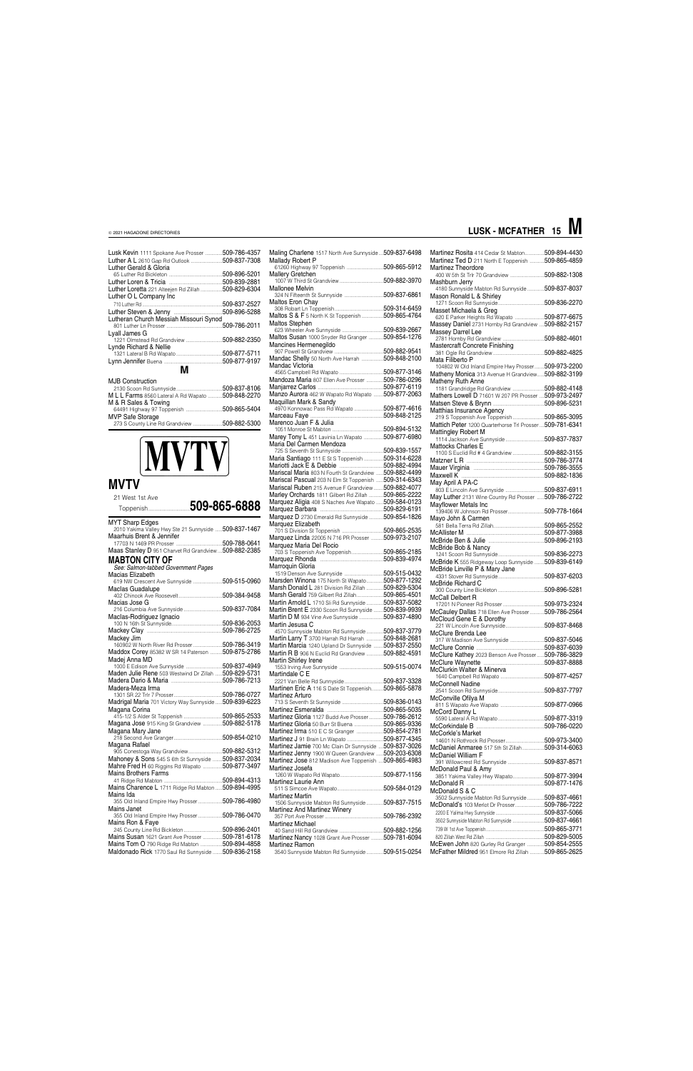Lusk Kevin 1111 Spokane Ave Prosser ............509-786-4357
Luther A L 2610 Gap Rd Outlook ......................509-837-7308
Luther Gerald & Gloria
65 Luther Rd Bickleton ....................................509-896-5201
Luther Loren & Tricia .......................................509-839-2881
Luther Loretta 221 Alteejen Rd Zillah ...............509-829-6304
Luther O L Company Inc
710 Luther Rd .........................................................509-837-2527
Luther Steven & Jenny ....................................509-896-5288
Lutheran Church Messiah Missouri Synod
801 Luther Ln Prosser ......................................509-786-2011
Lyall James G
1221 Olmstead Rd Grandview ..........................509-882-2350
Lynde Richard & Nellie
1321 Lateral B Rd Wapato ..............................509-877-5711
Lynn Jennifer Buena .........................................509-877-9197

## M

MJB Construction
2130 Scoon Rd Sunnyside.................................509-837-8106
M L L Farms 8560 Lateral A Rd Wapato ...........509-848-2270
M & R Sales & Towing
64491 Highway 97 Toppenish ..........................509-865-5404
MVP Safe Storage
273 S County Line Rd Grandview ....................509-882-5300

**MVTV**

**MVTV**
21 West 1st Ave
Toppenish.......................... **509-865-6888**

MYT Sharp Edges
2010 Yakima Valley Hwy Ste 21 Sunnyside ......509-837-1467
Maarhuis Brent & Jennifer
17703 N 1469 PR Prosser ................................509-788-0641
Maas Stanley D 951 Charvet Rd Grandview...509-882-2385

**MABTON CITY OF**
*See: Salmon-tabbed Government Pages*

Macias Elizabeth
619 NW Crescent Ave Sunnyside ....................509-515-0960
Macias Guadalupe
402 Chinook Ave Roosevelt..............................509-384-9458
Macias Jose G
216 Columbia Ave Sunnyside ..........................509-837-7084
Macias-Rodriguez Ignacio
100 N 16th St Sunnyside..................................509-836-2053
Mackey Clay .....................................................509-786-2725
Mackey Jim
160902 W North River Rd Prosser ...................509-786-3419
Maddox Corey 85382 W SR 14 Paterson .......509-875-2786
Madej Anna MD
1000 E Edison Ave Sunnyside .........................509-837-4949
Maden Julie Rene 503 Westwind Dr Zillah .....509-829-5731
Madera Dario & Maria ......................................509-786-7213
Madera-Meza Irma
1301 SR 22 Trlr 7 Prosser.................................509-786-0727
Madrigal Maria 701 Victory Way Sunnyside ....509-839-6223
Magana Corina
415-1/2 S Alder St Toppenish ..........................509-865-2533
Magana Jose 915 King St Grandview ..............509-882-5178
Magana Mary Jane
218 Second Ave Granger.................................509-854-0210
Magana Rafael
905 Conestoga Way Grandview.......................509-882-5312
Mahoney & Sons 545 S 6th St Sunnyside ......509-837-2034
Mahre Fred H 60 Riggins Rd Wapato ..............509-877-3497
Mains Brothers Farms
41 Ridge Rd Mabton ........................................509-894-4313
Mains Charence L 1711 Ridge Rd Mabton .....509-894-4995
Mains Ida
355 Old Inland Empire Hwy Prosser.................509-786-4980
Mains Janet
355 Old Inland Empire Hwy Prosser.................509-786-0470
Mains Ron & Faye
245 County Line Rd Bickleton ..........................509-896-2401
Mains Susan 1621 Grant Ave Prosser .............509-781-6178
Mains Tom O 790 Ridge Rd Mabton ...............509-894-4858
Maldonado Rick 1770 Saul Rd Sunnyside ......509-836-2158

Maling Charlene 1517 North Ave Sunnyside ...509-837-6498
Mallady Robert P
61260 Highway 97 Toppenish ..........................509-865-5912
Mallery Gretchen
1007 W Third St Grandview .............................509-882-3970
Mallonee Melvin
324 N Fifteenth St Sunnyside ..........................509-837-6861
Maltos Eron Chay
308 Robart Ln Toppenish.................................509-314-6459
Maltos S & F 5 North K St Toppenish ...............509-865-4764
Maltos Stephen
623 Wheeler Ave Sunnyside ............................509-839-2667
Maltos Susan 1000 Snyder Rd Granger ..........509-854-1276
Mancines Hermenegildo
907 Powell St Grandview .................................509-882-9541
Mandac Shelly 50 North Ave Harrah ...............509-848-2100
Mandac Victoria
4565 Campbell Rd Wapato ..............................509-877-3146
Mandoza Maria 807 Ellen Ave Prosser ............509-786-0296
Manjarrez Carlos ..............................................509-877-6119
Manzo Aurora 462 W Wapato Rd Wapato .......509-877-2063
Maquillan Mark & Sandy
4970 Konnowac Pass Rd Wapato ...................509-877-4616
Marceau Faye ...................................................509-848-2125
Marenco Juan F & Julia
1051 Monroe St Mabton ...................................509-894-5132
Marey Tony L 451 Lavinia Ln Wapato .............509-877-6980
Maria Del Carmen Mendoza
725 S Seventh St Sunnyside ...........................509-839-1557
Maria Santiago 111 E St S Toppenish ...............509-314-6228
Mariotti Jack E & Debbie .................................509-882-4994
Mariscal Maria 803 N Fourth St Grandview .....509-882-4499
Mariscal Pascual 203 N Elm St Toppenish ......509-314-6343
Mariscal Ruben 215 Avenue F Grandview .......509-882-4077
Marley Orchards 1811 Gilbert Rd Zillah ..........509-865-2222
Marquez Aligia 408 S Naches Ave Wapato .....509-584-0123
Marquez Barbara .............................................509-829-6191
Marquez D 2730 Emerald Rd Sunnyside ..........509-854-1826
Marquez Elizabeth
701 S Division St Toppenish ............................509-865-2535
Marquez Linda 22005 N 716 PR Prosser .........509-973-2107
Marquez Maria Del Rocio
703 S Toppenish Ave Toppenish......................509-865-2185
Marquez Rhonda .............................................509-839-4974
Marroquin Gloria
1519 Denson Ave Sunnyside ..........................509-515-0432
Marsden Winona 175 North St Wapato...........509-877-1292
Marsh Donald L 281 Division Rd Zillah ...........509-829-5304
Marsh Gerald 759 Gilbert Rd Zillah..................509-865-4501
Martin Arnold L 1710 Sli Rd Sunnyside ..........509-837-5082
Martin Brent E 2330 Scoon Rd Sunnyside ......509-839-9939
Martin D M 934 Vine Ave Sunnyside ...............509-837-4890
Martin Jesusa C
4570 Sunnyside Mabton Rd Sunnyside ..........509-837-3779
Martin Larry T 3700 Harrah Rd Harrah ...........509-848-2681
Martin Marcia 1240 Upland Dr Sunnyside .......509-837-2550
Martin R B 906 N Euclid Rd Grandview ...........509-882-4591
Martin Shirley Irene
1553 Irving Ave Sunnyside ..............................509-515-0074
Martindale C E
2221 Van Belle Rd Sunnyside ........................509-837-3328
Martinen Eric A 116 S Date St Toppenish.......509-865-5878
Martinez Arturo
713 S Seventh St Sunnyside ...........................509-836-0143
Martinez Esmeralda ........................................509-865-5035
Martinez Gloria 1127 Budd Ave Prosser .........509-786-2612
Martinez Gloria 50 Burr St Buena ...................509-865-9336
Martinez Irma 510 E C St Granger ...................509-854-2781
Martinez J 91 Brain Ln Wapato .......................509-877-4345
Martinez Jamie 700 Mc Clain Dr Sunnyside ...509-837-3026
Martinez Jenny 1900 W Queen Grandview .....509-203-6308
Martinez Josefa 812 Madison Ave Toppenish ...509-865-4983
Martinez Josefa
1260 W Wapato Rd Wapato..............................509-877-1156
Martinez Laurie Ann
511 S Simcoe Ave Wapato...............................509-584-0129
Martinez Martin
1506 Sunnyside Mabton Rd Sunnyside ..........509-837-7515
Martinez And Martinez Winery
357 Port Ave Prosser .......................................509-786-2392
Martinez Michael
40 Sand Hill Rd Grandview .............................509-882-1256
Martinez Nancy 1028 Grant Ave Prosser ........509-781-6094
Martinez Ramon
3540 Sunnyside Mabton Rd Sunnyside ..........509-515-0254

Martinez Rosita 414 Cedar St Mabton..............509-894-4430
Martinez Ted D 211 North E Toppenish ..........509-865-4859
Martinez Theordore
400 W 5th St Trlr 70 Grandview .......................509-882-1308
Mashburn Jerry
4180 Sunnyside Mabton Rd Sunnyside ...........509-837-8037
Mason Ronald L & Shirley
1271 Scoon Rd Sunnyside...............................509-836-2270
Masset Michaela & Greg
620 E Parker Heights Rd Wapato ....................509-877-6675
Massey Daniel 2731 Hornby Rd Grandview ...509-882-2157
Massey Darrel Lee
2781 Hornby Rd Grandview .............................509-882-4601
Mastercraft Concrete Finishing
381 Ogle Rd Grandview....................................509-882-4825
Mata Filiberto P
104802 W Old Inland Empire Hwy Prosser .......509-973-2200
Matheny Monica 313 Avenue H Grandview....509-882-3199
Matheny Ruth Anne
1181 Grandridge Rd Grandview ......................509-882-4148
Mathers Lowell D 71601 W 207 PR Prosser ...509-973-2497
Matsen Steve & Brynn .....................................509-896-5231
Matthias Insurance Agency
219 S Toppenish Ave Toppenish.....................509-865-3095
Mattich Peter 1200 Quarterhorse Trl Prosser ...509-781-6341
Mattingley Robert M
1114 Jackson Ave Sunnyside ..........................509-837-7837
Mattocks Charles E
1100 S Euclid Rd # 4 Grandview .....................509-882-3155
Matzner L R ......................................................509-786-3774
Mauer Virginia .................................................509-786-3555
Maxwell K .........................................................509-882-1836
May April A PA-C
803 E Lincoln Ave Sunnyside ..........................509-837-6911
May Luther 2131 Wine Country Rd Prosser ....509-786-2722
Mayflower Metals Inc
139406 W Johnson Rd Prosser........................509-778-1664
Mayo John & Carmen
581 Bella Terra Rd Zillah..................................509-865-2552
McAllister M ......................................................509-877-3988
McBride Ben & Julie ........................................509-896-2193
McBride Bob & Nancy
1241 Scoon Rd Sunnyside...............................509-836-2273
McBride K 555 Ridgeway Loop Sunnyside ......509-839-6149
McBride Linville P & Mary Jane
4331 Stover Rd Sunnyside...............................509-837-6203
McBride Richard C
300 County Line Bickleton ..............................509-896-5281
McCall Delbert R
17201 N Pioneer Rd Prosser ...........................509-973-2324
McCauley Dallas 718 Ellen Ave Prosser ..........509-786-2564
McCloud Gene E & Dorothy
221 W Lincoln Ave Sunnyside .........................509-837-8468
McClure Brenda Lee
317 W Madison Ave Sunnyside .......................509-837-5046
McClure Connie ...............................................509-837-6039
McClure Kathey 2023 Benson Ave Prosser .....509-786-3829
McClure Waynette ...........................................509-837-8888
McClurkin Walter & Minerva
1640 Campbell Rd Wapato ..............................509-877-4257
McConnell Nadine
2541 Scoon Rd Sunnyside...............................509-837-7797
McConville Ofilya M
811 S Wapato Ave Wapato .............................509-877-0966
McCord Danny L
5590 Lateral A Rd Wapato................................509-877-3319
McCorkindale B ...............................................509-786-0220
McCorkle's Market
14601 N Rothrock Rd Prosser..........................509-973-3400
McDaniel Annmaree 517 5th St Zillah .............509-314-6063
McDaniel William F
391 Willowcrest Rd Sunnyside ........................509-837-8571
McDonald Paul & Amy
3851 Yakima Valley Hwy Wapato.....................509-877-3994
McDonald R ......................................................509-877-1476
McDonald S & C
3502 Sunnyside Mabton Rd Sunnyside ...........509-837-4661
McDonald's 103 Merlot Dr Prosser...................509-786-7222
2200 E Yakima Hwy Sunnyside .........................509-837-5066
3502 Sunnyside Mabton Rd Sunnyside .............509-837-4661
739 W 1st Ave Toppenish....................................509-865-3771
820 Zillah West Rd Zillah ...................................509-829-5005
McEwen John 820 Gurley Rd Granger ............509-854-2555
McFather Mildred 951 Elmore Rd Zillah ..........509-865-2625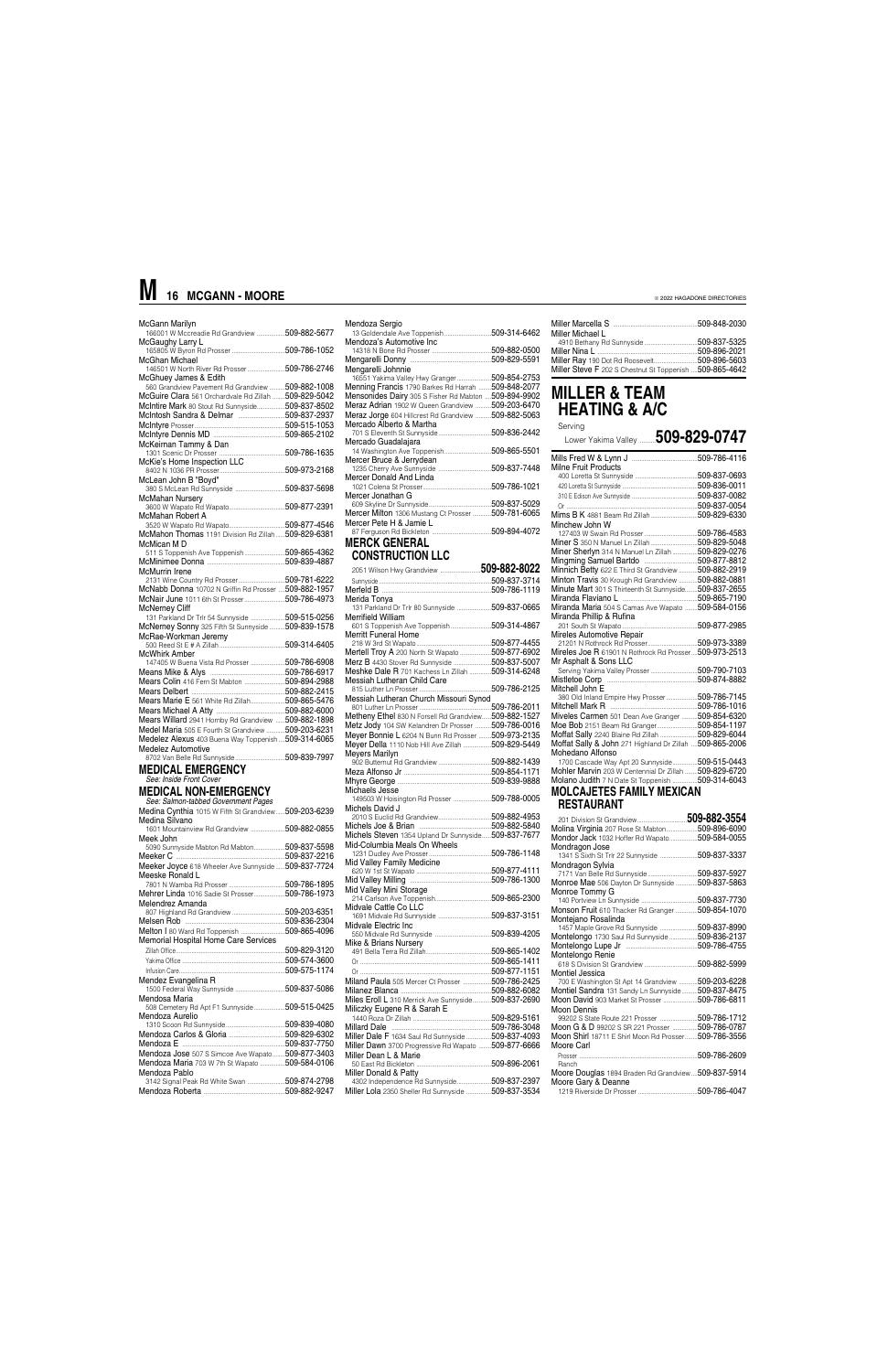McGann Marilyn
166001 W Mccreadie Rd Grandview ...............509-882-5677
McGaughy Larry L
165805 W Byron Rd Prosser ...........................509-786-1052
McGhan Michael
146501 W North River Rd Prosser....................509-786-2746
McGhuey James & Edith
560 Grandview Pavement Rd Grandview .........509-882-1008
McGuire Clara 561 Orchardvale Rd Zillah........509-829-5042
McIntire Mark 80 Stout Rd Sunnyside..............509-837-8502
McIntosh Sandra & Delmar .........................509-837-2937
McIntyre Prosser...............................................509-515-1053
McIntyre Dennis MD ...................................509-865-2102
McKeirnan Tammy & Dan
1301 Scenic Dr Prosser ...................................509-786-1635
McKie's Home Inspection LLC
8402 N 1036 PR Prosser..................................509-973-2168
McLean John B "Boyd"
380 S McLean Rd Sunnyside ..........................509-837-5698
McMahan Nursery
3600 W Wapato Rd Wapato.............................509-877-2391
McMahan Robert A
3520 W Wapato Rd Wapato.............................509-877-4546
McMahon Thomas 1191 Division Rd Zillah ......509-829-6381
McMican M D
511 S Toppenish Ave Toppenish .....................509-865-4362
McMinimee Donna .......................................509-839-4887
McMurrin Irene
2131 Wine Country Rd Prosser........................509-781-6222
McNabb Donna 10702 N Griffin Rd Prosser ....509-882-1957
McNair June 1011 6th St Prosser.....................509-786-4973
McNerney Cliff
131 Parkland Dr Trlr 54 Sunnyside .................509-515-0256
McNerney Sonny 325 Fifth St Sunnyside ........509-839-1578
McRae-Workman Jeremy
500 Reed St E # A Zillah.................................509-314-6405
McWhirk Amber
147405 W Buena Vista Rd Prosser .................509-786-6908
Means Mike & Alys .......................................509-786-6917
Means Colin 416 Fern St Mabton .....................509-894-2988
Mears Delbert ...............................................509-882-2415
Mears Marie E 561 White Rd Zillah..................509-865-5476
Mears Michael A Atty ...................................509-882-6000
Mears Willard 2941 Hornby Rd Grandview ......509-882-1898
Medel Maria 505 E Fourth St Grandview .........509-203-6231
Medelez Alexus 403 Buena Way Toppenish ...509-314-6065
Medelez Automotive
8702 Van Belle Rd Sunnyside..........................509-839-7997

## MEDICAL EMERGENCY
*See: Inside Front Cover*

## MEDICAL NON-EMERGENCY
*See: Salmon-tabbed Government Pages*

Medina Cynthia 1015 W Fifth St Grandview .....509-203-6239
Medina Silvano
1601 Mountainview Rd Grandview ..................509-882-0855
Meek John
5090 Sunnyside Mabton Rd Mabton................509-837-5598
Meeker C ......................................................509-837-2216
Meeker Joyce 618 Wheeler Ave Sunnyside .....509-837-7724
Meeske Ronald L
7801 N Wamba Rd Prosser .............................509-786-1895
Mehrer Linda 1016 Sadie St Prosser................509-786-1973
Melendrez Amanda
807 Highland Rd Grandview ............................509-203-6351
Melsen Rob ..................................................509-836-2304
Melton I 80 Ward Rd Toppenish .......................509-865-4096
Memorial Hospital Home Care Services
Zillah Office.......................................................509-829-3120
Yakima Office ...................................................509-574-3600
Infusion Care.....................................................509-575-1174
Mendez Evangelina R
1500 Federal Way Sunnyside .........................509-837-5086
Mendosa Maria
508 Cemetery Rd Apt F1 Sunnyside................509-515-0425
Mendoza Aurelio
1310 Scoon Rd Sunnyside...............................509-839-4080
Mendoza Carlos & Gloria ............................509-829-6302
Mendoza E ...................................................509-837-7750
Mendoza Jose 507 S Simcoe Ave Wapato.......509-877-3403
Mendoza Maria 703 W 7th St Wapato .............509-584-0106
Mendoza Pablo
3142 Signal Peak Rd White Swan ...................509-874-2798
Mendoza Roberta .........................................509-882-9247
Mendoza Sergio
13 Goldendale Ave Toppenish .........................509-314-6462
Mendoza's Automotive Inc
14318 N Bone Rd Prosser ..............................509-882-0500
Mengarelli Donny .........................................509-829-5591
Mengarelli Johnnie
16551 Yakima Valley Hwy Granger ..................509-854-2753
Menning Francis 1790 Barkes Rd Harrah .......509-848-2077
Mensonides Dairy 305 S Fisher Rd Mabton ...509-894-9902
Meraz Adrian 1902 W Queen Grandview .........509-203-6470
Meraz Jorge 604 Hillcrest Rd Grandview .........509-882-5063
Mercado Alberto & Martha
701 S Eleventh St Sunnyside...........................509-836-2442
Mercado Guadalajara
14 Washington Ave Toppenish.........................509-865-5501
Mercer Bruce & Jerrydean
1235 Cherry Ave Sunnyside ...........................509-837-7448
Mercer Donald And Linda
1021 Colena St Prosser....................................509-786-1021
Mercer Jonathan G
609 Skyline Dr Sunnyside................................509-837-5029
Mercer Milton 1306 Mustang Ct Prosser ..........509-781-6065
Mercer Pete H & Jamie L
87 Ferguson Rd Bickleton ...............................509-894-4072

## MERCK GENERAL CONSTRUCTION LLC

2051 Wilson Hwy Grandview .....................**509-882-8022**
Sunnyside .........................................................509-837-3714
Merfeld B .......................................................509-786-1119
Merida Tonya
131 Parkland Dr Trlr 80 Sunnyside ..................509-837-0665
Merrifield William
601 S Toppenish Ave Toppenish......................509-314-4867
Merritt Funeral Home
218 W 3rd St Wapato .......................................509-877-4455
Mertell Troy A 200 North St Wapato.................509-877-6902
Merz B 4430 Stover Rd Sunnyside ...................509-837-5007
Meshke Dale R 701 Kachess Ln Zillah ...........509-314-6248
Messiah Lutheran Child Care
815 Luther Ln Prosser .....................................509-786-2125
Messiah Lutheran Church Missouri Synod
801 Luther Ln Prosser .....................................509-786-2011
Metheny Ethel 830 N Forsell Rd Grandview.....509-882-1527
Metz Jody 104 SW Kelandren Dr Prosser ........509-786-0016
Meyer Bonnie L 6204 N Bunn Rd Prosser .......509-973-2135
Meyer Della 1110 Nob Hill Ave Zillah ..............509-829-5449
Meyers Marilyn
902 Butternut Rd Grandview ...........................509-882-1439
Meza Alfonso Jr ............................................509-854-1171
Mhyre George ..............................................509-839-9888
Michaels Jesse
149503 W Hoisington Rd Prosser ....................509-788-0005
Michels David J
2010 S Euclid Rd Grandview............................509-882-4953
Michels Joe & Brian .....................................509-882-5840
Michels Steven 1354 Upland Dr Sunnyside.....509-837-7677
Mid-Columbia Meals On Wheels
1231 Dudley Ave Prosser.................................509-786-1148
Mid Valley Family Medicine
620 W 1st St Wapato .......................................509-877-4111
Mid Valley Milling .........................................509-786-1300
Mid Valley Mini Storage
214 Carlson Ave Toppenish..............................509-865-2300
Midvale Cattle Co LLC
1691 Midvale Rd Sunnyside ............................509-837-3151
Midvale Electric Inc
550 Midvale Rd Sunnyside .............................509-839-4205
Mike & Brians Nursery
491 Bella Terra Rd Zillah..................................509-865-1402
Or ......................................................................509-865-1411
Or ......................................................................509-877-1151
Miland Paula 505 Mercer Ct Prosser ...............509-786-2425
Milanez Blanca .............................................509-882-6082
Miles Eroll L 310 Merrick Ave Sunnyside..........509-837-2690
Miliczky Eugene R & Sarah E
1440 Roza Dr Zillah .........................................509-829-5161
Millard Dale ..................................................509-786-3048
Miller Dale F 1634 Saul Rd Sunnyside .............509-837-4093
Miller Dawn 3700 Progressive Rd Wapato ......509-877-6666
Miller Dean L & Marie
50 East Rd Bickleton .......................................509-896-2061
Miller Donald & Patty
4302 Independence Rd Sunnyside..................509-837-2397
Miller Lola 2350 Sheller Rd Sunnyside .............509-837-3534
Miller Marcella S ..........................................509-848-2030
Miller Michael L
4910 Bethany Rd Sunnyside ...........................509-837-5325
Miller Nina L ..................................................509-896-2021
Miller Ray 190 Dot Rd Roosevelt.....................509-896-5603
Miller Steve F 202 S Chestnut St Toppenish ...509-865-4642

## MILLER & TEAM HEATING & A/C

Serving
Lower Yakima Valley ........ **509-829-0747**

Mills Fred W & Lynn J ..................................509-786-4116
Milne Fruit Products
400 Loretta St Sunnyside ...............................509-837-0693
420 Loretta St Sunnyside ..................................509-836-0011
310 E Edison Ave Sunnyside ............................509-837-0082
Or ......................................................................509-837-0054
Mims B K 4881 Beam Rd Zillah ......................509-829-6330
Minchew John W
127403 W Swain Rd Prosser ...........................509-786-4583
Miner S 350 N Manuel Ln Zillah .......................509-829-5048
Miner Sherlyn 314 N Manuel Ln Zillah .............509-829-0276
Mingming Samuel Bartdo ............................509-877-8812
Minnich Betty 622 E Third St Grandview ..........509-882-2919
Minton Travis 30 Krough Rd Grandview ..........509-882-0881
Minute Mart 301 S Thirteenth St Sunnyside.......509-837-2655
Miranda Flaviano L ......................................509-865-7190
Miranda Maria 504 S Camas Ave Wapato .......509-584-0156
Miranda Phillip & Rufina
201 South St Wapato .......................................509-877-2985
Mireles Automotive Repair
21201 N Rothrock Rd Prosser..........................509-973-3389
Mireles Joe R 61901 N Rothrock Rd Prosser ...509-973-2513
Mr Asphalt & Sons LLC
Serving Yakima Valley Prosser .......................509-790-7103
Mistletoe Corp ..............................................509-874-8882
Mitchell John E
380 Old Inland Empire Hwy Prosser ................509-786-7145
Mitchell Mark R ............................................509-786-1016
Miveles Carmen 501 Dean Ave Granger .........509-854-6320
Moe Bob 2151 Beam Rd Granger......................509-854-1197
Moffat Sally 2240 Blaine Rd Zillah ...................509-829-6044
Moffat Sally & John 271 Highland Dr Zillah ...509-865-2006
Mohedano Alfonso
1700 Cascade Way Apt 20 Sunnyside.............509-515-0443
Mohler Marvin 203 W Centennial Dr Zillah .......509-829-6720
Molano Judith 7 N Date St Toppenish .............509-314-6043

## MOLCAJETES FAMILY MEXICAN RESTAURANT

201 Division St Grandview ........................**509-882-3554**
Molina Virginia 207 Rose St Mabton................509-896-6090
Mondor Jack 1032 Holfer Rd Wapato...............509-584-0055
Mondragon Jose
1341 S Sixth St Trlr 22 Sunnyside ...................509-837-3337
Mondragon Sylvia
7171 Van Belle Rd Sunnyside..........................509-837-5927
Monroe Mae 506 Dayton Dr Sunnyside ...........509-837-5863
Monroe Tommy G
140 Portview Ln Sunnyside .............................509-837-7730
Monson Fruit 610 Thacker Rd Granger ............509-854-1070
Montejano Rosalinda
1457 Maple Grove Rd Sunnyside ...................509-837-8990
Montelongo 1730 Saul Rd Sunnyside...............509-836-2137
Montelongo Lupe Jr .....................................509-786-4755
Montelongo Renie
618 S Division St Grandview ...........................509-882-5999
Montiel Jessica
700 E Washington St Apt 14 Grandview ..........509-203-6228
Montiel Sandra 131 Sandy Ln Sunnyside .........509-837-8475
Moon David 903 Market St Prosser ..................509-786-6811
Moon Dennis
99202 S State Route 221 Prosser ..................509-786-1712
Moon G & D 99202 S SR 221 Prosser .............509-786-0787
Moon Shirl 18711 E Shirl Moon Rd Prosser......509-786-3556
Moore Carl
Prosser .............................................................509-786-2609
Ranch
Moore Douglas 1894 Braden Rd Grandview ...509-877-5914
Moore Gary & Deanne
1219 Riverside Dr Prosser ...............................509-786-4047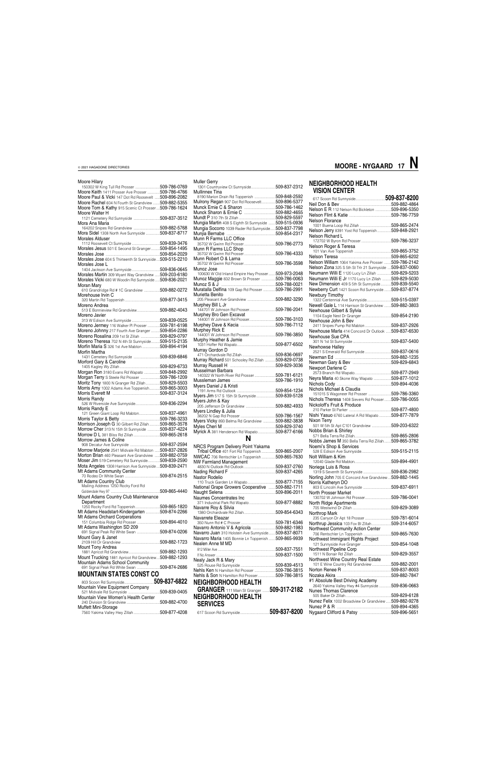Moore Hilary
150302 W King Tull Rd Prosser ....509-786-0769
Moore Keith 1411 Prosser Ave Prosser ....509-786-4766
Moore Paul & Vicki 147 Dot Rd Roosevelt ....509-896-2082
Moore Rachel 604 N Fourth St Grandview ....509-882-5355
Moore Tom & Kathy 915 Scenic Ct Prosser ....509-786-1624
Moore Walter H
1121 Cemetery Rd Sunnyside ....509-837-3512
Mora Ana Maria
164202 Snipes Rd Grandview ....509-882-5768
Mora Sidel 1308 North Ave Sunnyside ....509-837-8717
Morales Alduser
1112 Roosevelt Ct Sunnyside ....509-839-3476
Morales Jesus 501 E Second St Granger ....509-854-1495
Morales Jose ....509-854-2029
Morales Jose 604 S Thirteenth St Sunnyside ....509-515-2210
Morales Jose L
1404 Jackson Ave Sunnyside ....509-836-0645
Morales Martin 309 Wyant Way Grandview ....509-203-6180
Morales Vicki 680 W Woodin Rd Sunnyside ....509-836-2021
Moran Mary
610 Grandridge Rd # 1C Grandview ....509-882-0272
Morehouse Irvin C
320 Martin Rd Toppenish ....509-837-3415
Moreno Andrea
513 E Bonnieview Rd Grandview ....509-882-4043
Moreno Javier
313 W Edison Ave Sunnyside ....509-839-0525
Moreno Jermey 116 Walker Pl Prosser ....509-781-6198
Moreno Johnny 217 Fourth Ave Granger ....509-854-2286
Moreno Rosalina 209 1st St Zillah ....509-829-0797
Moreno Theresa 702 N 4th St Sunnyside ....509-515-2135
Morfin Maria S 326 1st Ave Mabton ....509-894-4194
Morfin Martha
1431 Cemetery Rd Sunnyside ....509-839-6846
Morford Gary & Caroline
1405 Kagley Wy Zillah ....509-829-6733
Morgan Ron 3180 Evans Rd Wapato ....509-848-2992
Morgan Terry S Steele Rd Prosser ....509-786-1209
Moritz Tony 1800 N Granger Rd Zillah ....509-829-5503
Morris Amy 1002 Adams Ave Toppenish ....509-865-3003
Morris Everett M ....509-837-3124
Morris Randy
526 W Riverside Ave Sunnyside ....509-836-2294
Morris Randy E
121 Green Giant Loop Rd Mabton ....509-837-4961
Morris Taylor & Betty ....509-786-3233
Morrison Joseph G 30 Gilbert Rd Zillah ....509-865-3578
Morrow Cher 313 N 15th St Sunnyside ....509-837-4224
Morrow D L 381 Bliss Rd Zillah ....509-865-2618
Morrow James & Coline
908 Decatur Ave Sunnyside ....509-837-2594
Morrow Marjorie 2541 Midvale Rd Mabton ....509-837-2826
Morton Brian 460 Pleasant Ave Grandview ....509-882-0759
Moser Jim 519 Cemetery Rd Sunnyside ....509-839-2590
Mota Angeles 1308 Harrison Ave Sunnyside ....509-839-2471
Mt Adams Community Center
70 Rodeo Dr White Swan ....509-874-2515
Mt Adams Country Club
Mailing Address 1250 Rocky Ford Rd
Goldendale Hwy 97 ....509-865-4440
Mount Adams Country Club Maintenance Department
1250 Rocky Ford Rd Toppenish ....509-865-1820
Mt Adams Headstart-Kindergarten ....509-874-2266
Mt Adams Orchard Corperations
151 Columbia Ridge Rd Prosser ....509-894-4010
Mt Adams Washington SD 209
691 Signal Peak Rd White Swan ....509-874-0206
Mount Gary & Janet
2109 Hill Dr Grandview ....509-882-1723
Mount Tony Andrea
1881 Apricot Rd Grandview ....509-882-1293
Mount Trucking 1881 Apricot Rd Grandview ....509-882-1293
Mountain Adams School Community
691 Signal Peak Rd White Swan ....509-874-2686

## MOUNTAIN STATES CONST CO
803 Scoon Rd Sunnyside ....**509-837-6822**

Mountain View Equipment Company
521 Midvale Rd Sunnyside ....509-839-0405
Mountain View Women's Health Center
240 Division St Grandview ....509-882-4700
Muffett Mini-Storage
7560 Yakima Valley Hwy Zillah ....509-877-4208
Muller Gerry
1301 Countryview Ct Sunnyside ....509-837-2312
Mullinnex Tina
8190 Marion Drain Rd Toppenish ....509-848-2592
Mulrony Regan 907 Dot Rd Roosevelt ....509-896-5377
Munck Ernie C & Sharon ....509-786-1462
Munck Sharon & Ernie C ....509-882-4655
Mundt P 310 7th St Zillah ....509-829-5597
Mungia Martin 408 S Eighth St Sunnyside ....509-515-0936
Mungia Socorro 1039 Rader Rd Sunnyside ....509-837-7798
Munjia Bernabe ....509-854-2317
Munn R Farms LLC Office
35702 W Gwinn Rd Prosser ....509-786-2773
Munn R Farms LLC Shop
35702 W Gwinn Rd Prosser ....509-786-4333
Munn Robert O & Lama
35702 W Gwinn Rd Prosser ....509-786-3598
Munoz Jose
100630 W Old Inland Empire Hwy Prosser ....509-973-2048
Munoz Maggie 832 Brown St Prosser ....509-786-0063
Munoz S & J ....509-788-0021
Muratalla Delfina 109 Gap Rd Prosser ....509-786-2991
Murietta Benito
205 Pleasant Ave Grandview ....509-882-3290
Murphey Bill L Jr
144701 W Johnson Rd Prosser ....509-786-2041
Murphey Bro Gen Excavat
144001 W Johnson Rd Prosser ....509-786-3103
Murphey Dave & Kecia ....509-786-7112
Murphey Rick E
144001 W Johnson Rd Prosser ....509-786-3850
Murphy Heather & Jamie
1031 Hoffer Rd Wapato ....509-877-6502
Murray Gordon D
471 Orchardvale Rd Zillah ....509-836-0697
Murray Richard 501 Schooley Rd Zillah ....509-829-0738
Murray Russell H ....509-829-3036
Musselman Barbara
140322 W North River Rd Prosser ....509-781-6121
Musselman James ....509-786-1910
Myers Daniel J & Kristi
1191 Arms Rd Outlook ....509-854-1234
Myers Jim 517 S 15th St Sunnyside ....509-839-5128
Myers John & Kay
205 Jefferson Dr Grandview ....509-882-4933
Myers Lindley & Julia
38202 N Gap Rd Prosser ....509-786-1567
Myers Vicky 893 Belma Rd Grandview ....509-882-3838
Myles Cheri M ....509-829-3740
Myrick A 381 Henderson Rd Wapato ....509-877-6166

# N

NRCS Program Delivery Point Yakama Tribal Office 401 Fort Rd Toppenish ....509-865-2007
NWCAC 706 Rentschler Ln Toppenish ....509-865-7630
NW Farmland Management
4830 N Outlook Rd Outlook ....509-837-2760
Nading Richard F ....509-837-4265
Nastor Rodelio
110 Truck Garden Ln Wapato ....509-877-7155
National Grape Growers Cooperative ....509-882-1711
Naught Selena ....509-896-2011
Naumes Concentrates Inc
371 Industrial Park Rd Wapato ....509-877-8882
Navarre Roy & Silvia
1380 Orchardvale Rd Zillah ....509-854-6343
Navarrete Eleazar
350 Nunn Rd # C Prosser ....509-781-6346
Navarro Antonio V & Agricola ....509-882-1983
Navarro Juan 310 Holstein Ave Sunnyside ....509-837-8071
Navarro Maria 1405 Bonnie Ln Toppenish ....509-865-9939
Nealen Anne M MD
812 Miller Ave ....509-837-7551
If No Answer ....509-837-1500
Nealy Jack R & Mary
525 Rouse Rd Sunnyside ....509-839-4513
Nehls Ken N Hamilton Rd Prosser ....509-786-3815
Nehls & Son N Hamilton Rd Prosser ....509-786-3815

## NEIGHBORHOOD HEALTH GRANGER
111 Main St Granger ....**509-317-2182**

## NEIGHBORHOOD HEALTH SERVICES
617 Scoon Rd Sunnyside ....**509-837-8200**

## NEIGHBORHOOD HEALTH VISION CENTER
617 Scoon Rd Sunnyside ....**509-837-8200**

Neil Don & Bev ....509-882-4864
Nelson E R 112 Nelson Rd Bickleton ....509-896-5350
Nelson Flint & Katie ....509-786-7759
Nelson Florance
1001 Buena Loop Rd Zillah ....509-865-2474
Nelson Jerry 8391 Yost Rd Toppenish ....509-848-2921
Nelson Richard L
172702 W Byron Rd Prosser ....509-786-3237
Nelson Roger & Teresa
101 Van Ave Toppenish ....509-865-3752
Nelson Teresa ....509-865-6202
Nelson William 1064 Yakima Ave Prosser ....509-786-2142
Nelson Zona 325 S 5th St Trlr 21 Sunnyside ....509-837-0060
Neumann Willi E 1120 Lucy Ln Zillah ....509-829-5203
Neumann Willi E Jr 1170 Lucy Ln Zillah ....509-829-5030
New Dimension 409 S 5th St Sunnyside ....509-839-5540
Newberry Curt 1421 Scoon Rd Sunnyside ....509-837-8774
Newbury Timothy
1322 Centennial Ave Sunnyside ....509-515-0397
Newell Gale L 114 Harrison St Grandview ....509-882-3803
Newhouse Gilbert & Sylvia
1104 Eagle Nest Dr Granger ....509-854-2190
Newhouse John & Bev
2411 Snipes Pump Rd Mabton ....509-837-2926
Newhouse Marla 414 Concord Dr Outlook ....509-837-6530
Newhouse Sue CPA
301 N 1st St Sunnyside ....509-837-5400
Newhowse Halley
2521 S Emerald Rd Sunnyside ....509-837-0616
Newman Ed ....509-882-1235
Newman Gary & Bev ....509-829-6843
Newport Darlene C
2573 Branch Rd Wapato ....509-877-2949
Neyra Maria 40 Skone Way Wapato ....509-877-1012
Nichols Cody ....509-894-4036
Nichols Michael & Claudia
151015 S Wagoneer Rd Prosser ....509-786-3360
Nichols Theresa 1408 Sievers Rd Prosser ....509-786-0055
Nickoloff's Fruit & Produce
210 Parker St Parker ....509-877-4800
Nishi Yasuo 6760 Lateral A Rd Wapato ....509-877-7879
Nixon Terry
501 W 5th St Apt C101 Grandview ....509-203-6322
Nobbs Brian & Shirley
571 Bella Terra Rd Zillah ....509-865-2806
Nobbs James M 350 Bella Terra Rd Zillah ....509-865-3782
Noemi's Shop & Services
528 E Edison Ave Sunnyside ....509-515-2115
Nolt William & Kim
12040 Glade Rd Mabton ....509-894-4901
Noriega Luis & Rosa
1319 S Seventh St Sunnyside ....509-836-2982
Norling John 705 E Concord Ave Grandview ....509-882-1445
Norris Katheryn DO
803 E Lincoln Ave Sunnyside ....509-837-6911
North Prosser Market
130702 W Johnson Rd Prosser ....509-786-0041
North Ridge Apartments
705 Westwind Dr Zillah ....509-829-3089
Northrop Mark
235 Canyon Dr Apt 18 Prosser ....509-781-6014
Northrup Jessica 103 Fox Bl Zillah ....509-314-6057
Northwest Community Action Center
706 Rentschler Ln Toppenish ....509-865-7630
Northwest Immigrant Rights Project
121 Sunnyside Ave Granger ....509-854-1048
Northwest Pipeline Corp
1511 N Bonair Rd Zillah ....509-829-3557
Northwest Wine Country Real Estate
101 E Wine Country Rd Grandview ....509-882-2001
Norton Renee R ....509-837-8003
Nozaka Akira ....509-882-7847
#1 Absolute Best Driving Academy
2640 Yakima Valley Hwy #4 Sunnyside ....509-836-0663
Nunes Thomas Clarence
505 Baker Dr Zillah ....509-829-6128
Nunez Felix 1002 Broadview Dr Grandview ....509-882-9278
Nunez P & R ....509-894-4365
Nygaard Clifford & Patsy ....509-896-5651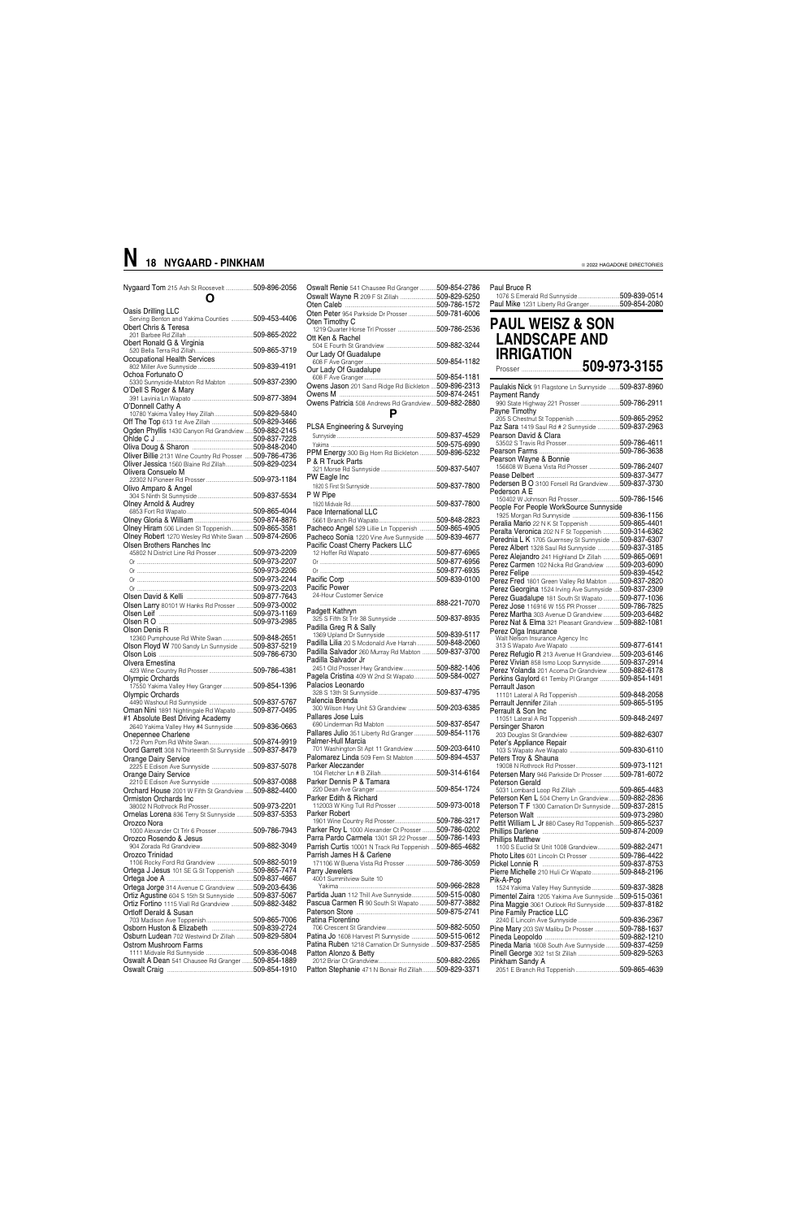Nygaard Tom 215 Ash St Roosevelt ................509-896-2056

## O

Oasis Drilling LLC
Serving Benton and Yakima Counties .............509-453-4406
Obert Chris & Teresa
201 Barbee Rd Zillah.......................................509-865-2022
Obert Ronald G & Virginia
520 Bella Terra Rd Zillah..................................509-865-3719
Occupational Health Services
802 Miller Ave Sunnyside ................................509-839-4191
Ochoa Fortunato O
5330 Sunnyside-Mabton Rd Mabton ...............509-837-2390
O'Dell S Roger & Mary
391 Lavinia Ln Wapato ....................................509-877-3894
O'Donnell Cathy A
10780 Yakima Valley Hwy Zillah......................509-829-5840
Off The Top 613 1st Ave Zillah .........................509-829-3466
Ogden Phyllis 1430 Canyon Rd Grandview ......509-882-2145
Ohlde C J .........................................................509-837-7228
Oliva Doug & Sharon .......................................509-848-2040
Oliver Billie 2131 Wine Country Rd Prosser ......509-786-4736
Oliver Jessica 1560 Blaine Rd Zillah.................509-829-0234
Olivera Consuelo M
22302 N Pioneer Rd Prosser ...........................509-973-1184
Olivo Amparo & Angel
304 S Ninth St Sunnyside ...............................509-837-5534
Olney Arnold & Audrey
6853 Fort Rd Wapato.......................................509-865-4044
Olney Gloria & William .....................................509-874-8876
Olney Hiram 506 Linden St Toppenish..............509-865-3581
Olney Robert 1270 Wesley Rd White Swan .....509-874-2606
Olsen Brothers Ranches Inc
45802 N District Line Rd Prosser ....................509-973-2209
Or ...................................................................509-973-2207
Or ...................................................................509-973-2206
Or ...................................................................509-973-2244
Or ...................................................................509-973-2203
Olsen David & Kelli ..........................................509-877-7643
Olsen Larry 80101 W Hanks Rd Prosser ..........509-973-0002
Olsen Leif .........................................................509-973-1169
Olsen R O .........................................................509-973-2985
Olson Denis R
12360 Pumphouse Rd White Swan .................509-848-2651
Olson Floyd W 700 Sandy Ln Sunnyside .........509-837-5219
Olson Lois ........................................................509-786-6730
Olvera Ernestina
423 Wine Country Rd Prosser .........................509-786-4381
Olympic Orchards
17550 Yakima Valley Hwy Granger .................509-854-1396
Olympic Orchards
4490 Washout Rd Sunnyside ..........................509-837-5767
Oman Nini 1891 Nightingale Rd Wapato ..........509-877-0495
#1 Absolute Best Driving Academy
2640 Yakima Valley Hwy #4 Sunnyside ...........509-836-0663
Onepennee Charlene
172 Pom Pom Rd White Swan..........................509-874-9919
Oord Garrett 308 N Thirteenth St Sunnyside ....509-837-8479
Orange Dairy Service
2225 E Edison Ave Sunnyside ........................509-837-5078
Orange Dairy Service
2210 E Edison Ave Sunnyside ........................509-837-0088
Orchard House 2001 W Fifth St Grandview ......509-882-4400
Ormiston Orchards Inc
38002 N Rothrock Rd Prosser..........................509-973-2201
Ornelas Lorena 836 Terry St Sunnyside ...........509-837-5353
Orozco Nora
1000 Alexander Ct Trlr 6 Prosser .....................509-786-7943
Orozco Rosendo & Jesus
904 Zorada Rd Grandview...............................509-882-3049
Orozco Trinidad
1106 Rocky Ford Rd Grandview ......................509-882-5019
Ortega J Jesus 101 SE G St Toppenish ............509-865-7474
Ortega Joe A ....................................................509-837-4667
Ortega Jorge 314 Avenue C Grandview ...........509-203-6436
Ortiz Agustine 604 S 15th St Sunnyside ...........509-837-5067
Ortiz Fortino 1115 Viall Rd Grandview .............509-882-3482
Ortloff Derald & Susan
703 Madison Ave Toppenish...........................509-865-7006
Osborn Huston & Elizabeth ..............................509-839-2724
Osburn Ludean 702 Westwind Dr Zillah ...........509-829-5804
Ostrom Mushroom Farms
1111 Midvale Rd Sunnyside ...........................509-836-0048
Oswalt A Dean 541 Chausee Rd Granger .......509-854-1889
Oswalt Craig ....................................................509-854-1910
Oswalt Renie 541 Chausee Rd Granger ..........509-854-2786
Oswalt Wayne R 209 F St Zillah .....................509-829-5250
Oten Caleb .......................................................509-786-1572
Oten Peter 954 Parkside Dr Prosser ................509-781-6006
Oten Timothy C
1219 Quarter Horse Trl Prosser .......................509-786-2536
Ott Ken & Rachel
504 E Fourth St Grandview .............................509-882-3244
Our Lady Of Guadalupe
608 F Ave Granger ..........................................509-854-1182
Our Lady Of Guadalupe
608 F Ave Granger ..........................................509-854-1181
Owens Jason 201 Sand Ridge Rd Bickleton ....509-896-2313
Owens M ..........................................................509-874-2451
Owens Patricia 508 Andrews Rd Grandview ....509-882-2880

## P

PLSA Engineering & Surveying
Sunnyside .......................................................509-837-4529
Yakima ............................................................509-575-6990
PPM Energy 300 Big Horn Rd Bickleton ..........509-896-5232
P & R Truck Parts
321 Morse Rd Sunnyside ................................509-837-5407
PW Eagle Inc
1820 S First St Sunnyside.................................509-837-7800
P W Pipe
1820 Midvale Rd...............................................509-837-7800
Pace International LLC
5661 Branch Rd Wapato..................................509-848-2823
Pacheco Angel 529 Lillie Ln Toppenish ...........509-865-4905
Pacheco Sonia 1220 Vine Ave Sunnyside .......509-839-4677
Pacific Coast Cherry Packers LLC
12 Hoffer Rd Wapato .......................................509-877-6965
Or ...................................................................509-877-6956
Or ...................................................................509-877-6935
Pacific Corp ......................................................509-839-0100
Pacific Power
24-Hour Customer Service
.........................................................................888-221-7070
Padgett Kathryn
325 S Fifth St Trlr 38 Sunnyside ......................509-837-8935
Padilla Greg R & Sally
1369 Upland Dr Sunnyside .............................509-839-5117
Padilla Lilia 20 S Mcdonald Ave Harrah ............509-848-2060
Padilla Salvador 260 Murray Rd Mabton .........509-837-3700
Padilla Salvador Jr
2451 Old Prosser Hwy Grandview....................509-882-1406
Pagela Cristina 409 W 2nd St Wapato..............509-584-0027
Palacios Leonardo
326 S 13th St Sunnyside..................................509-837-4795
Palencia Brenda
300 Wilson Hwy Unit 53 Grandview .................509-203-6385
Pallares Jose Luis
690 Lindeman Rd Mabton ...............................509-837-8547
Pallares Julio 351 Liberty Rd Granger ..............509-854-1176
Palmer-Hull Marcia
701 Washington St Apt 11 Grandview .............509-203-6410
Palomarez Linda 509 Fern St Mabton ..............509-894-4537
Parker Aleczander
104 Fletcher Ln # B Zillah................................509-314-6164
Parker Dennis P & Tamara
220 Dean Ave Granger ...................................509-854-1724
Parker Edith & Richard
112003 W King Tull Rd Prosser .......................509-973-0018
Parker Robert
1901 Wine Country Rd Prosser.......................509-786-3217
Parker Roy L 1000 Alexander Ct Prosser ........509-786-0202
Parra Pardo Carmela 1301 SR 22 Prosser ......509-786-1493
Parrish Curtis 10001 N Track Rd Toppenish ....509-865-4682
Parrish James H & Carlene
171106 W Buena Vista Rd Prosser ..................509-786-3059
Parry Jewelers
4001 Summitview Suite 10
Yakima ............................................................509-966-2828
Partida Juan 112 Thill Ave Sunnyside..............509-515-0080
Pascua Carmen R 90 South St Wapato ..........509-877-3882
Paterson Store .................................................509-875-2741
Patina Florentino
706 Crescent St Grandview.............................509-882-5050
Patina Jo 1608 Harvest Pl Sunnyside ..............509-515-0612
Patina Ruben 1218 Carnation Dr Sunnyside ....509-837-2585
Patton Alonzo & Betty
2012 Briar Ct Grandview..................................509-882-2265
Patton Stephanie 471 N Bonair Rd Zillah.........509-829-3371
Paul Bruce R
1076 S Emerald Rd Sunnyside ........................509-839-0514
Paul Mike 1231 Liberty Rd Granger.................509-854-2080

## PAUL WEISZ & SON LANDSCAPE AND IRRIGATION

Prosser .................................**509-973-3155**

Paulakis Nick 91 Flagstone Ln Sunnyside .......509-837-8960
Payment Randy
990 State Highway 221 Prosser ......................509-786-2911
Payne Timothy
205 S Chestnut St Toppenish ..........................509-865-2952
Paz Sara 1419 Saul Rd # 2 Sunnyside ............509-837-2963
Pearson David & Clara
53502 S Travis Rd Prosser...............................509-786-4611
Pearson Farms .................................................509-786-3638
Pearson Wayne & Bonnie
156608 W Buena Vista Rd Prosser .................509-786-2407
Pease Delbert ...................................................509-837-3477
Pedersen B O 3100 Forsell Rd Grandview .......509-837-3730
Pederson A E
150402 W Johnson Rd Prosser.........................509-786-1546
People For People WorkSource Sunnyside
1925 Morgan Rd Sunnyside ............................509-836-1156
Peralta Mario 22 N K St Toppenish .................509-865-4401
Peralta Veronica 202 N F St Toppenish ...........509-314-6362
Perednia L K 1705 Guernsey St Sunnyside .....509-837-6307
Perez Albert 1326 Saul Rd Sunnyside .............509-837-3185
Perez Alejandro 241 Highland Dr Zillah ...........509-865-0691
Perez Carmen 102 Nicka Rd Grandview .........509-203-6090
Perez Felipe ......................................................509-839-4542
Perez Fred 1801 Green Valley Rd Mabton .......509-837-2820
Perez Georgina 1524 Irving Ave Sunnyside .....509-837-2309
Perez Guadalupe 181 South St Wapato ..........509-877-1036
Perez Jose 116916 W 155 PR Prosser .............509-786-7825
Perez Martha 303 Avenue D Grandview .........509-203-6482
Perez Nat & Elma 321 Pleasant Grandview .....509-882-1081
Perez Olga Insurance
Walt Nelson Insurance Agency Inc
313 S Wapato Ave Wapato ..............................509-877-6141
Perez Refugio R 213 Avenue H Grandview.....509-203-6146
Perez Vivian 858 Ismo Loop Sunnyside...........509-837-2914
Perez Yolanda 201 Acoma Dr Grandview ........509-882-6178
Perkins Gaylord 61 Temby Pl Granger ............509-854-1491
Perrault Jason
11101 Lateral A Rd Toppenish .........................509-848-2058
Perrault Jennifer Zillah .....................................509-865-5195
Perrault & Son Inc
11051 Lateral A Rd Toppenish .........................509-848-2497
Persinger Sharon
203 Douglas St Grandview ..............................509-882-6307
Peter's Appliance Repair
103 S Wapato Ave Wapato ..............................509-830-6110
Peters Troy & Shauna
19008 N Rothrock Rd Prosser..........................509-973-1121
Petersen Mary 946 Parkside Dr Prosser ..........509-781-6072
Peterson Gerald
5031 Lombard Loop Rd Zillah .........................509-865-4483
Peterson Ken L 504 Cherry Ln Grandview.......509-882-2836
Peterson T F 1300 Carnation Dr Sunnyside .....509-837-2815
Peterson Walt ...................................................509-973-2980
Pettit William L Jr 880 Casey Rd Toppenish ....509-865-5237
Phillips Darlene ................................................509-874-2009
Phillips Matthew
1100 S Euclid St Unit 1008 Grandview.............509-882-2471
Photo Lites 601 Lincoln Ct Prosser .................509-786-4422
Pickel Lonnie R ................................................509-837-8753
Pierre Michelle 210 Huli Cir Wapato ................509-848-2196
Pik-A-Pop
1524 Yakima Valley Hwy Sunnyside ...............509-837-3828
Pimentel Zaira 1205 Yakima Ave Sunnyside ...509-515-0361
Pina Maggie 3061 Outlook Rd Sunnyside ........509-837-8182
Pine Family Practice LLC
2240 E Lincoln Ave Sunnyside .......................509-836-2367
Pine Mary 203 SW Malibu Dr Prosser ..............509-788-1637
Pineda Leopoldo ..............................................509-882-1210
Pineda Maria 1608 South Ave Sunnyside .......509-837-4259
Pinell George 302 1st St Zillah .......................509-829-5263
Pinkham Sandy A
2051 E Branch Rd Toppenish ..........................509-865-4639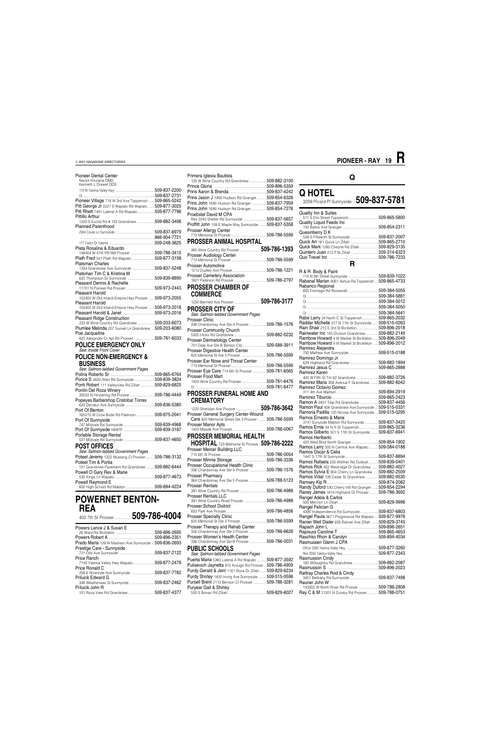Pioneer Dental Center
Navjot Khurana DMD
Kenneth L Drewel DDS
110 W Yakima Valley Hwy ....509-837-2200
Or ....509-837-2731
Pioneer Village 718 W 3rd Ave Toppenish ....509-865-5242
Pitt George Jr 2221 S Wapato Rd Wapato ....509-877-3025
Pitt Rhett 7491 Lateral A Rd Wapato ....509-877-7796
Pittillo Arthur
1200 S Euclid Rd # 103 Grandview ....509-882-3406
Planned Parenthood
2934 Covey Ln Sunnyside ....509-837-6979
....866-904-7721
117 Tieton Dr Yakima ....509-248-3625
Plata Rosalina & Eduardo
148404 W 47th PR NW Prosser ....509-786-3415
Plath Fred 341 Plath Rd Wapato ....509-877-3158
Platsman Charles
1334 Grandview Ave Sunnyside ....509-837-5248
Platsman Tim C & Kristina M
620 Thompson Dr Sunnyside ....509-839-8890
Pleasant Dennis & Rachelle
11701 N Pioneer Rd Prosser ....509-973-2443
Pleasant Harold
102405 W Old Inland Empire Hwy Prosser ....509-973-2055
Pleasant Harold
102405 W Old Inland Empire Hwy Prosser ....509-973-2018
Pleasant Harold & Janet ....509-973-2016
Pleasant Ridge Construction
223 W Wine Country Rd Grandview ....509-203-6073
Plumlee Melinda 207 Sunset Ln Grandview ....509-203-6080
Poe Jacqueline
825 Alexander Ct Apt B3 Prosser ....509-781-6033

## POLICE EMERGENCY ONLY
*See: Inside Front Cover*

## POLICE NON-EMERGENCY & BUSINESS
*See: Salmon-tabbed Government Pages*

Polina Roberto Sr ....509-865-6764
Ponce S 2600 Allen Rd Sunnyside ....509-839-3824
Ponti Robert 111 Valleyview Rd Zillah ....509-829-6825
Pontin Del Roza Winery
35502 N Hinzerling Rd Prosser ....509-786-4449
Popeyes Barbershop Cristobal Torres
620 Decatur Ave Sunnyside ....509-836-5380
Port Of Benton
165215 W Crow Butte Rd Paterson ....509-875-2041
Port Of Sunnyside
747 Midvale Rd Sunnyside ....509-839-4968
Port Of Sunnyside IWWTF ....509-839-3187
Portable Storage Rental
521 Midvale Rd Sunnyside ....509-837-4650

## POST OFFICES
*See: Salmon-tabbed Government Pages*

Poteet Jeremy 1322 Mustang Ct Prosser ....509-786-3132
Poteet Tim & Portia
151 Grandview Pavement Rd Grandview ....509-882-6444
Powell O Gary Rev & Marie
530 Kings Ln Wapato ....509-877-4673
Powell Raymond E
600 High School Rd Mabton ....509-894-4224

# POWERNET BENTON-REA
402 7th St Prosser ....**509-786-4004**

Powers Lance J & Susan E
26 Ward Rd Bickleton ....509-896-2695
Powers Robert A ....509-896-2351
Prado Maria 129 W Madison Ave Sunnyside ....509-836-2693
Prestige Care - Sunnyside
721 Otis Ave Sunnyside ....509-837-2122
Price Ranch
7145 Yakima Valley Hwy Wapato ....509-877-2479
Price Ronald C
208 E Riverside Ave Sunnyside ....509-837-7782
Prilucik Edward G
348 Weatherwax St Sunnyside ....509-837-2462
Prilucik John R
101 Roza View Rd Grandview ....509-837-4377

Primera Iglesia Bautista
125 W Wine Country Rd Grandview ....509-882-3100
Prince Gloria ....509-896-5359
Prins Aaron & Brenda ....509-837-4242
Prins Jason J 1900 Hudson Rd Granger ....509-854-6326
Prins John 1690 Hudson Rd Granger ....509-837-7959
Prins John 1690 Hudson Rd Granger ....509-854-7276
Proebstel David M CPA
Res 2240 Sheller Rd Sunnyside ....509-837-5657
Proffitt John 108 E Maple Way Sunnyside ....509-837-5358
Prosser Allergy Center
713 Memorial St Prosser ....509-786-5599

## PROSSER ANIMAL HOSPITAL
460 Wine Country Rd Prosser ....**509-786-1393**

Prosser Audiology Center
713 Memorial St Prosser ....509-786-5599
Prosser Automotive
1212 Dudley Ave Prosser ....509-786-1221
Prosser Cemetery Association
1601 Paterson Rd Prosser ....509-786-2797

## PROSSER CHAMBER OF COMMERCE
1230 Bennett Ave Prosser ....**509-786-3177**

## PROSSER CITY OF
*See: Salmon-tabbed Government Pages*

Prosser Clinic
336 Chardonnay Ave Ste A Prosser ....509-786-1576
Prosser Community Church
5305 Hicks Rd Grandview ....509-882-0232
Prosser Dermatology Center
701 Dale Ave Ste B Benton City ....509-588-3911
Prosser Digestive Health Center
820 Memorial St Ste 3 Prosser ....509-786-5599
Prosser Ear Nose and Throat Center
713 Memorial St Prosser ....509-786-5599
Prosser Eye Care 714 6th St Prosser ....509-781-6565
Prosser Food Mart
1303 Wine Country Rd Prosser ....509-781-6476
Or ....509-781-6477

## PROSSER FUNERAL HOME AND CREMATORY
1220 Sheridan Ave Prosser ....**509-786-3642**

Prosser General Surgery Center-Wound Care 820 Memorial Street Ste 3 Prosser ....509-786-5599
Prosser Manor Apts
1403 Meade Ave Prosser ....509-788-0067

## PROSSER MEMORIAL HEALTH HOSPITAL
723 Memorial St Prosser ....**509-786-2222**

Prosser Mercer Building LLC
715 6th St Prosser ....509-786-0054
Prosser Minnie Storage ....509-786-3336
Prosser Occupational Health Clinic
336 Chardonnay Ave Ste A Prosser ....509-786-1576
Prosser Pharmacy
364 Chardonnay Ave Ste 5 Prosser ....509-788-5123
Prosser Rentals
391 Wine Country Rd Prosser ....509-786-4988
Prosser Rentals LLC
391 Wine Country Road Prosser ....509-786-4988
Prosser School District
832 Park Ave Prosser ....509-786-4856
Prosser Specialty Clinic
820 Memorial St Ste 3 Prosser ....509-786-5599
Prosser Therapy and Rehab Center
326 Chardonnay Ave Ste 2 Prosser ....509-786-6626
Prosser Women's Health Center
336 Chardonnay Ave Ste B Prosser ....509-786-0031

## PUBLIC SCHOOLS
*See: Salmon-tabbed Government Pages*

Puerta Maria 5360 Lateral A Rd Wapato ....509-877-3592
Pulisevich Jaynetta 810 Krough Rd Prosser ....509-786-4909
Purdy Gerald & Jerri 1161 Roza Dr Zillah ....509-829-6234
Purdy Shirley 1400 Irving Ave Sunnyside ....509-515-0596
Pursell Brent 2113 Benson Ct Prosser ....509-786-3281
Puryear Gail & Shirley
500 S Bonair Rd Zillah ....509-829-6027

# Q

# Q HOTEL
3209 Picard Pl Sunnyside ....**509-837-5781**

Quality Inn & Suites
511 S Elm Street Toppenish ....509-865-5800
Quality Liquid Feeds Inc
100 Bailey Ave Granger ....509-854-2311
Quesinberry D K
538 S Fifteenth St Sunnyside ....509-837-2007
Quick Art 181 Quick Ln Zillah ....509-865-2710
Quick Mark 1280 Cheyne Rd Zillah ....509-829-3135
Quintero Juan 212 F St Zillah ....509-314-6323
Quo Travel Inc ....509-786-7233

# R

R & R Body & Paint
115 N 9th Street Sunnyside ....509-839-1022
Rabanal Marian 9061 Ashue Rd Toppenish ....509-865-4733
Rabanco Regional
605 Frontage Rd Roosevelt ....509-384-5055
Or ....509-384-5881
Or ....509-384-5012
Or ....509-384-5050
Or ....509-384-5641
Rabe Larry 24 North C St Toppenish ....509-865-2032
Raddar Michelle 317 N 11th St Sunnyside ....509-515-0263
Rain Shae 210 E 3rd St Bickleton ....509-896-2018
Rainwater Inc 143 Division Grandview ....509-882-2149
Rambow Howard 4 W Market St Bickleton ....509-896-2049
Rambow Howard 4 W Market St Bickleton ....509-896-2012
Ramirez Alejandra
700 Mathew Ave Sunnyside ....509-515-0188
Ramirez Domingo Jr
629 Highland Rd Grandview ....509-882-1894
Ramirez Jesus C ....509-865-2888
Ramirez Karen
400 W Fifth St Trlr 62 Grandview ....509-882-3726
Ramirez Maria 308 Avenue F Grandview ....509-882-6042
Ramirez Octavio Gomez
311 4th Ave Mabton ....509-894-2919
Ramirez Tiburcio ....509-865-2423
Ramon A 2401 Tear Rd Grandview ....509-837-4456
Ramon Paul 408 Grandview Ave Sunnyside ....509-515-0331
Ramona Padilla 125 Nicolai Ave Sunnyside ....509-515-0295
Ramos Ernesto & Maria
3741 Sunnyside Mabton Rd Sunnyside ....509-837-3420
Ramos Ernie 34 N H St Toppenish ....509-865-3236
Ramos Gilberto 301 S 11th St Sunnyside ....509-837-6941
Ramos Heriberto
422 West Blvd North Granger ....509-854-1902
Ramos Larry 300 N Central Ave Wapato ....509-584-0188
Ramos Oscar & Celia
1447 S 17th St Sunnyside ....509-837-8894
Ramos Rafaela 200 Wellner Rd Outlook ....509-839-0401
Ramos Rick 402 Westridge Dr Grandview ....509-882-4027
Ramos Sylvia E 904 Cherry Ln Grandview ....509-882-2509
Ramos Vidal 109 Cedar St Grandview ....509-882-9530
Ramsey Kip R ....509-874-2062
Randy Duford 530 Cherry Hill Rd Granger ....509-854-2294
Raney James 1814 Highland Dr Prosser ....509-786-3692
Rangel Adela & Carlos
500 Merclyn Ln Zillah ....509-829-9996
Rangel Felician G
4390 Independence Rd Sunnyside ....509-837-6803
Rangel Paula 3671 Progressive Rd Wapato ....509-877-9976
Ranier Well Dialer 605 Rainier Ave Zillah ....509-829-3745
Rapach John L ....509-896-2651
Rapisura Caroline T ....509-865-4653
Raschko Rhon & Carolyn ....509-894-4034
Rasmussen Glenn J CPA
Office 2580 Yakima Valley Hwy ....509-877-3260
Res 2580 Yakima Valley Hwy ....509-877-2343
Rasmussen Cindy
160 Willoughby Rd Grandview ....509-882-2087
Rasmusson S ....509-896-2023
Rattray Charles Rod & Cindy
3451 Bethany Rd Sunnyside ....509-837-7498
Rauner John W
143302 W North River Rd Prosser ....509-786-2808
Ray C & M 21301 N Crosby Rd Prosser ....509-788-0751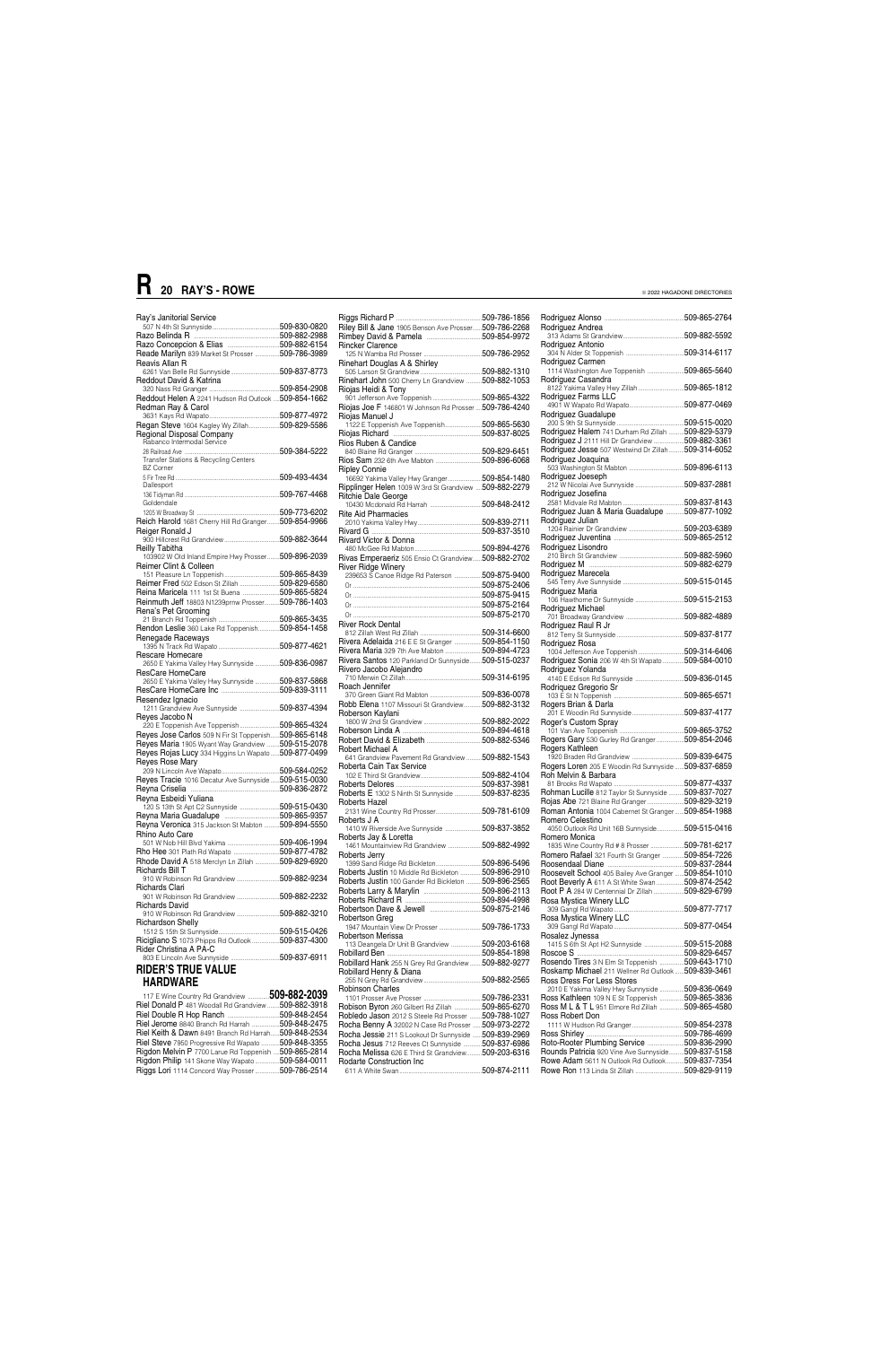Ray's Janitorial Service
507 N 4th St Sunnyside.....509-830-0820
Razo Belinda R .....509-882-2988
Razo Concepcion & Elias .....509-882-6154
Reade Marilyn 839 Market St Prosser .....509-786-3989
Reavis Allan R
6261 Van Belle Rd Sunnyside.....509-837-8773
Reddout David & Katrina
320 Nass Rd Granger .....509-854-2908
Reddout Helen A 2241 Hudson Rd Outlook .....509-854-1662
Redman Ray & Carol
3631 Kays Rd Wapato.....509-877-4972
Regan Steve 1604 Kagley Wy Zillah.....509-829-5586
Regional Disposal Company
Rabanco Intermodal Service
26 Railroad Ave .....509-384-5222
Transfer Stations & Recycling Centers
BZ Corner
5 Fir Tree Rd .....509-493-4434
Dallesport
136 Tidyman Rd .....509-767-4468
Goldendale
1205 W Broadway St .....509-773-6202
Reich Harold 1681 Cherry Hill Rd Granger.....509-854-9966
Reiger Ronald J
900 Hillcrest Rd Grandview .....509-882-3644
Reilly Tabitha
103902 W Old Inland Empire Hwy Prosser.....509-896-2039
Reimer Clint & Colleen
151 Pleasure Ln Toppenish .....509-865-8439
Reimer Fred 502 Edson St Zillah .....509-829-6580
Reina Maricela 111 1st St Buena .....509-865-5824
Reinmuth Jeff 18803 N1239prnw Prosser.....509-786-1403
Rena's Pet Grooming
21 Branch Rd Toppenish .....509-865-3435
Rendon Leslie 360 Lake Rd Toppenish.....509-854-1458
Renegade Raceways
1395 N Track Rd Wapato .....509-877-4621
Rescare Homecare
2650 E Yakima Valley Hwy Sunnyside .....509-836-0987
ResCare HomeCare
2650 E Yakima Valley Hwy Sunnyside .....509-837-5868
ResCare HomeCare Inc .....509-839-3111
Resendez Ignacio
1211 Grandview Ave Sunnyside .....509-837-4394
Reyes Jacobo N
220 E Toppenish Ave Toppenish.....509-865-4324
Reyes Jose Carlos 509 N Fir St Toppenish.....509-865-6148
Reyes Maria 1905 Wyant Way Grandview .....509-515-2078
Reyes Rojas Lucy 334 Higgins Ln Wapato .....509-877-0499
Reyes Rose Mary
209 N Lincoln Ave Wapato.....509-584-0252
Reyes Tracie 1016 Decatur Ave Sunnyside .....509-515-0030
Reyna Criselia .....509-836-2872
Reyna Esbeidi Yuliana
120 S 13th St Apt C2 Sunnyside .....509-515-0430
Reyna Maria Guadalupe .....509-865-9357
Reyna Veronica 315 Jackson St Mabton .....509-894-5550
Rhino Auto Care
501 W Nob Hill Blvd Yakima .....509-406-1994
Rho Hee 301 Plath Rd Wapato .....509-877-4782
Rhode David A 518 Merclyn Ln Zillah .....509-829-6920
Richards Bill T
910 W Robinson Rd Grandview .....509-882-9234
Richards Clari
901 W Robinson Rd Grandview .....509-882-2232
Richards David
910 W Robinson Rd Grandview .....509-882-3210
Richardson Shelly
1512 S 15th St Sunnyside.....509-515-0426
Riciglianо S 1073 Phipps Rd Outlook.....509-837-4300
Rider Christina A PA-C
803 E Lincoln Ave Sunnyside .....509-837-6911

## RIDER'S TRUE VALUE HARDWARE

117 E Wine Country Rd Grandview .....**509-882-2039**
Riel Donald P 481 Woodall Rd Grandview .....509-882-3918
Riel Double R Hop Ranch .....509-848-2454
Riel Jerome 8840 Branch Rd Harrah .....509-848-2475
Riel Keith & Dawn 8491 Branch Rd Harrah.....509-848-2534
Riel Steve 7950 Progressive Rd Wapato .....509-848-3355
Rigdon Melvin P 7700 Larue Rd Toppenish .....509-865-2814
Rigdon Philip 141 Skone Way Wapato.....509-584-0011
Riggs Lori 1114 Concord Way Prosser.....509-786-2514
Riggs Richard P .....509-786-1856
Riley Bill & Jane 1905 Benson Ave Prosser.....509-786-2268
Rimbey David & Pamela .....509-854-9972
Rincker Clarence
125 N Wamba Rd Prosser .....509-786-2952
Rinehart Douglas A & Shirley
505 Larson St Grandview .....509-882-1310
Rinehart John 500 Cherry Ln Grandview .....509-882-1053
Riojas Heidi & Tony
901 Jefferson Ave Toppenish .....509-865-4322
Riojas Joe F 146801 W Johnson Rd Prosser .....509-786-4240
Riojas Manuel J
1122 E Toppenish Ave Toppenish.....509-865-5630
Riojas Richard .....509-837-8025
Rios Ruben & Candice
840 Blaine Rd Granger .....509-829-6451
Rios Sam 232 6th Ave Mabton .....509-896-6068
Ripley Connie
16692 Yakima Valley Hwy Granger.....509-854-1480
Ripplinger Helen 1009 W 3rd St Grandview .....509-882-2279
Ritchie Dale George
10430 Mcdonald Rd Harrah .....509-848-2412
Rite Aid Pharmacies
2010 Yakima Valley Hwy.....509-839-2711
Rivard G .....509-837-3510
Rivard Victor & Donna
480 McGee Rd Mabton.....509-894-4276
Rivas Emperaeriz 505 Ensio Ct Grandview.....509-882-2702
River Ridge Winery
239653 S Canoe Ridge Rd Paterson .....509-875-9400
Or .....509-875-2406
Or .....509-875-9415
Or .....509-875-2164
Or .....509-875-2170
River Rock Dental
812 Zillah West Rd Zillah .....509-314-6600
Rivera Adelaida 216 E E St Granger .....509-854-1150
Rivera Maria 329 7th Ave Mabton .....509-894-4723
Rivera Santos 120 Parkland Dr Sunnyside.....509-515-0237
Rivero Jacobo Alejandro
710 Merwin Ct Zillah.....509-314-6195
Roach Jennifer
370 Green Giant Rd Mabton .....509-836-0078
Robb Elena 1107 Missouri St Grandview.....509-882-3132
Roberson Kaylani
1800 W 2nd St Grandview .....509-882-2022
Roberson Linda A .....509-894-4618
Robert David & Elizabeth .....509-882-5346
Robert Michael A
641 Grandview Pavement Rd Grandview .....509-882-1543
Roberta Cain Tax Service
102 E Third St Grandview.....509-882-4104
Roberts Delores .....509-837-3981
Roberts E 1302 S Ninth St Sunnyside .....509-837-8235
Roberts Hazel
2131 Wine Country Rd Prosser.....509-781-6109
Roberts J A
1410 W Riverside Ave Sunnyside .....509-837-3852
Roberts Jay & Loretta
1461 Mountainview Rd Grandview .....509-882-4992
Roberts Jerry
1399 Sand Ridge Rd Bickleton.....509-896-5496
Roberts Justin 10 Middle Rd Bickleton .....509-896-2910
Roberts Justin 100 Gander Rd Bickleton .....509-896-2565
Roberts Larry & Marylin .....509-896-2113
Roberts Richard R .....509-894-4998
Robertson Dave & Jewell .....509-875-2146
Robertson Greg
1947 Mountain View Dr Prosser .....509-786-1733
Robertson Merissa
113 Deangela Dr Unit B Grandview .....509-203-6168
Robillard Ben .....509-854-1898
Robillard Hank 255 N Grey Rd Grandview.....509-882-9277
Robillard Henry & Diana
255 N Grey Rd Grandview .....509-882-2565
Robinson Charles
1101 Prosser Ave Prosser .....509-786-2331
Robison Byron 260 Gilbert Rd Zillah .....509-865-6270
Robledo Jason 2012 S Steele Rd Prosser .....509-788-1027
Rocha Benny A 32002 N Case Rd Prosser .....509-973-2272
Rocha Jessie 211 S Lookout Dr Sunnyside .....509-839-2969
Rocha Jesus 712 Reeves Ct Sunnyside .....509-837-6986
Rocha Melissa 626 E Third St Grandview.....509-203-6316
Rodarte Construction Inc
611 A White Swan .....509-874-2111
Rodriguez Alonso .....509-865-2764
Rodriguez Andrea
313 Adams St Grandview.....509-882-5592
Rodriguez Antonio
304 N Alder St Toppenish .....509-314-6117
Rodriguez Carmen
1114 Washington Ave Toppenish .....509-865-5640
Rodriguez Casandra
8122 Yakima Valley Hwy Zillah .....509-865-1812
Rodriguez Farms LLC
4901 W Wapato Rd Wapato.....509-877-0469
Rodriguez Guadalupe
200 S 9th St Sunnyside.....509-515-0020
Rodriguez Halem 741 Durham Rd Zillah .....509-829-5379
Rodriguez J 2111 Hill Dr Grandview .....509-882-3361
Rodriguez Jesse 507 Westwind Dr Zillah .....509-314-6052
Rodriguez Joaquina
503 Washington St Mabton .....509-896-6113
Rodriguez Joeseph
212 W Nicolai Ave Sunnyside .....509-837-2881
Rodriguez Josefina
2581 Midvale Rd Mabton .....509-837-8143
Rodriguez Juan & Maria Guadalupe .....509-877-1092
Rodriguez Julian
1204 Rainier Dr Grandview .....509-203-6389
Rodriguez Juventina .....509-865-2512
Rodriguez Lisondro
210 Birch St Grandview .....509-882-5960
Rodriguez M .....509-882-6279
Rodriguez Marecela
545 Terry Ave Sunnyside .....509-515-0145
Rodriguez Maria
106 Hawthorne Dr Sunnyside .....509-515-2153
Rodriguez Michael
701 Broadway Grandview .....509-882-4889
Rodriguez Raul R Jr
812 Terry St Sunnyside .....509-837-8177
Rodriguez Rosa
1004 Jefferson Ave Toppenish .....509-314-6406
Rodriguez Sonia 206 W 4th St Wapato.....509-584-0010
Rodriguez Yolanda
4140 E Edison Rd Sunnyside .....509-836-0145
Rodriguez Gregorio Sr
103 E St N Toppenish .....509-865-6571
Rogers Brian & Darla
201 E Woodin Rd Sunnyside.....509-837-4177
Roger's Custom Spray
101 Van Ave Toppenish .....509-865-3752
Rogers Gary 530 Gurley Rd Granger .....509-854-2046
Rogers Kathleen
1920 Braden Rd Grandview .....509-839-6475
Rogers Loren 205 E Woodin Rd Sunnyside .....509-837-6859
Roh Melvin & Barbara
81 Brooks Rd Wapato .....509-877-4337
Rohman Lucille 812 Taylor St Sunnyside .....509-837-7027
Rojas Abe 721 Blaine Rd Granger .....509-829-3219
Roman Antonia 1004 Cabernet St Granger .....509-854-1988
Romero Celestino
4050 Outlook Rd Unit 16B Sunnyside.....509-515-0416
Romero Monica
1835 Wine Country Rd # 8 Prosser .....509-781-6217
Romero Rafael 321 Fourth St Granger .....509-854-7226
Roosendaal Diane .....509-837-2844
Roosevelt School 405 Bailey Ave Granger .....509-854-1010
Root Beverly A 611 A St White Swan .....509-874-2542
Root P A 284 W Centennial Dr Zillah .....509-829-6799
Rosa Mystica Winery LLC
309 Gangl Rd Wapato.....509-877-7717
Rosa Mystica Winery LLC
309 Gangl Rd Wapato.....509-877-0454
Rosalez Jynessa
1415 S 6th St Apt H2 Sunnyside .....509-515-2088
Roscoe S .....509-829-6457
Rosendo Tires 3 N Elm St Toppenish .....509-643-1710
Roskamp Michael 211 Wellner Rd Outlook .....509-839-3461
Ross Dress For Less Stores
2010 E Yakima Valley Hwy Sunnyside .....509-836-0649
Ross Kathleen 109 N E St Toppenish .....509-865-3836
Ross M L & T L 951 Elmore Rd Zillah .....509-865-4580
Ross Robert Don
1111 W Hudson Rd Granger.....509-854-2378
Ross Shirley .....509-786-4699
Roto-Rooter Plumbing Service .....509-836-2990
Rounds Patricia 920 Vine Ave Sunnyside.....509-837-5158
Rowe Adam 5611 N Outlook Rd Outlook.....509-837-7354
Rowe Ron 113 Linda St Zillah .....509-829-9119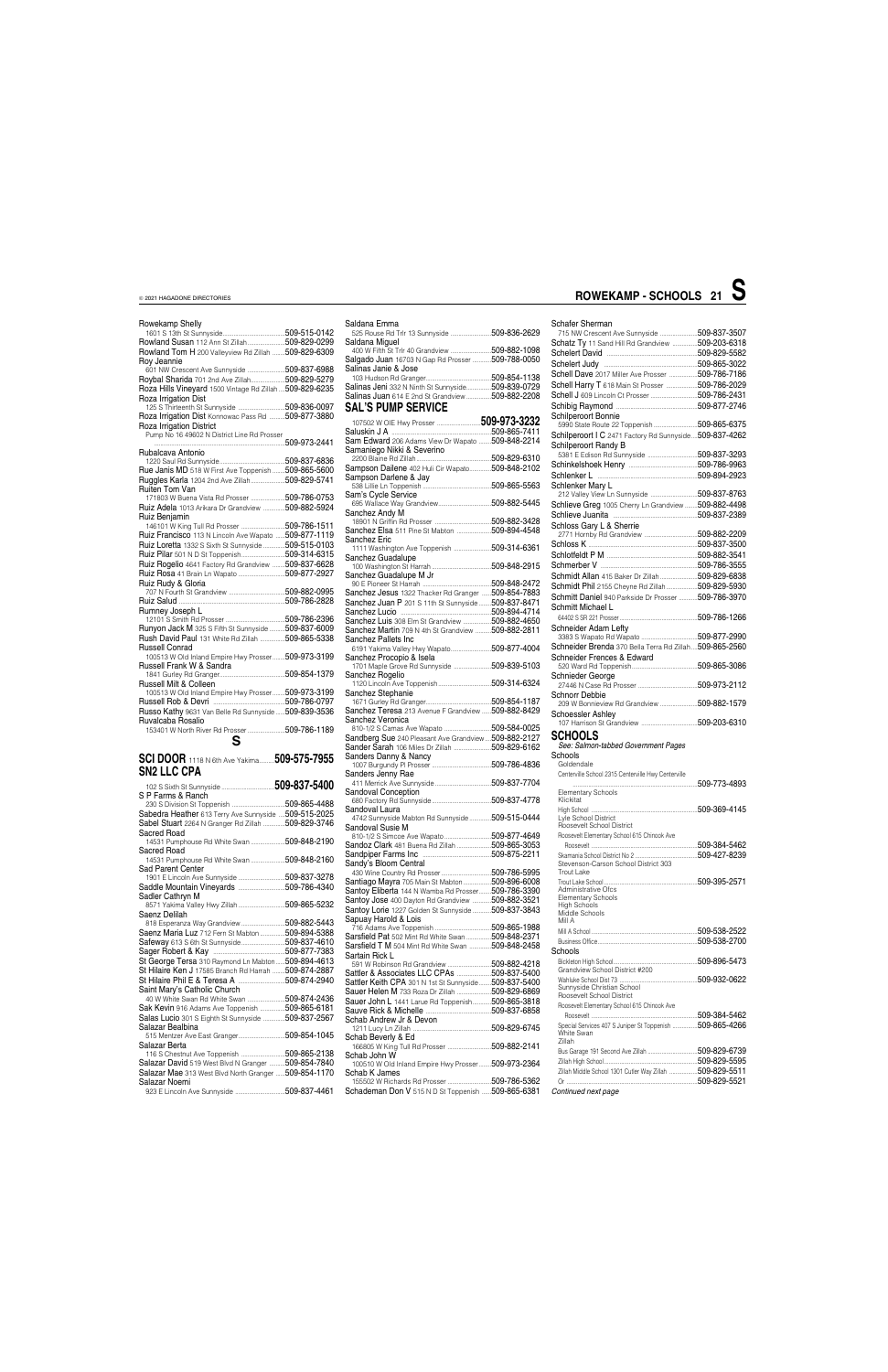Rowekamp Shelly
1601 S 13th St Sunnyside.......509-515-0142
Rowland Susan 112 Ann St Zillah.......509-829-0299
Rowland Tom H 200 Valleyview Rd Zillah.......509-829-6309
Roy Jeannie
601 NW Crescent Ave Sunnyside.......509-837-6988
Roybal Sharida 701 2nd Ave Zillah.......509-829-5279
Roza Hills Vineyard 1500 Vintage Rd Zillah.......509-829-6235
Roza Irrigation Dist
125 S Thirteenth St Sunnyside.......509-836-0097
Roza Irrigation Dist Konnowac Pass Rd.......509-877-3880
Roza Irrigation District
Pump No 16 49602 N District Line Rd Prosser.......509-973-2441
Rubalcava Antonio
1220 Saul Rd Sunnyside.......509-837-6836
Rue Janis MD 518 W First Ave Toppenish.......509-865-5600
Ruggles Karla 1204 2nd Ave Zillah.......509-829-5741
Ruiten Tom Van
171803 W Buena Vista Rd Prosser.......509-786-0753
Ruiz Adela 1013 Arikara Dr Grandview.......509-882-5924
Ruiz Benjamin
146101 W King Tull Rd Prosser.......509-786-1511
Ruiz Francisco 113 N Lincoln Ave Wapato.......509-877-1119
Ruiz Loretta 1332 S Sixth St Sunnyside.......509-515-0103
Ruiz Pilar 501 N D St Toppenish.......509-314-6315
Ruiz Rogelio 4641 Factory Rd Grandview.......509-837-6628
Ruiz Rosa 41 Brain Ln Wapato.......509-877-2927
Ruiz Rudy & Gloria
707 N Fourth St Grandview.......509-882-0995
Ruiz Salud.......509-786-2828
Rumney Joseph L
12101 S Smith Rd Prosser.......509-786-2396
Runyon Jack M 325 S Fifth St Sunnyside.......509-837-6009
Rush David Paul 131 White Rd Zillah.......509-865-5338
Russell Conrad
100513 W Old Inland Empire Hwy Prosser.......509-973-3199
Russell Frank W & Sandra
1841 Gurley Rd Granger.......509-854-1379
Russell Milt & Colleen
100513 W Old Inland Empire Hwy Prosser.......509-973-3199
Russell Rob & Devri.......509-786-0797
Russo Kathy 9631 Van Belle Rd Sunnyside.......509-839-3536
Ruvalcaba Rosalio
153401 W North River Rd Prosser.......509-786-1189

# S

**SCI DOOR** 1118 N 6th Ave Yakima.......**509-575-7955**

**SN2 LLC CPA**
102 S Sixth St Sunnyside.......**509-837-5400**

S P Farms & Ranch
230 S Division St Toppenish.......509-865-4488
Sabedra Heather 613 Terry Ave Sunnyside.......509-515-2025
Sabel Stuart 2264 N Granger Rd Zillah.......509-829-3746
Sacred Road
14531 Pumphouse Rd White Swan.......509-848-2190
Sacred Road
14531 Pumphouse Rd White Swan.......509-848-2160
Sad Parent Center
1901 E Lincoln Ave Sunnyside.......509-837-3278
Saddle Mountain Vineyards.......509-786-4340
Sadler Cathryn M
8571 Yakima Valley Hwy Zillah.......509-865-5232
Saenz Delilah
818 Esperanza Way Grandview.......509-882-5443
Saenz Maria Luz 712 Fern St Mabton.......509-894-5388
Safeway 613 S 6th St Sunnyside.......509-837-4610
Sager Robert & Kay.......509-877-7383
St George Tersa 310 Raymond Ln Mabton.......509-894-4613
St Hilaire Ken J 17585 Branch Rd Harrah.......509-874-2887
St Hilaire Phil E & Teresa A.......509-874-2940
Saint Mary's Catholic Church
40 W White Swan Rd White Swan.......509-874-2436
Sak Kevin 916 Adams Ave Toppenish.......509-865-6181
Salas Lucio 301 S Eighth St Sunnyside.......509-837-2567
Salazar Bealbina
515 Mentzer Ave East Granger.......509-854-1045
Salazar Berta
116 S Chestnut Ave Toppenish.......509-865-2138
Salazar David 519 West Blvd N Granger.......509-854-7840
Salazar Mae 313 West Blvd North Granger.......509-854-1170
Salazar Noemi
923 E Lincoln Ave Sunnyside.......509-837-4461

Saldana Emma
525 Rouse Rd Trlr 13 Sunnyside.......509-836-2629
Saldana Miguel
400 W Fifth St Trlr 40 Grandview.......509-882-1098
Salgado Juan 16703 N Gap Rd Prosser.......509-788-0050
Salinas Janie & Jose
103 Hudson Rd Granger.......509-854-1138
Salinas Jeni 332 N Ninth St Sunnyside.......509-839-0729
Salinas Juan 614 E 2nd St Grandview.......509-882-2208

## SAL'S PUMP SERVICE
107502 W OIE Hwy Prosser.......**509-973-3232**

Saluskin J A.......509-865-7411
Sam Edward 206 Adams View Dr Wapato.......509-848-2214
Samaniego Nikki & Severino
2200 Blaine Rd Zillah.......509-829-6310
Sampson Dailene 402 Huli Cir Wapato.......509-848-2102
Sampson Darlene & Jay
538 Lillie Ln Toppenish.......509-865-5563
Sam's Cycle Service
695 Wallace Way Grandview.......509-882-5445
Sanchez Andy M
18901 N Griffin Rd Prosser.......509-882-3428
Sanchez Elsa 511 Pine St Mabton.......509-894-4548
Sanchez Eric
1111 Washington Ave Toppenish.......509-314-6361
Sanchez Guadalupe
100 Washington St Harrah.......509-848-2915
Sanchez Guadalupe M Jr
90 E Pioneer St Harrah.......509-848-2472
Sanchez Jesus 1322 Thacker Rd Granger.......509-854-7883
Sanchez Juan P 201 S 11th St Sunnyside.......509-837-8471
Sanchez Lucio.......509-894-4714
Sanchez Luis 308 Elm St Grandview.......509-882-4650
Sanchez Martin 709 N 4th St Grandview.......509-882-2811
Sanchez Pallets Inc
6191 Yakima Valley Hwy Wapato.......509-877-4004
Sanchez Procopio & Isela
1701 Maple Grove Rd Sunnyside.......509-839-5103
Sanchez Rogelio
1120 Lincoln Ave Toppenish.......509-314-6324
Sanchez Stephanie
1671 Gurley Rd Granger.......509-854-1187
Sanchez Teresa 213 Avenue F Grandview.......509-882-8429
Sanchez Veronica
810-1/2 S Camas Ave Wapato.......509-584-0025
Sandberg Sue 240 Pleasant Ave Grandview.......509-882-2127
Sander Sarah 106 Miles Dr Zillah.......509-829-6162
Sanders Danny & Nancy
1007 Burgundy Pl Prosser.......509-786-4836
Sanders Jenny Rae
411 Merrick Ave Sunnyside.......509-837-7704
Sandoval Conception
680 Factory Rd Sunnyside.......509-837-4778
Sandoval Laura
4742 Sunnyside Mabton Rd Sunnyside.......509-515-0444
Sandoval Susie M
810-1/2 S Simcoe Ave Wapato.......509-877-4649
Sandoz Clark 481 Buena Rd Zillah.......509-865-3053
Sandpiper Farms Inc.......509-875-2211
Sandy's Bloom Central
430 Wine Country Rd Prosser.......509-786-5995
Santiago Mayra 705 Main St Mabton.......509-896-6008
Santoy Eliberta 144 N Wamba Rd Prosser.......509-786-3390
Santoy Jose 400 Dayton Rd Grandview.......509-882-3521
Santoy Lorie 1227 Golden St Sunnyside.......509-837-3843
Sapuay Harold & Lois
716 Adams Ave Toppenish.......509-865-1988
Sarsfield Pat 502 Mint Rd White Swan.......509-848-2371
Sarsfield T M 504 Mint Rd White Swan.......509-848-2458
Sartain Rick L
591 W Robinson Rd Grandview.......509-882-4218
Sattler & Associates LLC CPAs.......509-837-5400
Sattler Keith CPA 301 N 1st St Sunnyside.......509-837-5400
Sauer Helen M 733 Roza Dr Zillah.......509-829-6869
Sauer John L 1441 Laurel Rd Toppenish.......509-865-3818
Sauve Rick & Michelle.......509-837-6858
Schab Andrew Jr & Devon
1211 Lucy Ln Zillah.......509-829-6745
Schab Beverly & Ed
166805 W King Tull Rd Prosser.......509-882-2141
Schab John W
100510 W Old Inland Empire Hwy Prosser.......509-973-2364
Schab K James
155502 W Richards Rd Prosser.......509-786-5362
Schademan Don V 515 N D St Toppenish.......509-865-6381

Schafer Sherman
715 NW Crescent Ave Sunnyside.......509-837-3507
Schatz Ty 11 Sand Hill Rd Grandview.......509-203-6318
Schelert David.......509-829-5582
Schelert Judy.......509-865-3022
Schell Dave 2017 Miller Ave Prosser.......509-786-7186
Schell Harry T 618 Main St Prosser.......509-786-2029
Schell J 609 Lincoln Ct Prosser.......509-786-2431
Schibig Raymond.......509-877-2746
Schilperoort Bonnie
5990 State Route 22 Toppenish.......509-865-6375
Schilperoort I C 2471 Factory Rd Sunnyside.......509-837-4262
Schilperoort Randy B
5381 E Edison Rd Sunnyside.......509-837-3293
Schinkelshoek Henry.......509-786-9963
Schlenker L.......509-894-2923
Schlenker Mary L
212 Valley View Ln Sunnyside.......509-837-8763
Schlieve Greg 1005 Cherry Ln Grandview.......509-882-4498
Schlieve Juanita.......509-837-2389
Schloss Gary L & Sherrie
2771 Hornby Rd Grandview.......509-882-2209
Schloss K.......509-837-3500
Schlotfeldt P M.......509-882-3541
Schmerber V.......509-786-3555
Schmidt Allan 415 Baker Dr Zillah.......509-829-6838
Schmidt Phil 2155 Cheyne Rd Zillah.......509-829-5930
Schmitt Daniel 940 Parkside Dr Prosser.......509-786-3970
Schmitt Michael L
64402 S SR 221 Prosser.......509-786-1266
Schneider Adam Lefty
3383 S Wapato Rd Wapato.......509-877-2990
Schneider Brenda 370 Bella Terra Rd Zillah.......509-865-2560
Schneider Frences & Edward
520 Ward Rd Toppenish.......509-865-3086
Schnieder George
27446 N Case Rd Prosser.......509-973-2112
Schnorr Debbie
209 W Bonnieview Rd Grandview.......509-882-1579
Schoessler Ashley
107 Harrison St Grandview.......509-203-6310

## SCHOOLS

*See: Salmon-tabbed Government Pages*

Schools
Goldendale
Centerville School 2315 Centerville Hwy Centerville.......509-773-4893
Elementary Schools
Klickitat
High School.......509-369-4145
Lyle School District
Roosevelt School District
Roosevelt Elementary School 615 Chinook Ave
Roosevelt.......509-384-5462
Skamania School District No 2.......509-427-8239
Stevenson-Carson School District 303
Trout Lake
Trout Lake School.......509-395-2571
Administrative Ofcs
Elementary Schools
High Schools
Middle Schools
Mill A
Mill A School.......509-538-2522
Business Office.......509-538-2700
Schools
Bickleton High School.......509-896-5473
Grandview School District #200
Wahluke School Dist 73.......509-932-0622
Sunnyside Christian School
Roosevelt School District
Roosevelt Elementary School 615 Chinook Ave
Roosevelt.......509-384-5462
Special Services 407 S Juniper St Toppenish.......509-865-4266
White Swan
Zillah
Bus Garage 191 Second Ave Zillah.......509-829-6739
Zillah High School.......509-829-5595
Zillah Middle School 1301 Cutler Way Zillah.......509-829-5511
Or.......509-829-5521

*Continued next page*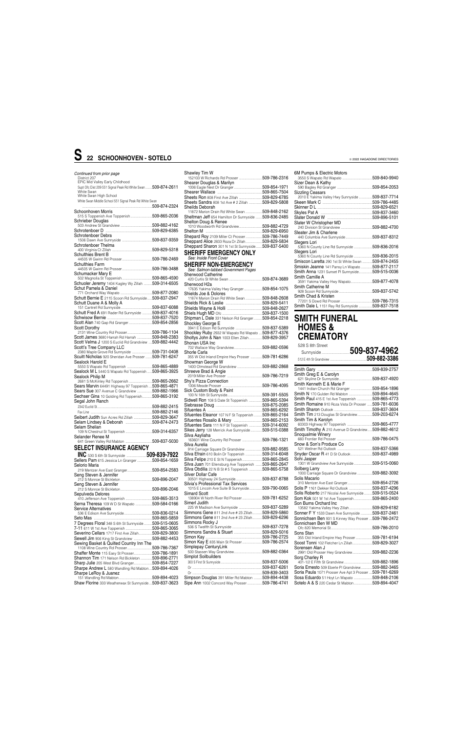*Continued from prior page*

District 207
EPIC Mid Valley Early Childhood
Supt Ofc Dist 209 551 Signal Peak Rd White Swan........509-874-2611
White Swan
White Swan High School
White Swan Middle School 551 Signal Peak Rd White Swan
........................................................................509-874-2324

Schoonhoven Morris
515 S Toppenish Ave Toppenish .....................509-865-2036
Schrieber Douglas
503 Andrew St Grandview ...............................509-882-4162
Schrotenboer D ...............................................509-829-6385
Schrotenboer Debra
1506 Dawn Ave Sunnyside .............................509-837-9359
Schrotenboer Thelma
400 Virginia Ct Zillah .......................................509-829-5318
Schulthies Brent B
44505 W Gwinn Rd Prosser.............................509-786-2469
Schulthies Farm
44505 W Gwinn Rd Prosser.............................509-786-3488
Schumacker Mary E
502 Magnolia St Toppenish .............................509-865-4590
Schuoler Jeremy 1404 Kagley Wy Zillah .........509-314-6505
Schut Pamela & Daniel
771 Orchard Way Wapato ...............................509-877-2080
Schutt Bernie E 2115 Scoon Rd Sunnyside .....509-837-2947
Schutt Duane A & Molly A
151 Cantrell Rd Sunnyside...............................509-837-6088
Schutt Fred A 691 Rader Rd Sunnyside ..........509-837-4016
Schwisow Bernie ..............................................509-837-7520
Scott Alan 740 Gap Rd Granger .......................509-854-2856
Scott Dorothy
2131 Wine Country Rd Prosser........................509-786-1104
Scott James 3680 Harrah Rd Harrah ...............509-848-2383
Scott Velma J 1200 S Euclid Rd Grandview ....509-882-4442
Scott's Tree Company LLC
2380 Maple Grove Rd Sunnyside ....................509-731-0408
Scuitt Nicholas 920 Sheridan Ave Prosser .......509-781-6247
Sealock Harold E
5550 S Wapato Rd Toppenish .........................509-865-4889
Sealock M L 5440 S Wapato Rd Toppenish .....509-865-3925
Sealock Philip M
2681 S McKinley Rd Toppenish .......................509-865-2662
Sears Marvin 64491 Highway 97 Toppenish ....509-865-4871
Sears Sue 307 Avenue C Grandview ................509-882-1966
Sechser Gina 10 Golding Rd Toppenish...........509-865-3192
Segal John Ranch
2342 Euclid St..................................................509-882-2415
Fax Line ..........................................................509-882-2146
Seibert Judith Sun Acres Rd Zillah ..................509-829-3647
Selam Lindsey & Deborah ..............................509-874-2473
Selam Shelian
109 N Chestnut St Toppenish ..........................509-314-6357
Selander Renee M
641 Green Valley Rd Mabton ...........................509-837-5030

## SELECT INSURANCE AGENCY

**INC** 530 S 6th St Sunnyside ...................**509-839-7922**

Sellers Pam 615 Jessica Ln Granger ...............509-854-1659
Selorio Maria
219 Mentzer Ave East Granger........................509-854-2583
Seng Steven & Jennifer
212 S Monroe St Bickleton...............................509-896-2047
Seng Steven & Jennifer
212 S Monroe St Bickleton...............................509-896-2046
Sepulveda Delores
410 Jefferson Ave Toppenish ...........................509-865-3513
Serna Theresa 109 W D St Wapato .................509-584-0166
Service Alternatives
536 E Edison Ave Sunnyside............................509-836-0214
Seto Mas .........................................................509-865-5859
7 Degrees Floral 348 S 6th St Sunnyside .........509-515-0605
7-11 611 W 1st Ave Toppenish .........................509-865-3065
Severino Cellars 1717 First Ave Zillah.............509-829-3800
Sewell Jim 906 King St Grandview ..................509-882-4453
Sewing Basket & Quilted Country Inn The
1108 Wine Country Rd Prosser........................509-786-7367
Shaffer Monte 115 Easy St Prosser..................509-786-1891
Shannon Tim 171 Nelson Rd Bickleton ............509-896-2771
Sharp Julie 205 West Blvd Granger..................509-854-7227
Sharpe Andrew L 580 Wandling Rd Mabton....509-894-4026
Sharpe LeRoy & Juanez
151 Wandling Rd Mabton................................509-894-4023
Shaw Florine 333 Weatherwax St Sunnyside....509-837-3623
Shawley Tim W
152103 W Richards Rd Prosser .......................509-786-2316
Shearer Douglas & Marilyn
1006 Eagle Nest Dr Granger ............................509-854-1971
Shearer Wallace ..............................................509-865-7504
Sheets Ron 808 First Ave Zillah .......................509-829-6785
Sheets Sandra 808 1st Ave # 2 Zillah .............509-829-5808
Sheilds Deborah
11872 Marion Drain Rd White Swan ................509-848-2162
Sheltman Jeff 654 Hamilton Dr Sunnyside ......509-836-2485
Shelton Doug & Renee
1010 Woodworth Rd Grandview.......................509-882-4729
Shelton M ........................................................509-829-6950
Shepard Roy 2109 Miller Ct Prosser ................509-786-7449
Sheppard Alice 2833 Roza Dr Zillah................509-829-5834
Sheppard Sharon 301 N 1st St Sunnyside.......509-837-5400

## SHERIFF EMERGENCY ONLY

*See: Inside Front Cover*

## SHERIFF NON-EMERGENCY

*See: Salmon-tabbed Government Pages*

Sherwood Catherine
420 Curtis St White Swan ................................509-874-3689
Sherwood H2a
17635 Yakima Valley Hwy Granger...................509-854-1075
Shields Joe & Dolores
11874 Marion Drain Rd White Swan ................509-848-2608
Shields Rick & Leslie .......................................509-829-5411
Shields Wayne & Holli ....................................509-848-2627
Shiels Hugh MD Ofc ........................................509-837-1500
Shipman L Dale 331 Nelson Rd Granger .........509-854-2218
Shockley George E
3941 E Edison Rd Sunnyside ..........................509-837-5389
Shockley Ruby 2932 W Wapato Rd Wapato ....509-877-4376
Sholtys John & Nan 1003 Ellen Zillah.............509-829-3957
Shonan USA Inc
702 Wallace Way Grandview...........................509-882-0596
Shorle Carla
355 W Old Inland Empire Hwy Prosser ............509-781-6286
Showman George W
1400 Olmstead Rd Grandview .........................509-882-2868
Shreeve Brad & Angie
2019 Miller Ave Prosser ...................................509-786-7219
Shy's Pizza Connection
1306 Meade Prosser ........................................509-786-4095
Sick Custom Body & Paint
100 N 16th St Sunnyside..................................509-391-5505
Sidwell Ron 108 S Date St Toppenish .............509-865-5394
Siebrasse Doug ...............................................509-875-2085
Sifuentes A ......................................................509-865-6292
Sifuentes Eleanor 107 N F St Toppenish ........509-865-2164
Sifuentes Rosalio & Mary ..............................509-865-2153
Sifuentes Sara 111 N F St Toppenish ..............509-314-6092
Sikes Jerry 128 Merrick Ave Sunnyside ...........509-515-0388
Silva Aayliaha
163601 Wine Country Rd Prosser ...................509-786-1321
Silva Aurelia
914 Carriage Square Dr Grandview .................509-882-9585
Silva Efrain 610 Bolin Dr Toppenish ................509-314-6048
Silva Felipe 210 E St N Toppenish ...................509-865-2845
Silva Juan 701 Ellensburg Ave Toppenish .......509-865-2647
Silva Obdilia 22 N B St # 5 Toppenish ............509-865-5758
Silver Dollar Cafe
30501 Highway 24 Sunnyside.........................509-837-8788
Silvia's Professional Tax Services
1015 E Lincoln Ave Suite B Sunnyside.............509-790-0065
Simard Scott
138904 W North River Rd Prosser....................509-781-6252
Simerl Judith
225 W Madison Ave Sunnyside ......................509-837-5289
Simmons Gene 811 2nd Ave # 23 Zillah..........509-829-5860
Simmons Gene 811 2nd Ave # 23 Zillah..........509-829-6296
Simmons Rocky J
506 S Twelfth St Sunnyside .............................509-837-7278
Simmons Sandra & Stuart ..............................509-829-5016
Simon Kay .......................................................509-786-2725
Simon Kay E 835 Main St Prosser ...................509-786-2574
Simplepay CenturyLink
500 Stassen Way Grandview...........................509-882-0364
Simplot Soilbuilders
300 S First St Sunnyside...................................509-837-5006
Or ...................................................................509-837-6261
Or ...................................................................509-839-3403
Simpson Douglas 391 Miller Rd Mabton .........509-894-4438
Sipe Ann 1002 Concord Way Prosser ...............509-786-4741
6M Pumps & Electric Motors
3550 S Wapato Rd Wapato .............................509-840-9940
Sizer Dean & Kathy
590 Bagley Rd Granger ...................................509-854-2053
Sizzling Ceasars
2010 E Yakima Valley Hwy Sunnyside .............509-837-7714
Skeen Mark C ..................................................509-786-4485
Skinner D L .....................................................509-829-6521
Skyles Pat A ....................................................509-837-3460
Slater Donald W ..............................................509-896-5101
Slater W Christopher MD
240 Division St Grandview ..............................509-882-4700
Sleater Jim & Charlene
440 Columbia Ave Sunnyside ..........................509-837-8312
Slegers Lori
5360 N County Line Rd Sunnyside ..................509-836-2016
Slegers Lori
5360 N County Line Rd Sunnyside ..................509-836-2015
Smiscon Laretta 290 1st St White Swan ..........509-874-2455
Smiskin Jeanne 141 Pansy Ln Wapato ............509-877-2117
Smith Anna 1231 Sunset Pl Sunnyside ............509-515-0036
Smith Camille A
3591 Yakima Valley Hwy Wapato.....................509-877-4078
Smith Catherine M
928 Scoon Rd Sunnyside ................................509-837-5742
Smith Chad & Kristen
77201 S Dowd Rd Prosser ...............................509-786-7315
Smith Dale L 1151 Ray Rd Sunnyside .............509-837-7518

## SMITH FUNERAL HOMES & CREMATORY

528 S 8th Street
Sunnyside..........................**509-837-4962**
512 E 4th St Grandview ..................................**509-882-3386**

Smith Gary ......................................................509-839-2757
Smith Greg E & Carolyn
621 Skyline Dr Sunnyside................................509-837-4920
Smith Kenneth E & Marie F
1441 Indian Church Rd Granger ......................509-854-1896
Smith N 170 Gulden Rd Mabton ......................509-894-4645
Smith Paul 415 E 1st Ave Toppenish ................509-865-4773
Smith Romaine 910 Roza Vista Dr Prosser ......509-781-6036
Smith Sharon Outlook .....................................509-837-3604
Smith Tim 213 Douglas St Grandview...............509-203-6274
Smith Tim & Karolyn
60303 Highway 97 Toppenish .........................509-865-4777
Smith Timothy A 210 Avenue D Grandview.....509-882-4612
Snoqualmie Winery
660 Frontier Rd Prosser ...................................509-786-0475
Snow & Son's Produce Co
521 Wellner Rd Outlook ..................................509-837-5366
Snyder Oscar R 41 D St Outlook......................509-837-4989
Sohi Jasper
1301 W Grandview Ave Sunnyside ..................509-515-0060
Solberg Larry
1000 Carriage Square Dr Grandview................509-882-3092
Solis Macario
310 Mentzer Ave East Granger........................509-854-2726
Solis P 1161 Dekker Rd Outlook ......................509-837-4296
Solis Roberto 217 Nicolai Ave Sunnyside ........509-515-0524
Som Kok 501 W 1st Ave Toppenish .................509-865-2400
Son Burns Orchard Inc
13582 Yakima Valley Hwy Zillah......................509-829-6182
Sonner F Y 1533 Dawn Ave Sunnyside ............509-837-2461
Sonnichsen Ben 931 S Kinney Way Prosser ....509-786-2472
Sonnichsen Ben W MD
Ofc 820 Memorial St.........................................509-786-2010
Sons Stan
355 Old Inland Empire Hwy Prosser.................509-781-6194
Soost Tonni 102 Fletcher Ln Zillah...................509-829-3027
Sorensen Alan J
2991 Old Prosser Hwy Grandview....................509-882-2236
Sorg Charley R
401-1/2 E Fifth St Grandview ..........................509-882-1896
Soria Ernesto 509 Eberle Pl Grandview...........509-882-3465
Soria Paula 1071 Prosser Ave Apt 3 Prosser ...509-781-6269
Sosa Eduardo 51 Hoyt Ln Wapato ..................509-848-2106
Sotelo A & S 220 Cedar St Mabton .................509-894-4047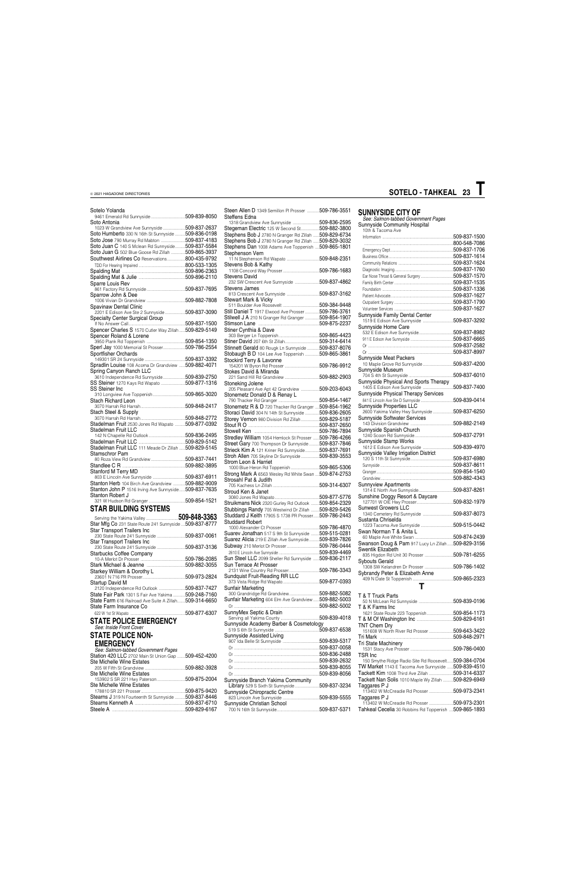Sotelo Yolanda
9461 Emerald Rd Sunnyside ....................509-839-8050
Soto Antonia
1023 W Grandview Ave Sunnyside ....................509-837-2637
Soto Humberto 330 N 16th St Sunnyside ....509-836-0198
Soto Jose 790 Murray Rd Mabton ....................509-837-4183
Soto Juan C 140 S Mclean Rd Sunnyside......509-837-5584
Soto Juan G 502 Blue Goose Rd Zillah ..........509-865-3937
Southwest Airlines Co Reservations..............800-435-9792
TDD For Hearing Impaired ....................800-533-1305
Spalding Mat ....................509-896-2363
Spalding Mat & Julie ....................509-896-2110
Sparre Louis Rev
861 Factory Rd Sunnyside....................509-837-7695
Sparrow John & Dee
1006 Vivian Dr Grandview ....................509-882-7808
Spavinaw Dental Clinic
2201 E Edison Ave Ste 2 Sunnyside ....................509-837-3090
Specialty Center Surgical Group
If No Answer Call....................509-837-1500
Spencer Charles S 1570 Cutler Way Zillah ....509-829-5149
Spencer Roland & Lorene
3950 Plank Rd Toppenish ....................509-854-1350
Sperl Jay 1000 Memorial St Prosser....................509-786-2554
Sportfisher Orchards
149301 SR 24 Sunnyside ....................509-837-3392
Spradlin Louise 108 Acoma Dr Grandview ....509-882-4071
Spring Canyon Ranch LLC
3610 Independence Rd Sunnyside....................509-839-2750
SS Steiner 1270 Kays Rd Wapato ....................509-877-1316
SS Steiner Inc
310 Longview Ave Toppenish ....................509-865-3020
Stach Richard Leon
3070 Harrah Rd Harrah....................509-848-2417
Stach Steel & Supply
3070 Harrah Rd Harrah....................509-848-2772
Stadelman Fruit 2530 Jones Rd Wapato ........509-877-0392
Stadelman Fruit LLC
142 N Chapelle Rd Outlook....................509-836-2495
Stadelman Fruit LLC ....................509-829-5142
Stadelman Fruit LLC 111 Meade Dr Zillah ....509-829-5145
Stamschror Pam
80 Roza View Rd Grandview....................509-837-7441
Standlee C R ....................509-882-3895
Stanford M Terry MD
803 E Lincoln Ave Sunnyside ....................509-837-6911
Stanton Herb 104 Birch Ave Grandview ..........509-882-9009
Stanton John P 1516 Irving Ave Sunnyside ....509-837-7635
Stanton Robert J
321 W Hudson Rd Granger ....................509-854-1521

## STAR BUILDING SYSTEMS
Serving the Yakima Valley ....................**509-848-3363**

Star Mfg Co 231 State Route 241 Sunnyside ....509-837-8777
Star Transport Trailers Inc
230 State Route 241 Sunnyside ....................509-837-0061
Star Transport Trailers Inc
290 State Route 241 Sunnyside ....................509-837-3136
Starbucks Coffee Company
10-A Merlot Dr Prosser ....................509-786-2085
Stark Michael & Jeanne ....................509-882-3055
Starkey William & Dorothy L
23601 N 716 PR Prosser....................509-973-2824
Startup David M
2120 Independence Rd Outlook ....................509-837-7427
State Fair Park 1301 S Fair Ave Yakima ..........509-248-7160
State Farm 616 Railroad Ave Suite A Zillah......509-314-6650
State Farm Insurance Co
622 W 1st St Wapato ....................509-877-6307

## STATE POLICE EMERGENCY
*See: Inside Front Cover*

## STATE POLICE NON-EMERGENCY
*See: Salmon-tabbed Government Pages*

Station 420 LLC 2702 Main St Union Gap ........509-452-4200
Ste Michelle Wine Estates
205 W Fifth St Grandview ....................509-882-3928
Ste Michelle Wine Estates
153902 S SR 221 Hwy Paterson....................509-875-2004
Ste Michelle Wine Estates
178810 SR 221 Prosser....................509-875-9420
Stearns J 319 N Fourteenth St Sunnyside ........509-837-8446
Stearns Kenneth A ....................509-837-6710
Steele A ....................509-829-6167
Steen Allen D 1349 Semillon Pl Prosser ..........509-786-3551
Steffens Edna
1318 Grandview Ave Sunnyside ....................509-836-2595
Stegeman Electric 125 W Second St..............509-882-3800
Stephens Bob J 2780 N Granger Rd Zillah ....509-829-6734
Stephens Bob J 2780 N Granger Rd Zillah ....509-829-3032
Stephens Dan 1008 Adams Ave Toppenish ...509-865-1801
Stephenson Vern
11 N Stephenson Rd Wapato ....................509-848-2351
Stevens Bob & Kathy
1108 Concord Way Prosser....................509-786-1683
Stevens David
232 SW Crescent Ave Sunnyside ....................509-837-4862
Stevens James
813 Crescent Ave Sunnyside ....................509-837-3162
Stewart Mark & Vicky
511 Boulder Ave Roosevelt ....................509-384-9448
Still Daniel T 1917 Elwood Ave Prosser ..........509-786-3761
Stilwell J A 210 N Granger Rd Granger ..........509-854-1907
Stimson Lane ....................509-875-2237
Stiner Cynthia & Dave
303 Berger Ln Toppenish....................509-865-4423
Stiner David 207 6th St Zillah....................509-314-6414
Stinnett Gerald 80 Rougk Ln Sunnyside ........509-837-8076
Stobaugh B D 104 Lee Ave Toppenish ...........509-865-3861
Stockird Terry & Lavonne
154201 W Byron Rd Prosser ....................509-786-9912
Stokes David & Miranda
221 Sand Hill Rd Grandview ....................509-882-2903
Stoneking Jolene
205 Pleasant Ave Apt 42 Grandview ..............509-203-6043
Stonemetz Donald D & Renay L
790 Thacker Rd Granger ....................509-854-1467
Stonemetz R & D 720 Thacker Rd Granger ....509-854-1962
Storaci David 304 N 14th St Sunnyside ..........509-836-2605
Storey Vernon 980 Division Rd Zillah ..............509-829-5187
Stout R O ....................509-837-2650
Stowell Ken ....................509-786-7894
Stredley William 1054 Hemlock St Prosser ....509-786-4266
Street Gary 700 Thompson Dr Sunnyside ........509-837-7846
Strieck Kim A 121 Kriner Rd Sunnyside..........509-837-7691
Stroh Allen 705 Skyline Dr Sunnyside ............509-839-3553
Strom Leon & Harriet
1000 Blue Heron Rd Toppenish ....................509-865-5306
Strong Mark A 6563 Wesley Rd White Swan ...509-874-2753
Strosahl Pat & Judith
705 Kachess Ln Zillah....................509-314-6307
Stroud Ken & Janet
3080 Jones Rd Wapato....................509-877-5776
Struikmans Nick 2320 Gurley Rd Outlook .......509-854-2329
Stubbings Randy 705 Westwind Dr Zillah .......509-829-5426
Studdard J Keith 17905 S 1738 PR Prosser.....509-786-2443
Studdard Robert
1000 Alexander Ct Prosser ....................509-786-4870
Suarev Jonathan 517 S 9th St Sunnyside .......509-515-0281
Suarez Alicia 219 E Zillah Ave Sunnyside ........509-839-7826
Subway 210 Merlot Dr Prosser ....................509-786-0444
2810 E Lincoln Ave Sunnyside ....................509-839-4469
Sun Steel LLC 2099 Sheller Rd Sunnyside .....509-836-2117
Sun Terrace At Prosser
2131 Wine Country Rd Prosser....................509-786-3343
Sundquist Fruit-Reading RR LLC
373 Vista Ridge Rd Wapato....................509-877-0393
Sunfair Marketing
300 Grandridge Rd Grandview....................509-882-5082
Sunfair Marketing 604 Elm Ave Grandview ....509-882-5003
Or ....................509-882-5002
SunnyMex Septic & Drain
Serving all Yakima County ....................509-839-4018
Sunnyside Academy Barber & Cosmetology
519 S 6th St Sunnyside ....................509-837-6538
Sunnyside Assisted Living
907 Ida Belle St Sunnyside ....................509-839-5317
Or ....................509-837-0058
Or ....................509-836-2488
Or ....................509-839-2632
Or ....................509-839-8055
Or ....................509-839-8056
Sunnyside Branch Yakima Community Library 529 S Sixth St Sunnyside ....................509-837-3234
Sunnyside Chiropractic Centre
823 Lincoln Ave Sunnyside ....................509-839-5555
Sunnyside Christian School
700 N 16th St Sunnyside....................509-837-5371

## SUNNYSIDE CITY OF
*See: Salmon-tabbed Government Pages*

Sunnyside Community Hospital
10th & Tacoma Ave
Information ....................509-837-1500
....................800-548-7086
Emergency Dept....................509-837-1706
Business Office....................509-837-1614
Community Relations ....................509-837-1624
Diagnostic Imaging....................509-837-1760
Ear Nose Throat & General Surgery ....................509-837-1570
Family Birth Center....................509-837-1535
Foundation ....................509-837-1336
Patient Advocate....................509-837-1627
Outpatient Surgery ....................509-837-1790
Volunteer Services ....................509-837-1627
Sunnyside Family Dental Center
1519 E Edison Ave Sunnyside ....................509-837-3292
Sunnyside Home Care
532 E Edison Ave Sunnyside....................509-837-8982
911 E Edison Ave Sunnyside ....................509-837-6665
Or ....................509-837-2582
Or ....................509-837-8997
Sunnyside Meat Packers
10 Maple Grove Rd Sunnyside....................509-837-4200
Sunnyside Museum
704 S 4th St Sunnyside ....................509-837-6010
Sunnyside Physical And Sports Therapy
1405 E Edison Ave Sunnyside ....................509-837-7400
Sunnyside Physical Therapy Services
841 E Lincoln Ave Ste D Sunnyside ....................509-839-0414
Sunnyside Properties LLC
2600 Yakima Valley Hwy Sunnyside ....................509-837-6250
Sunnyside Softwater Services
143 Division Grandview ....................509-882-2149
Sunnyside Spanish Church
1240 Scoon Rd Sunnyside....................509-837-2791
Sunnyside Stamp Works
1612 E Edison Ave Sunnyside ....................509-839-4970
Sunnyside Valley Irrigation District
120 S 11th St Sunnyside....................509-837-6980
Sunnyside....................509-837-8611
Granger....................509-854-1540
Grandview....................509-882-4343
Sunnyview Apartments
1314 E North Ave Sunnyside....................509-837-8261
Sunshine Doggy Resort & Daycare
127701 W OIE Hwy Prosser....................509-832-1979
Sunwest Growers LLC
1340 Cemetery Rd Sunnyside ....................509-837-8073
Sustanta Chriselda
1223 Tacoma Ave Sunnyside ....................509-515-0442
Swan Norman T & Anita L
60 Maple Ave White Swan ....................509-874-2439
Swanson Doug & Pam 917 Lucy Ln Zillah .....509-829-3156
Swentik Elizabeth
835 Higdon Rd Unit 30 Prosser ....................509-781-6255
Sybouts Gerald
1308 SW Kelandren Dr Prosser ....................509-786-1402
Sybrandy Peter & Elizabeth Anne
409 N Date St Toppenish ....................509-865-2323

# T

T & T Truck Parts
50 N McLean Rd Sunnyside ....................509-839-0196
T & K Farms Inc
1621 State Route 223 Toppenish....................509-854-1173
T & M Of Washington Inc ....................509-829-6161
TNT Chem Dry
151608 W North River Rd Prosser ....................509-643-3422
Tri Mark ....................509-848-2971
Tri State Machinery
1531 Stacy Ave Prosser ....................509-786-0400
TSR Inc
150 Smythe Ridge Radio Site Rd Roosevelt.....509-384-0704
TW Market 1143 E Tacoma Ave Sunnyside .....509-839-4510
Tackett Ken 1008 Third Ave Zillah ..................509-314-6337
Tackett Nan Solis 1010 Maple Wy Zillah .......509-829-6949
Taggares P J
113402 W McCreadie Rd Prosser ....................509-973-2341
Taggares P J
113402 W McCreadie Rd Prosser ....................509-973-2301
Tahkeal Cecelia 30 Robbins Rd Toppenish ....509-865-1893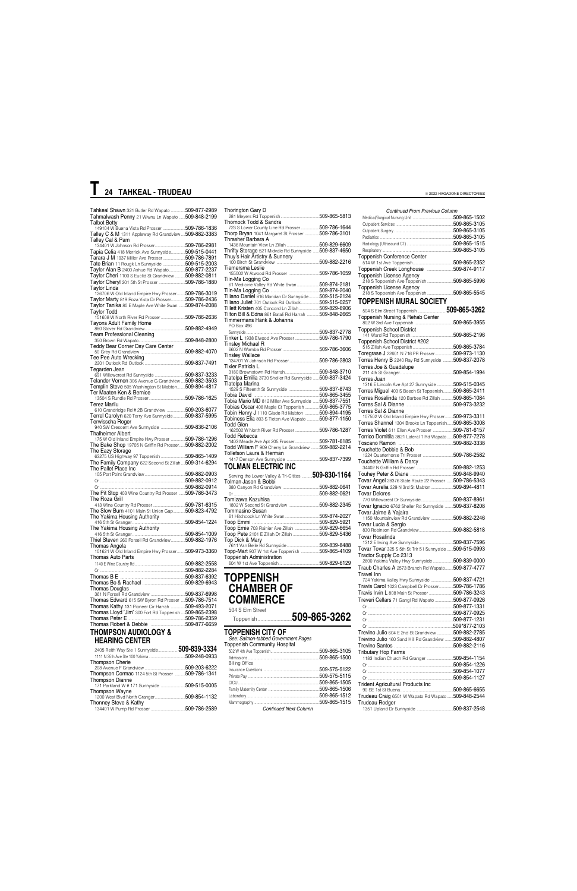# T 24 TAHKEAL - TRUDEAU

Tahkeal Shawn 321 Butler Rd Wapato ............509-877-2989
Tahmalwash Penny 21 Wiwnu Ln Wapato .....509-848-2199
Talbot Betty
149104 W Buena Vista Rd Prosser ...................509-786-1836
Talley C & M 1311 Appleway Rd Grandview ....509-882-3383
Talley Cal & Pam
134401 W Johnson Rd Prosser.........................509-786-2981
Tapia Celia 418 Merrick Ave Sunnyside............509-515-0441
Tarara J M 1937 Miller Ave Prosser .................509-786-7891
Tate Brian 11 Rougk Ln Sunnyside ..................509-515-2003
Taylor Alan B 2400 Ashue Rd Wapato..............509-877-2237
Taylor Cheri 1100 S Euclid St Grandview .........509-882-0811
Taylor Cheryl 201 5th St Prosser ....................509-786-1880
Taylor Linda
126706 W Old Inland Empire Hwy Prosser.......509-786-3019
Taylor Marty 819 Roza Vista Dr Prosser...........509-786-2436
Taylor Tanika 80 E Maple Ave White Swan .....509-874-2088
Taylor Todd
151608 W North River Rd Prosser ....................509-786-2636
Tayons Adult Family Home
880 Stover Rd Grandview.................................509-882-4949
Team Professional Cleaning
350 Brown Rd Wapato.....................................509-848-2800
Teddy Bear Corner Day Care Center
50 Grey Rd Grandview ....................................509-882-4070
Tee Pee Auto Wrecking
2201 Outlook Rd Outlook ................................509-837-7491
Tegarden Jean
691 Willowcrest Rd Sunnyside .........................509-837-3233
Telander Vernon 306 Avenue G Grandview ....509-882-3503
Templin Steve 505 Washington St Mabton.......509-894-4817
Ter Maaten Ken & Bernice
13504 S Rundle Rd Prosser..............................509-786-1625
Terez Marilu
610 Grandridge Rd # 2B Grandview ................509-203-6077
Terrel Carolyn 620 Terry Ave Sunnyside..........509-837-5995
Terwisscha Roger
940 SW Crescent Ave Sunnyside ....................509-836-2106
Thalheimer Albert
175 W Old Inland Empire Hwy Prosser ............509-786-1296
The Bake Shop 19705 N Griffin Rd Prosser.....509-882-2002
The Eazy Storage
63275 US Highway 97 Toppenish....................509-865-1409
The Family Company 622 Second St Zillah ...509-314-6294
The Pallet Place Inc
105 Port Point Grandview................................509-882-0903
Or ..................................................................509-882-0912
Or ..................................................................509-882-0914
The Pit Stop 403 Wine Country Rd Prosser .....509-786-3473
The Roza Grill
413 Wine Country Rd Prosser ..........................509-781-6315
The Slow Burn 4101 Main St Union Gap.........509-823-4792
The Yakima Housing Authority
416 5th St Granger.........................................509-854-1224
The Yakima Housing Authority
416 5th St Granger.........................................509-854-1009
Thiel Steven 260 Forsell Rd Grandview...........509-882-1976
Thomas Angela
101621 W Old Inland Empire Hwy Prosser.......509-973-3360
Thomas Auto Parts
1140 E Wine Country Rd....................................509-882-2558
Or ..................................................................509-882-2284
Thomas B E ..................................................509-837-6392
Thomas Bo & Rachael ....................................509-829-6943
Thomas Douglas
361 N Forsell Rd Grandview ...........................509-837-6998
Thomas Edward 615 SW Byron Rd Prosser ....509-786-7514
Thomas Kathy 131 Pioneer Cir Harrah .............509-493-2071
Thomas Lloyd 'Jim' 300 Fort Rd Toppenish ....509-865-2398
Thomas Peter E .............................................509-786-2359
Thomas Robert & Debbie ...............................509-877-6659

## THOMPSON AUDIOLOGY & HEARING CENTER

2405 Reith Way Ste 1 Sunnyside................**509-839-3334**
1111 N 35th Ave Ste 100 Yakima.........................509-248-0933
Thompson Cherie
208 Avenue F Grandview ................................509-882-6222
Thompson Cormac 1124 5th St Prosser .........509-786-1341
Thompson Dianne
171 Parkland W # 171 Sunnyside ....................509-515-0005
Thompson Wayne
1200 West Blvd North Granger.........................509-854-1132
Thonney Steve & Kathy
134401 W Pump Rd Prosser ............................509-786-2589

Thorington Gary D
261 Meyers Rd Toppenish...............................509-865-5813
Thornock Todd & Sandra
723 S Lower County Line Rd Prosser ...............509-786-1644
Thorp Bryan 1041 Margaret St Prosser ...........509-786-3101
Thrasher Barbara A
1436 Mountain View Ln Zillah ..........................509-829-6609
Thrifty Storage 521 Midvale Rd Sunnyside .....509-837-4650
Thuy's Hair Artistry & Sunnery
100 Birch St Grandview ..................................509-882-2216
Tiemersma Leslie
155002 W Atwood Rd Prosser .........................509-786-1059
Tiin-Ma Logging Co
61 Medicine Valley Rd White Swan ..................509-874-2181
Tiin-Ma Logging Co ......................................509-874-2040
Tiliano Daniel 816 Maridan Dr Sunnyside.........509-515-2124
Tiliano Juliet 701 Outlook Rd Outlook..............509-515-0257
Tillett Kristen 405 Concord Ln Zillah.................509-829-6906
Tilton Bill & Edna 861 Batali Rd Harrah ..........509-848-2665
Timmermans Hank & Johanna
PO Box 496
Sunnyside ......................................................509-837-2778
Tinker L 1938 Elwood Ave Prosser ..................509-786-1790
Tinsley Michael R
6602 N Wamba Rd Prosser ..............................509-786-3606
Tinsley Wallace
134701 W Johnson Rd Prosser........................509-786-2803
Tixier Patricia L
3180 Brownstown Rd Harrah...........................509-848-3710
Tlatelpa Emilia 3730 Sheller Rd Sunnyside .....509-837-3424
Tlatelpa Marina
1529 S Fifteenth St Sunnyside .........................509-837-8743
Tobia David ..................................................509-865-3455
Tobia Mario MD 812 Miller Ave Sunnyside ......509-837-7551
Tobias Oscar 408 Maple Ct Toppenish ...........509-865-3775
Tobin Henry J 1110 Glade Rd Mabton ............509-894-4195
Tobiness Elia 803 S Tieton Ave Wapato ..........509-877-1150
Todd Glen
162502 W North River Rd Prosser ....................509-786-1287
Todd Rebecca
1403 Meade Ave Apt 205 Prosser ...................509-781-6185
Todd William F 909 Cherry Ln Grandview .......509-882-2214
Tollefson Laura & Herman
1417 Denson Ave Sunnyside ..........................509-837-7399

## TOLMAN ELECTRIC INC

Serving the Lower Valley & Tri-Cities .........**509-830-1164**
Tolman Jason & Bobbi
380 Canyon Rd Grandview .............................509-882-0641
Or ..................................................................509-882-0621
Tomizawa Kazuhisa
1802 W Second St Grandview ........................509-882-2345
Tommasino Susan
61 Hitchcock Ln White Swan............................509-874-2027
Toop Emmi ...................................................509-829-5921
Toop Ernie 703 Rainier Ave Zillah ..................509-829-6654
Toop Pete 2101 E Zillah Dr Zillah ...................509-829-5436
Top Dick & Mary
7611 Van Belle Rd Sunnyside..........................509-839-8488
Topp-Mart 907 W 1st Ave Toppenish ...............509-865-4109
Toppenish Administration
604 W 1st Ave Toppenish................................509-829-6129

# TOPPENISH CHAMBER OF COMMERCE

504 S Elm Street
Toppenish............................**509-865-3262**

## TOPPENISH CITY OF

*See: Salmon-tabbed Government Pages*

Toppenish Community Hospital
502 W 4th Ave Toppenish ................................509-865-3105
Admissions .....................................................509-865-1500
Billing Office
Insurance Questions..........................................509-575-5122
Private Pay .....................................................509-575-5115
CICU ...............................................................509-865-1505
Family Maternity Center ....................................509-865-1506
Laboratory.......................................................509-865-1512
Mammography .................................................509-865-1515

*Continued Next Column*

*Continued From Previous Column*

Medical/Surgical Nursing Unit ..........................509-865-1502
Outpatient Services ........................................509-865-3105
Outpatient Surgery .........................................509-865-3105
Pediatrics ......................................................509-865-3105
Radiology (Ultrasound CT) ...............................509-865-1515
Respiratory ....................................................509-865-3105
Toppenish Conference Center
514 W 1st Ave Toppenish.................................509-865-2352
Toppenish Creek Longhouse ......................509-874-9117
Toppenish License Agency
218 S Toppenish Ave Toppenish ......................509-865-5996
Toppenish License Agency
218 S Toppenish Ave Toppenish ......................509-865-5545

## TOPPENISH MURAL SOCIETY

504 S Elm Street Toppenish .......................**509-865-3262**
Toppenish Nursing & Rehab Center
802 W 3rd Ave Toppenish ................................509-865-3955
Toppenish School District
141 Ward Rd Toppenish...................................509-848-2196
Toppenish School District #202
515 Zillah Ave Toppenish.................................509-865-3784
Toregrase J 22601 N 716 PR Prosser...............509-973-1130
Torres Henry B 2240 Ray Rd Sunnyside .........509-837-2078
Torres Joe & Guadalupe
211 4th St Granger .........................................509-854-1994
Torres Juan
1316 E Lincoln Ave Apt 27 Sunnyside .............509-515-0345
Torres Miguel 403 S Beech St Toppenish.........509-865-2411
Torres Rosalinda 120 Barbee Rd Zillah ...........509-865-1084
Torres Sal & Dianne ......................................509-973-3232
Torres Sal & Dianne
107502 W Old Inland Empire Hwy Prosser.......509-973-3311
Torres Shannel 1304 Brooks Ln Toppenish ......509-865-3008
Torres Violet 611 Ellen Ave Prosser ...............509-781-6157
Torrico Domitila 3821 Lateral 1 Rd Wapato .....509-877-7278
Toscano Ramon ............................................509-882-3338
Touchette Debbie & Bob
1224 Quarterhorse Trl Prosser ........................509-786-2582
Touchette William & Darcy
34402 N Griffin Rd Prosser .............................509-882-1253
Touhey Peter & Diane ..................................509-848-9940
Tovar Angel 28376 State Route 22 Prosser .....509-786-5343
Tovar Aurelia 229 N 3rd St Mabton .................509-894-4811
Tovar Delores
770 Willowcrest Dr Sunnyside..........................509-837-8961
Tovar Ignacio 6762 Sheller Rd Sunnyside ........509-837-8208
Tovar Jaime & Yajaira
1150 Mountainview Rd Grandview ..................509-882-2246
Tovar Lucia & Sergio
830 Robinson Rd Grandview............................509-882-5818
Tovar Rosalinda
1312 E Irving Ave Sunnyside............................509-837-7596
Tovar Tovar 325 S 5th St Trlr 51 Sunnyside .....509-515-0993
Tractor Supply Co 2313
2600 Yakima Valley Hwy Sunnyside ................509-839-0000
Traub Charles A 2573 Branch Rd Wapato.......509-877-4777
Travel Inn
724 Yakima Valley Hwy Sunnyside ..................509-837-4721
Travis Carol 1023 Campbell Dr Prosser............509-786-1786
Travis Irvin L 808 Main St Prosser ...................509-786-3243
Treveri Cellars 71 Gangl Rd Wapato ..............509-877-0926
Or ..................................................................509-877-1331
Or ..................................................................509-877-0925
Or ..................................................................509-877-1231
Or ..................................................................509*877-2103
Trevino Julio 604 E 2nd St Grandview .............509-882-2785
Trevino Julio 160 Sand Hill Rd Grandview .......509-882-4807
Trevino Santos .............................................509-882-2116
Tributary Hop Farms
1183 Indian Church Rd Granger ......................509-854-1154
Or ..................................................................509-854-1226
Or ..................................................................509-854-1077
Or ..................................................................509-854-1127
Trident Agricultural Products Inc
90 SE 1st St Buena.........................................509-865-6655
Trudeau Craig 6501 W Wapato Rd Wapato .....509-848-2544
Trudeau Rodger
1351 Upland Dr Sunnyside .............................509-837-2548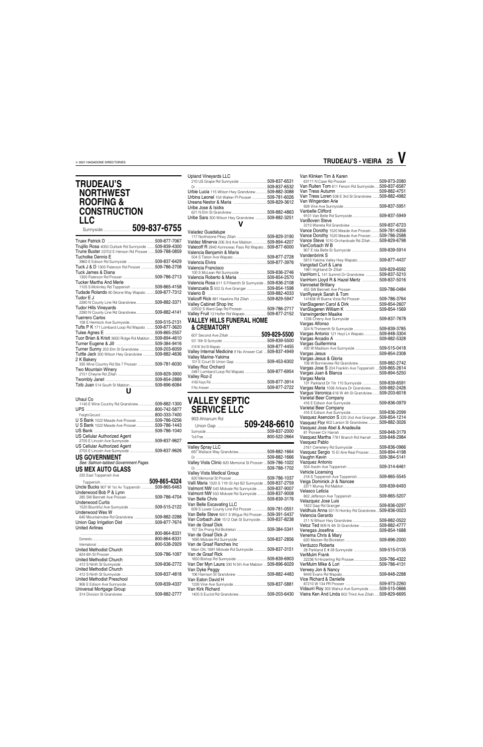## TRUDEAU'S NORTHWEST ROOFING & CONSTRUCTION LLC

Sunnyside ..........................**509-837-6755**

Truex Patrick D ..........................................509-877-7067
Trujillo Rosa 4050 Outlook Rd Sunnyside .........509-839-4300
Trune Buster 23702 E Henson Rd Prosser .......509-788-0859
Tucholke Dennis E
 3960 E Edison Rd Sunnyside ..........................509-837-6429
Tuck J & D 1300 Paterson Rd Prosser ..............509-786-2708
Tuck James & Diana
 1300 Paterson Rd Prosser ..............................509-786-2713
Tucker Martha And Merle
 1105 S Mckinley Rd Toppenish .......................509-865-4158
Tudade Rolando 80 Skone Way Wapato .........509-877-7312
Tudor E J
 2280 N County Line Rd Grandview ..................509-882-3371
Tudor Hills Vineyards
 2280 N County Line Rd Grandview ..................509-882-4141
Tuerrero Carlos
 108 E Hemlock Ave Sunnyside.........................509-515-2131
Tufts P K 171 Lombard Loop Rd Wapato .........509-877-3620
Tulee Agnes E ..............................................509-865-2557
Tuor Brian & Kristi 3650 Ridge Rd Mabton ......509-894-4610
Turner Eugene & Jill ....................................509-384-9416
Turner Sunny 203 Elm St Grandview ...............509-203-6059
Tuttle Jack 300 Wilson Hwy Grandview ...........509-882-4636
2 K Bakery
 335 Wine Country Rd Ste 7 Prosser ................509-781-6030
Two Mountain Winery
 2151 Cheyne Rd Zillah ...................................509-829-3900
Twombly Janet .............................................509-854-2889
Tzib Juan 514 South St Mabton........................509-896-6084

## U

Uhaul Co
 1140 E Wine Country Rd Grandview..................509-882-1300
UPS ............................................................800-742-5877
 Freight-Ground ..............................................800-333-7400
U S Bank 1022 Meade Ave Prosser...................509-786-0256
U S Bank 1022 Meade Ave Prosser...................509-786-1443
US Bank .......................................................509-786-1040
US Cellular Authorized Agent
 2705 E Lincoln Ave Sunnyside ........................509-837-9627
US Cellular Authorized Agent
 2705 E Lincoln Ave Sunnyside ........................509-837-9626

### US GOVERNMENT
*See: Salmon-tabbed Government Pages*

### US MEX AUTO GLASS
220 East Toppenish Ave
 Toppenish.............................................**509-865-4324**
Uncle Bucks 907 W 1st Av Toppenish .............509-865-6463
Underwood Bob P & Lynn
 285 SW Bennett Ave Prosser...........................509-786-4704
Underwood Curtis
 1520 Bountiful Ave Sunnyside ........................509-515-2122
Underwood Wes W
 640 Mountainview Rd Grandview ....................509-882-2288
Union Gap Irrigation Dist ...............................509-877-7674
United Airlines
 .................................................................800-864-8331
 Domestic......................................................800-864-8331
 International ................................................800-538-2929
United Methodist Church
 824 6th St Prosser..........................................509-786-1097
United Methodist Church
 412 S Ninth St Sunnyside ...............................509-836-2772
United Methodist Church
 412 S Ninth St Sunnyside ...............................509-837-4818
United Methodist Preschool
 906 E Edison Ave Sunnyside...........................509-839-4337
Universal Mortgage Group
 314 Division St Grandview ..............................509-882-2777

Upland Vineyards LLC
 210 US Grape Rd Sunnyside ...........................509-837-6531
 Or ...............................................................509-837-6532
Urbie Lucia 115 Wilson Hwy Grandview............509-882-3088
Urbina Leonel 104 Walker Pl Prosser ...............509-781-6026
Ureana Nestor & Maria ..................................509-829-3612
Uribe Jose & Isidra
 621 N Elm St Grandview..................................509-882-4863
Uribe Sara 300 Wilson Hwy Grandview ............509-882-3251

## V

Valadez Guadalupe
 117 Northstone Pkwy Zillah ............................509-829-3190
Valdez Minerva 206 3rd Ave Mabton...............509-894-4207
Valecoff R 2940 Konnowac Pass Rd Wapato ...509-877-6000
Valencia Benjamin & Maria
 504 S Tieton Ave Wapato ...............................509-877-2728
Valencia Elvira .............................................509-877-3976
Valencia Francisco
 100 S McLean Rd Sunnyside ...........................509-836-2746
Valencia Roberto & Maria ..............................509-854-2570
Valencia Rosa 611 S Fifteenth St Sunnyside ...509-836-2108
Valenzuela S 502 G Ave Granger ....................509-854-1598
Valerio B .....................................................509-882-4033
Valicoff Rick 881 Hawkins Rd Zillah ................509-829-5947
Valley Cabinet Shop Inc
 22502 S Ward Gap Rd Prosser.........................509-786-2717
Valley Fruit 12 Hoffer Rd Wapato ....................509-877-2152

### VALLEY HILLS FUNERAL HOME & CREMATORY
607 Second Ave Zillah ..............................**509-829-5500**
 531 16th St Sunnyside ...................................509-839-5500
 218 W 3rd St Wapato ......................................509-877-4455
Valley Internal Medicine If No Answer Call ...509-837-4949
Valley Marine-Yakima
 101 E Court St Union Gap ..............................509-453-6302
Valley Roz Orchard
 2481 Lombard Loop Rd Wapato .....................509-877-6954
Valley Roz-2
 4160 Kays Rd ................................................509-877-3914
 If No Answer .................................................509-877-2722

## VALLEY SEPTIC SERVICE LLC

903 Ahtanum Rd
 Union Gap ............................................**509-248-6610**
 Sunnyside .....................................................509-837-2000
 Toll-Free .......................................................800-522-2664

Valley Spray LLC
 697 Wallace Way Grandview...........................509-882-1664
 Or ...............................................................509-882-1666
Valley Vista Clinic 820 Memorial St Prosser ...509-786-1022
 Or ...............................................................509-788-1702
Valley Vista Medical Group
 820 Memorial St Prosser.................................509-786-1037
Valli Maria 1320 S 11th St Apt B2 Sunnyside ....509-837-2759
Valmont NW 540 Midvale Rd Sunnyside ..........509-837-9007
Valmont NW 550 Midvale Rd Sunnyside ..........509-837-9008
Van Belle Chris ............................................509-839-3176
Van Belle Excavating LLC
 609 S Lower County Line Rd Prosser ...............509-781-0551
Van Belle Steve 9201 S Wilgus Rd Prosser .....509-391-5437
Van Corbach Joe 1512 Oak St Sunnyside .......509-837-8238
Van de Graaf Dick
 157 Six Prong Rd Bickleton............................509-384-5341
Van de Graaf Dick Jr
 1695 Midvale Rd Sunnyside ...........................509-837-2856
Van de Graaf Ranches Inc
 Main Ofc 1691 Midvale Rd Sunnyside ............509-837-3151
Van de Graaf Rick
 1650 Bishop Rd Sunnyside .............................509-839-6903
Van Der Myn Laura 330 N 5th Ave Mabton ....509-896-6029
Van Dyke Peggy
 106 Harrison St Grandview .............................509-882-4483
Van Eaton David H
 1226 Vine Ave Sunnyside...............................509-837-5881
Van Kirk Richard
 1405 S Euclid Rd Grandview............................509-203-6430

Van Klinken Tim & Karen
 63111 N Case Rd Prosser ...............................509-973-2080
Van Ruiten Tom 611 Ferson Rd Sunnyside.....509-837-6587
Van Tress Autumn .........................................509-882-4751
Van Tress Loren 508 E 3rd St Grandview .......509-882-4982
Van Wingerden Arie
 928 Vine Ave Sunnyside.................................509-837-5951
Vanbelle Clifford
 9101 Van Belle Rd Sunnyside .........................509-837-5949
VanBoven Steve
 2210 Waneta Rd Grandview ...........................509-837-6723
Vance Dorothy 1520 Meade Ave Prosser.........509-781-6356
Vance Dorothy 1520 Meade Ave Prosser.........509-786-2588
Vance Steve 1010 Orchardvale Rd Zillah ........509-829-6798
VanCorbach W B
 907 E Ida Belle St Sunnyside .........................509-839-5914
Vandenbrink S
 5810 Yakima Valley Hwy Wapato.....................509-877-4437
Vangstad Curl & Lana
 1981 Highland Dr Zillah ..................................509-829-6592
VanHorn L 141 Summit Dr Grandview ............509-837-5210
VanHorn Lloyd R & Hazel Mertz ...................509-837-5016
Vanroekel Brittany
 455 SW Bennett Ave Prosser...........................509-786-0484
VanRyswyk Sarah & Tom
 141608 W Buena Vista Rd Prosser ..................509-786-3764
VanSlageren Carol & Dirk ............................509-854-2607
VanSlageren William K .................................509-854-1569
Vanwingerden Maaike
 1236 Cherry Ave Sunnyside ...........................509-837-7678
Vargas Alfonso
 324 N Thirteenth St Sunnyside .......................509-839-3785
Vargas Antonio 121 Hoyt Ln Wapato ..............509-848-3304
Vargas Arcadio A .........................................509-882-5328
Vargas Guillermina
 430 W Madison Ave Sunnyside .......................509-515-0418
Vargas Jesus ...............................................509-854-2308
Vargas Jesus & Gloria
 108 W Bonnieview Rd Grandview ...................509-882-2742
Vargas Jose S 204 Franklin Ave Toppenish .....509-865-2614
Vargas Juan & Blanca ..................................509-894-5250
Vargas Maria
 131 Parkland Dr Trlr 110 Sunnyside ...............509-839-6591
Vargas Maria 1006 Arikara Dr Grandview........509-882-2426
Vargus Veronica 616 W 4th St Grandview .......509-203-6018
Varietal Beer Company
 416 E Edison Ave Sunnyside...........................509-836-0979
Varietal Beer Company
 416 E Edison Ave Sunnyside...........................509-836-2099
Vasquez Asencion S 220 2nd Ave Granger ...509-854-1214
Vasquez Flor 802 Larson St Grandview...........509-882-3026
Vasquez Jose Abel & Anadeulia
 81 Pioneer Cir Harrah ....................................509-848-3179
Vasquez Martha 7781 Branch Rd Harrah ........509-848-2984
Vasquez Pablo
 2161 Cemetery Rd Sunnyside .........................509-836-0966
Vasquez Sergio 15 El Aire Real Prosser ..........509-894-4198
Vaughn Kevin ..............................................509-384-5141
Vazquez Antonio
 504 Asotin Ave Toppenish ..............................509-314-6461
Vehicle Licensing
 218 S Toppenish Ave Toppenish.....................509-865-5545
Veiga Dominick Jr & Nancee
 2371 Murray Rd Mabton.................................509-839-6493
Velasco Leticia
 802 Jefferson Ave Toppenish .........................509-865-5207
Velazquez Jose Luis
 1822 Gap Rd Granger.....................................509-836-0297
Veldhuis Anna 501 N Hornby Rd Grandview...509-836-0023
Velencia Gerardo
 211 N Wilson Hwy Grandview .........................509-882-0522
Veloz Ted 909 N 4th St Grandview ..................509-882-4777
Venegas Josefina ..........................................509-854-1688
Venema Chris & Mary
 620 Matsen Rd Bickleton ...............................509-896-2000
Verduzco Roberta
 28 Parkland E # 28 Sunnyside ........................509-515-0135
VerMulm Frank
 22236 N Hinzerling Rd Prosser.......................509-786-4322
VerMulm Mike & Lori ...................................509-786-4131
Verwey Jon & Nancy
 9440 Evans Rd Wapato...................................509-848-2288
Vice Richard & Danielle
 87210 W 134 PR Prosser ................................509-973-2260
Vidaurri Roy 303 Walnut Ave Sunnyside ..........509-515-0666
Vieira Ken And Linda 802 Third Ave Zillah .....509-829-6695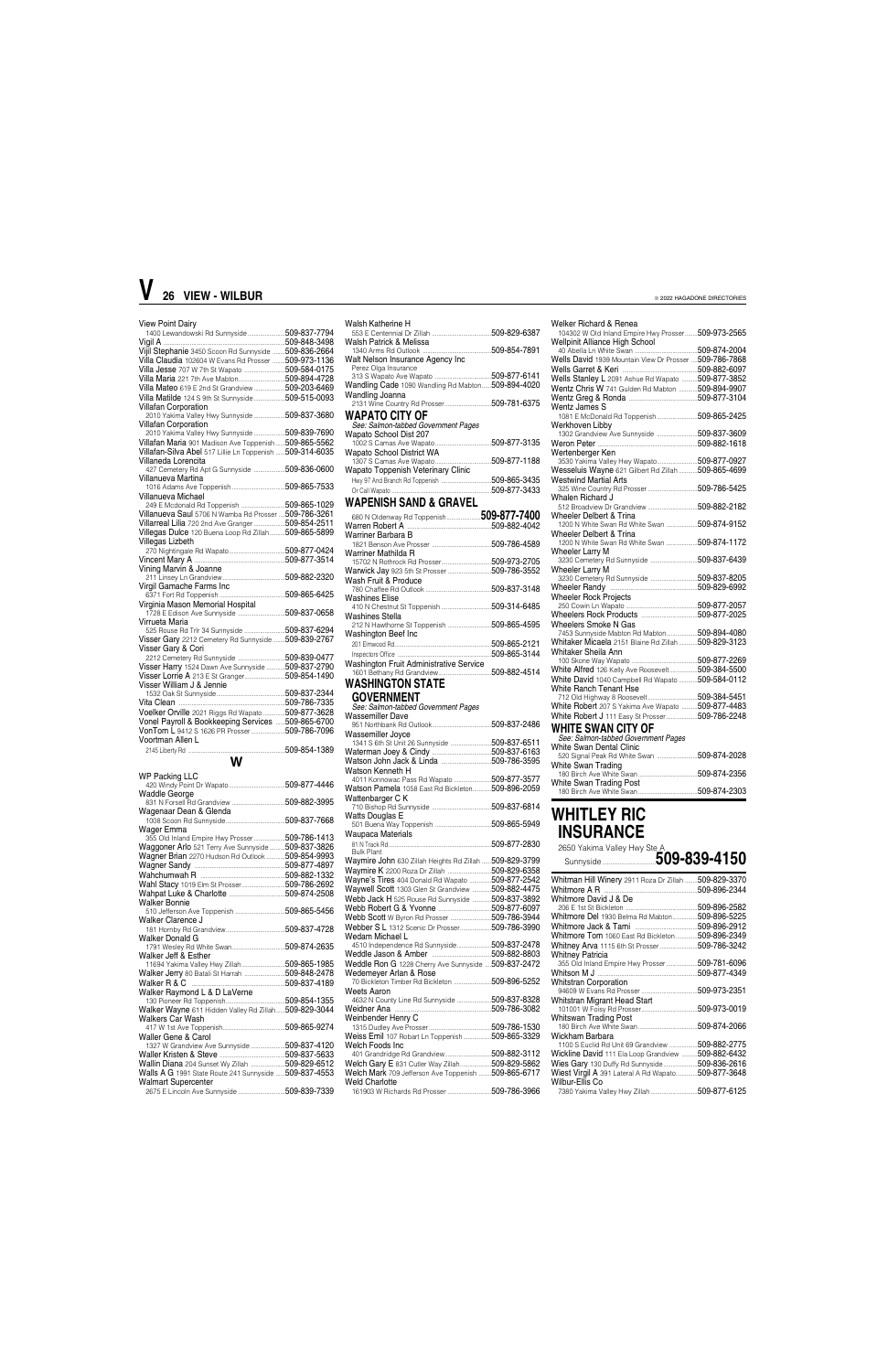View Point Dairy
1400 Lewandowski Rd Sunnyside....................509-837-7794
Vigil A ....................................................509-848-3498
Vijil Stephanie 3450 Scoon Rd Sunnyside ........509-836-2664
Villa Claudia 102604 W Evans Rd Prosser ........509-973-1136
Villa Jesse 707 W 7th St Wapato ....................509-584-0175
Villa Maria 221 7th Ave Mabton.......................509-894-4728
Villa Mateo 619 E 2nd St Grandview .................509-203-6469
Villa Matilde 124 S 9th St Sunnyside ................509-515-0093
Villafan Corporation
2010 Yakima Valley Hwy Sunnyside ..................509-837-3680
Villafan Corporation
2010 Yakima Valley Hwy Sunnyside ..................509-839-7690
Villafan Maria 901 Madison Ave Toppenish ......509-865-5562
Villafan-Silva Abel 517 Lillie Ln Toppenish .....509-314-6035
Villaneda Lorencita
427 Cemetery Rd Apt G Sunnyside ..................509-836-0600
Villanueva Martina
1016 Adams Ave Toppenish ............................509-865-7533
Villanueva Michael
249 E Mcdonald Rd Toppenish .......................509-865-1029
Villanueva Saul 5706 N Wamba Rd Prosser ......509-786-3261
Villarreal Lilia 720 2nd Ave Granger ...............509-854-2511
Villegas Dulce 120 Buena Loop Rd Zillah ..........509-865-5899
Villegas Lizbeth
270 Nightingale Rd Wapato...............................509-877-0424
Vincent Mary A ..........................................509-877-3514
Vining Marvin & Joanne
211 Linsey Ln Grandview ..............................509-882-2320
Virgil Gamache Farms Inc
6371 Fort Rd Toppenish ...............................509-865-6425
Virginia Mason Memorial Hospital
1728 E Edison Ave Sunnyside ........................509-837-0658
Virrueta Maria
525 Rouse Rd Trlr 34 Sunnyside .....................509-837-6294
Visser Gary 2212 Cemetery Rd Sunnyside .......509-839-2767
Visser Gary & Cori
2212 Cemetery Rd Sunnyside .........................509-839-0477
Visser Harry 1524 Dawn Ave Sunnyside ...........509-837-2790
Visser Lorrie A 213 E St Granger ....................509-854-1490
Visser William J & Jennie
1532 Oak St Sunnyside....................................509-837-2344
Vita Clean ...................................................509-786-7335
Voelker Orville 2021 Riggs Rd Wapato ............509-877-3628
Vonel Payroll & Bookkeeping Services ......509-865-6700
VonTom L 9412 S 1626 PR Prosser ...................509-786-7096
Voortman Allen L
2145 Liberty Rd ..............................................509-854-1389

## W

WP Packing LLC
420 Windy Point Dr Wapato .............................509-877-4446
Waddle George
831 N Forsell Rd Grandview ...........................509-882-3995
Wagenaar Dean & Glenda
1008 Scoon Rd Sunnyside................................509-837-7668
Wager Emma
355 Old Inland Empire Hwy Prosser ...................509-786-1413
Waggoner Arlo 521 Terry Ave Sunnyside ..........509-837-3826
Wagner Brian 2270 Hudson Rd Outlook ............509-854-9993
Wagner Sandy ..............................................509-877-4897
Wahchumwah R ..........................................509-882-1332
Wahl Stacy 1019 Elm St Prosser.......................509-786-2692
Wahpat Luke & Charlotte .............................509-874-2508
Walker Bonnie
510 Jefferson Ave Toppenish ..........................509-865-5456
Walker Clarence J
181 Hornby Rd Grandview..............................509-837-4728
Walker Donald G
1791 Wesley Rd White Swan............................509-874-2635
Walker Jeff & Esther
11694 Yakima Valley Hwy Zillah.......................509-865-1985
Walker Jerry 80 Balali St Harrah .....................509-848-2478
Walker R & C ..............................................509-837-4189
Walker Raymond L & D LaVerne
130 Pioneer Rd Toppenish..............................509-854-1355
Walker Wayne 611 Hidden Valley Rd Zillah ......509-829-3044
Walkers Car Wash
417 W 1st Ave Toppenish................................509-865-9274
Waller Gene & Carol
1327 W Grandview Ave Sunnyside ..................509-837-4120
Waller Kristen & Steve ................................509-837-5633
Wallin Diana 204 Sunset Wy Zillah ..................509-829-6512
Walls A G 1991 State Route 241 Sunnyside ......509-837-4553
Walmart Supercenter
2675 E Lincoln Ave Sunnyside .........................509-839-7339

Walsh Katherine H
553 E Centennial Dr Zillah ..............................509-829-6387
Walsh Patrick & Melissa
1340 Arms Rd Outlook ....................................509-854-7891
Walt Nelson Insurance Agency Inc
Perez Olga Insurance
313 S Wapato Ave Wapato ...............................509-877-6141
Wandling Cade 1090 Wandling Rd Mabton ......509-894-4020
Wandling Joanna
2131 Wine Country Rd Prosser.........................509-781-6375

### WAPATO CITY OF

*See: Salmon-tabbed Government Pages*

Wapato School Dist 207
1002 S Camas Ave Wapato...............................509-877-3135
Wapato School District WA
1307 S Camas Ave Wapato...............................509-877-1188
Wapato Toppenish Veterinary Clinic
Hwy 97 And Branch Rd Toppenish .........................509-865-3435
Or Call Wapato ..................................................509-877-3433

### WAPENISH SAND & GRAVEL

660 N Oldenway Rd Toppenish .................**509-877-7400**
Warren Robert A ..........................................509-882-4042
Warriner Barbara B
1821 Benson Ave Prosser ...............................509-786-4589
Warriner Mathilda R
15702 N Rothrock Rd Prosser...........................509-973-2705
Warwick Jay 923 5th St Prosser ......................509-786-3552
Wash Fruit & Produce
780 Chaffee Rd Outlook ................................509-837-3148
Washines Elise
410 N Chestnut St Toppenish .........................509-314-6485
Washines Stella
212 N Hawthorne St Toppenish .......................509-865-4595
Washington Beef Inc
201 Elmwood Rd ................................................509-865-2121
Inspectors Office ..............................................509-865-3144
Washington Fruit Administrative Service
1601 Bethany Rd Grandview............................509-882-4514

### WASHINGTON STATE GOVERNMENT

*See: Salmon-tabbed Government Pages*

Wassemiller Dave
951 Northbank Rd Outlook.............................509-837-2486
Wassemiller Joyce
1341 S 6th St Unit 26 Sunnyside ......................509-837-6511
Waterman Joey & Cindy ...............................509-837-6163
Watson John Jack & Linda ..........................509-786-3595
Watson Kenneth H
4011 Konnowac Pass Rd Wapato ....................509-877-3577
Watson Pamela 1058 East Rd Bickleton...........509-896-2059
Wattenbarger C K
710 Bishop Rd Sunnyside ..............................509-837-6814
Watts Douglas E
501 Buena Way Toppenish .............................509-865-5949
Waupaca Materials
81 N Track Rd ...................................................509-877-2830
Bulk Plant
Waymire John 630 Zillah Heights Rd Zillah ......509-829-3799
Waymire K 2200 Roza Dr Zillah .......................509-829-6358
Wayne's Tires 404 Donald Rd Wapato .............509-877-2542
Waywell Scott 1303 Glen St Grandview ...........509-882-4475
Webb Jack H 525 Rouse Rd Sunnyside ............509-837-3892
Webb Robert G & Yvonne ..............................509-877-6097
Webb Scott W Byron Rd Prosser .....................509-786-3944
Webber S L 1312 Scenic Dr Prosser..................509-786-3990
Wedam Michael L
4510 Independence Rd Sunnyside...................509-837-2478
Weddle Jason & Amber ...............................509-882-8803
Weddle Ron G 1228 Cherry Ave Sunnyside ......509-837-2472
Wedemeyer Arlan & Rose
70 Bickleton Timber Rd Bickleton ....................509-896-5252
Weets Aaron
4632 N County Line Rd Sunnyside ...................509-837-8328
Weidner Ana ...............................................509-786-3082
Weinbender Henry C
1315 Dudley Ave Prosser ...............................509-786-1530
Weiss Emil 107 Robert Ln Toppenish ...............509-865-3329
Welch Foods Inc
401 Grandridge Rd Grandview.........................509-882-3112
Welch Gary E 831 Cutler Way Zillah ..................509-829-5862
Welch Mark 709 Jefferson Ave Toppenish ........509-865-6717
Weld Charlotte
161903 W Richards Rd Prosser .......................509-786-3966

Welker Richard & Renea
104302 W Old Inland Empire Hwy Prosser .......509-973-2565
Wellpinit Alliance High School
40 Abella Ln White Swan ................................509-874-2004
Wells David 1939 Mountain View Dr Prosser ....509-786-7868
Wells Garret & Keri .....................................509-882-6097
Wells Stanley L 2091 Ashue Rd Wapato ..........509-877-3852
Wentz Chris W 741 Gulden Rd Mabton ............509-894-9907
Wentz Greg & Ronda ...................................509-877-3104
Wentz James S
1081 E McDonald Rd Toppenish.......................509-865-2425
Werkhoven Libby
1302 Grandview Ave Sunnyside .....................509-837-3609
Weron Peter .................................................509-882-1618
Wertenberger Ken
3530 Yakima Valley Hwy Wapato.....................509-877-0927
Wesseluis Wayne 621 Gilbert Rd Zillah ...........509-865-4699
Westwind Martial Arts
325 Wine Country Rd Prosser ..........................509-786-5425
Whalen Richard J
512 Broadview Dr Grandview ..........................509-882-2182
Wheeler Delbert & Trina
1200 N White Swan Rd White Swan ..................509-874-9152
Wheeler Delbert & Trina
1200 N White Swan Rd White Swan ..................509-874-1172
Wheeler Larry M
3230 Cemetery Rd Sunnyside .........................509-837-6439
Wheeler Larry M
3230 Cemetery Rd Sunnyside .........................509-837-8205
Wheeler Randy .............................................509-829-6992
Wheeler Rock Projects
250 Cowin Ln Wapato ....................................509-877-2057
Wheelers Rock Products ..............................509-877-2025
Wheelers Smoke N Gas
7453 Sunnyside Mabton Rd Mabton.................509-894-4080
Whitaker Micaela 2151 Blaine Rd Zillah ..........509-829-3123
Whitaker Sheila Ann
100 Skone Way Wapato .................................509-877-2269
White Alfred 126 Kelly Ave Roosevelt..............509-384-5500
White David 1040 Campbell Rd Wapato ...........509-584-0112
White Ranch Tenant Hse
712 Old Highway 8 Roosevelt..........................509-384-5451
White Robert 207 S Yakima Ave Wapato .........509-877-4483
White Robert J 111 Easy St Prosser .................509-786-2248

### WHITE SWAN CITY OF

*See: Salmon-tabbed Government Pages*

White Swan Dental Clinic
520 Signal Peak Rd White Swan .....................509-874-2028
White Swan Trading
180 Birch Ave White Swan..............................509-874-2356
White Swan Trading Post
180 Birch Ave White Swan..............................509-874-2303

## WHITLEY RIC INSURANCE

2650 Yakima Valley Hwy Ste A
Sunnyside..........................**509-839-4150**

Whitman Hill Winery 2911 Roza Dr Zillah ........509-829-3370
Whitmore A R ...............................................509-896-2344
Whitmore David J & De
206 E 1st St Bickleton ....................................509-896-2582
Whitmore Del 1930 Belma Rd Mabton.............509-896-5225
Whitmore Jack & Tami .................................509-896-2912
Whitmore Tom 1060 East Rd Bickleton............509-896-2349
Whitney Arva 1115 6th St Prosser ...................509-786-3242
Whitney Patricia
355 Old Inland Empire Hwy Prosser .................509-781-6096
Whitson M J .................................................509-877-4349
Whitstran Corporation
94609 W Evans Rd Prosser .............................509-973-2351
Whitstran Migrant Head Start
101001 W Foisy Rd Prosser.............................509-973-0019
Whitswan Trading Post
180 Birch Ave White Swan..............................509-874-2066
Wickham Barbara
1100 S Euclid Rd Unit 69 Grandview ...............509-882-2775
Wickline David 111 Ela Loop Grandview ..........509-882-6432
Wies Gary 130 Duffy Rd Sunnyside .................509-836-2616
Wiest Virgil A 391 Lateral A Rd Wapato............509-877-3648
Wilbur-Ellis Co
7380 Yakima Valley Hwy Zillah ........................509-877-6125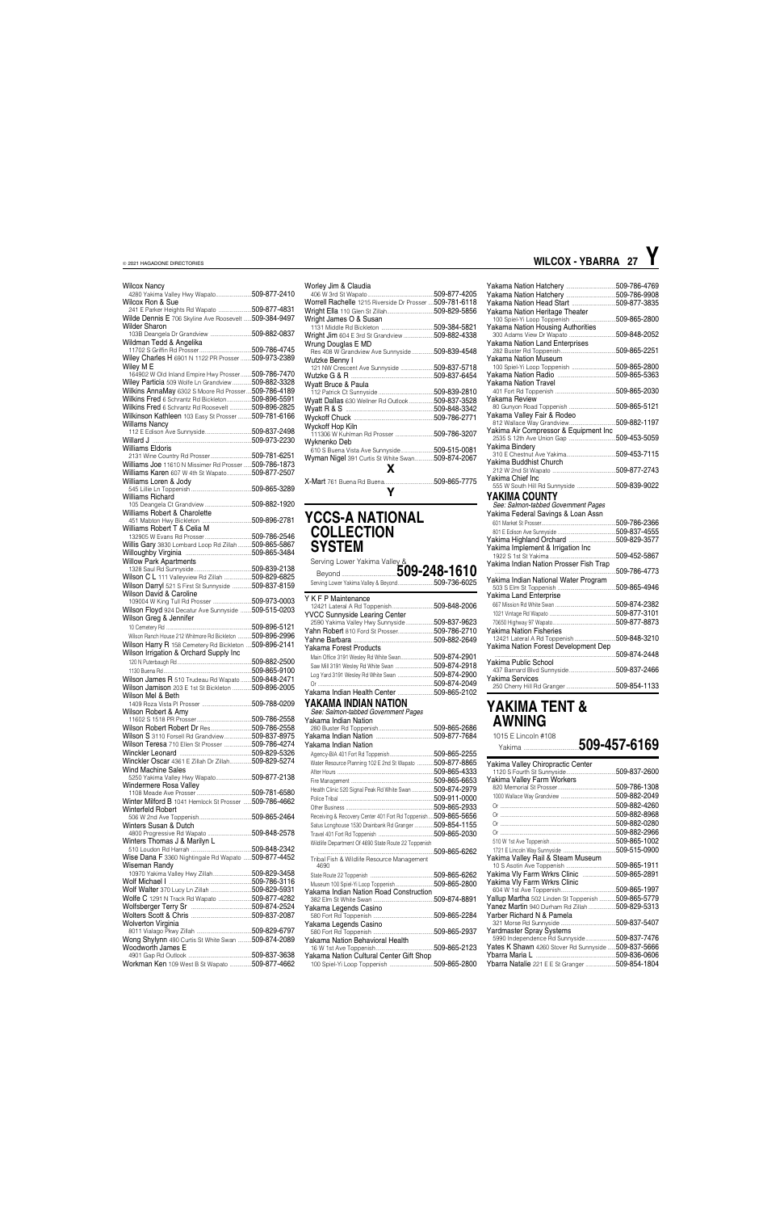Wilcox Nancy
4280 Yakima Valley Hwy Wapato....................509-877-2410
Wilcox Ron & Sue
241 E Parker Heights Rd Wapato ...................509-877-4831
Wilde Dennis E 706 Skyline Ave Roosevelt .....509-384-9497
Wilder Sharon
103B Deangela Dr Grandview .......................509-882-0837
Wildman Tedd & Angelika
11702 S Griffin Rd Prosser..............................509-786-4745
Wiley Charles H 6901 N 1122 PR Prosser.......509-973-2389
Wiley M E
164902 W Old Inland Empire Hwy Prosser.......509-786-7470
Wiley Particia 509 Wolfe Ln Grandview ...........509-882-3328
Wilkins AnnaMay 6302 S Moore Rd Prosser....509-786-4189
Wilkins Fred 6 Schrantz Rd Bickleton...............509-896-5591
Wilkins Fred 6 Schrantz Rd Roosevelt .............509-896-2825
Wilkinson Kathleen 103 Easy St Prosser .........509-781-6166
Willams Nancy
112 E Edison Ave Sunnyside...........................509-837-2498
Willard J ..........................................................509-973-2230
Williams Eldoris
2131 Wine Country Rd Prosser........................509-781-6251
Williams Joe 11610 N Missimer Rd Prosser .....509-786-1873
Williams Karen 607 W 4th St Wapato..............509-877-2507
Williams Loren & Jody
545 Lillie Ln Toppenish ..................................509-865-3289
Williams Richard
105 Deangela Ct Grandview ..........................509-882-1920
Williams Robert & Charlotte
451 Mabton Hwy Bickleton ............................509-896-2781
Williams Robert T & Celia M
132905 W Evans Rd Prosser...........................509-786-2546
Willis Gary 3830 Lombard Loop Rd Zillah.........509-865-5867
Willoughby Virginia .......................................509-865-3484
Willow Park Apartments
1328 Saul Rd Sunnyside.................................509-839-2138
Wilson C L 111 Valleyview Rd Zillah ...............509-829-6825
Wilson Darryl 521 S First St Sunnyside ..........509-837-8159
Wilson David & Caroline
109004 W King Tull Rd Prosser ......................509-973-0003
Wilson Floyd 924 Decatur Ave Sunnyside .......509-515-0203
Wilson Greg & Jennifer
10 Cemetery Rd ..............................................509-896-5121
Wilson Ranch House 212 Whitmore Rd Bickleton .........509-896-2996
Wilson Harry R 158 Cemetery Rd Bickleton ....509-896-2141
Wilson Irrigation & Orchard Supply Inc
120 N Puterbaugh Rd .......................................509-882-2500
1130 Buena Rd ................................................509-865-9100
Wilson James R 510 Trudeau Rd Wapato .......509-848-2471
Wilson Jamison 203 E 1st St Bickleton ...........509-896-2005
Wilson Mel & Beth
1409 Roza Vista Pl Prosser ............................509-788-0209
Wilson Robert & Amy
11602 S 1518 PR Prosser...............................509-786-2558
Wilson Robert Robert Dr Res.........................509-786-2558
Wilson S 3110 Forsell Rd Grandview...............509-837-8975
Wilson Teresa 710 Ellen St Prosser ...............509-786-4274
Winckler Leonard ..........................................509-829-5326
Winckler Oscar 4361 E Zillah Dr Zillah.............509-829-5274
Wind Machine Sales
5250 Yakima Valley Hwy Wapato....................509-877-2138
Windermere Rosa Valley
1108 Meade Ave Prosser................................509-781-6580
Winter Milford B 1041 Hemlock St Prosser .....509-786-4662
Winterfeld Robert
506 W 2nd Ave Toppenish..............................509-865-2464
Winters Susan & Dutch
4800 Progressive Rd Wapato .........................509-848-2578
Winters Thomas J & Marilyn L
510 Loudon Rd Harrah ...................................509-848-2342
Wise Dana F 3360 Nightingale Rd Wapato .....509-877-4452
Wiseman Randy
10970 Yakima Valley Hwy Zillah.....................509-829-3458
Wolf Michael I ...............................................509-786-3116
Wolf Walter 370 Lucy Ln Zillah .......................509-829-5931
Wolfe C 1291 N Track Rd Wapato ...................509-877-4282
Wolfsberger Terry Sr ....................................509-874-2524
Wolters Scott & Chris ...................................509-837-2087
Wolverton Virginia
8011 Vialago Pkwy Zillah ...............................509-829-6797
Wong Shylynn 490 Curtis St White Swan .......509-874-2089
Woodworth James E
4901 Gap Rd Outlook .....................................509-837-3638
Workman Ken 109 West B St Wapato .............509-877-4662
Worley Jim & Claudia
406 W 3rd St Wapato ......................................509-877-4205
Worrell Rachelle 1215 Riverside Dr Prosser ...509-781-6118
Wright Ella 110 Glen St Zillah..........................509-829-5856
Wright James O & Susan
1131 Middle Rd Bickleton ...............................509-384-5821
Wright Jim 604 E 3rd St Grandview .................509-882-4338
Wrung Douglas E MD
Res 408 W Grandview Ave Sunnyside ............509-839-4548
Wutzke Benny I
121 NW Crescent Ave Sunnyside ...................509-837-5718
Wutzke G & R ................................................509-837-6454
Wyatt Bruce & Paula
112 Patrick Ct Sunnyside ...............................509-839-2810
Wyatt Dallas 630 Wellner Rd Outlook ..............509-837-3528
Wyatt R & S ...................................................509-848-3342
Wyckoff Chuck ..............................................509-786-2771
Wyckoff Hop Kiln
111306 W Kuhlman Rd Prosser ......................509-786-3207
Wyknenko Deb
610 S Buena Vista Ave Sunnyside..................509-515-0081
Wyman Nigel 391 Curtis St White Swan...........509-874-2067

## X

X-Mart 761 Buena Rd Buena............................509-865-7775

## Y

## YCCS-A NATIONAL COLLECTION SYSTEM

Serving Lower Yakima Valley & Beyond .......................**509-248-1610**
Serving Lower Yakima Valley & Beyond......................509-736-6025

Y K F P Maintenance
12421 Lateral A Rd Toppenish........................509-848-2006
YVCC Sunnyside Learing Center
2580 Yakima Valley Hwy Sunnyside ..............509-837-9623
Yahn Robert 810 Ford St Prosser....................509-786-2710
Yahne Barbara ..............................................509-882-2649
Yakama Forest Products
Main Office 3191 Wesley Rd White Swan....................509-874-2901
Saw Mill 3191 Wesley Rd White Swan .......................509-874-2918
Log Yard 3191 Wesley Rd White Swan .......................509-874-2900
Or ...................................................................509-874-2049
Yakama Indian Health Center ......................509-865-2102

## YAKAMA INDIAN NATION

*See: Salmon-tabbed Government Pages*

Yakama Indian Nation
280 Buster Rd Toppenish................................509-865-2686
Yakama Indian Nation ...................................509-877-7684
Yakama Indian Nation
Agency-BIA 401 Fort Rd Toppenish..........................509-865-2255
Water Resource Planning 102 E 2nd St Wapato ..........509-877-8865
After Hours .......................................................509-865-4333
Fire Management ...............................................509-865-6653
Health Clinic 520 Signal Peak Rd White Swan.............509-874-2979
Police Tribal .....................................................509-911-0000
Other Business ..................................................509-865-2933
Receiving & Recovery Center 401 Fort Rd Toppenish....509-865-5656
Satus Longhouse 1530 Drainbank Rd Granger ............509-854-1155
Travel 401 Fort Rd Toppenish ................................509-865-2030
Wildlife Department Of 4690 State Route 22 Toppenish
.........................................................................509-865-6262
Tribal Fish & Wildlife Resource Management
4690
State Route 22 Toppenish .....................................509-865-6262
Museum 100 Spiel-Yi Loop Toppenish.......................509-865-2800
Yakama Indian Nation Road Construction
382 Elm St White Swan ..................................509-874-8891
Yakama Legends Casino
580 Fort Rd Toppenish ...................................509-865-2284
Yakama Legends Casino
580 Fort Rd Toppenish ...................................509-865-2937
Yakama Nation Behavioral Health
16 W 1st Ave Toppenish..................................509-865-2123
Yakama Nation Cultural Center Gift Shop
100 Spiel-Yi Loop Toppenish .........................509-865-2800
Yakama Nation Hatchery .............................509-786-4769
Yakama Nation Hatchery .............................509-786-9908
Yakama Nation Head Start ...........................509-877-3835
Yakama Nation Heritage Theater
100 Spiel-Yi Loop Toppenish .........................509-865-2800
Yakama Nation Housing Authorities
300 Adams View Dr Wapato ...........................509-848-2052
Yakama Nation Land Enterprises
282 Buster Rd Toppenish................................509-865-2251
Yakama Nation Museum
100 Spiel-Yi Loop Toppenish .........................509-865-2800
Yakama Nation Radio ...................................509-865-5363
Yakama Nation Travel
401 Fort Rd Toppenish ...................................509-865-2030
Yakama Review
80 Gunyon Road Toppenish ...........................509-865-5121
Yakama Valley Fair & Rodeo
812 Wallace Way Grandview...........................509-882-1197
Yakima Air Compressor & Equipment Inc
2535 S 12th Ave Union Gap ............................509-453-5059
Yakima Bindery
310 E Chestnut Ave Yakima............................509-453-7115
Yakima Buddhist Church
212 W 2nd St Wapato .....................................509-877-2743
Yakima Chief Inc
555 W South Hill Rd Sunnyside ......................509-839-9022

## YAKIMA COUNTY

*See: Salmon-tabbed Government Pages*

Yakima Federal Savings & Loan Assn
601 Market St Prosser............................................509-786-2366
801 E Edison Ave Sunnyside ..................................509-837-4555
Yakima Highland Orchard .............................509-829-3577
Yakima Implement & Irrigation Inc
1922 S 1st St Yakima......................................509-452-5867
Yakima Indian Nation Prosser Fish Trap
.......................................................................509-786-4773
Yakima Indian National Water Program
503 S Elm St Toppenish .................................509-865-4946
Yakima Land Enterprise
667 Mission Rd White Swan ...................................509-874-2382
1021 Vintage Rd Wapato ........................................509-877-3101
70650 Highway 97 Wapato.....................................509-877-8873
Yakima Nation Fisheries
12421 Lateral A Rd Toppenish ........................509-848-3210
Yakima Nation Forest Development Dep
.......................................................................509-874-2448
Yakima Public School
437 Barnard Blvd Sunnyside...........................509-837-2466
Yakima Services
250 Cherry Hill Rd Granger ............................509-854-1133

## YAKIMA TENT & AWNING

1015 E Lincoln #108
Yakima .................................................**509-457-6169**

Yakima Valley Chiropractic Center
1120 S Fourth St Sunnyside............................509-837-2600
Yakima Valley Farm Workers
820 Memorial St Prosser.........................................509-786-1308
1000 Wallace Way Grandview ................................509-882-2049
Or ...................................................................509-882-4260
Or ...................................................................509-882-8968
Or ...................................................................509-882-0280
Or ...................................................................509-882-2966
510 W 1st Ave Toppenish........................................509-865-1002
1721 E Lincoln Way Sunnyside ...............................509-515-0900
Yakima Valley Rail & Steam Museum
10 S Asotin Ave Toppenish .............................509-865-1911
Yakima Vly Farm Wrkrs Clinic .....................509-865-2891
Yakima Vly Farm Wrkrs Clinic
604 W 1st Ave Toppenish................................509-865-1997
Yallup Martha 502 Linden St Toppenish .........509-865-5779
Yanez Martin 940 Durham Rd Zillah ...............509-829-5313
Yarber Richard N & Pamela
321 Morse Rd Sunnyside ...............................509-837-5407
Yardmaster Spray Systems
5990 Independence Rd Sunnyside..................509-837-7476
Yates K Shawn 4260 Stover Rd Sunnyside .....509-837-5666
Ybarra Maria L ..............................................509-836-0606
Ybarra Natalie 221 E E St Granger .................509-854-1804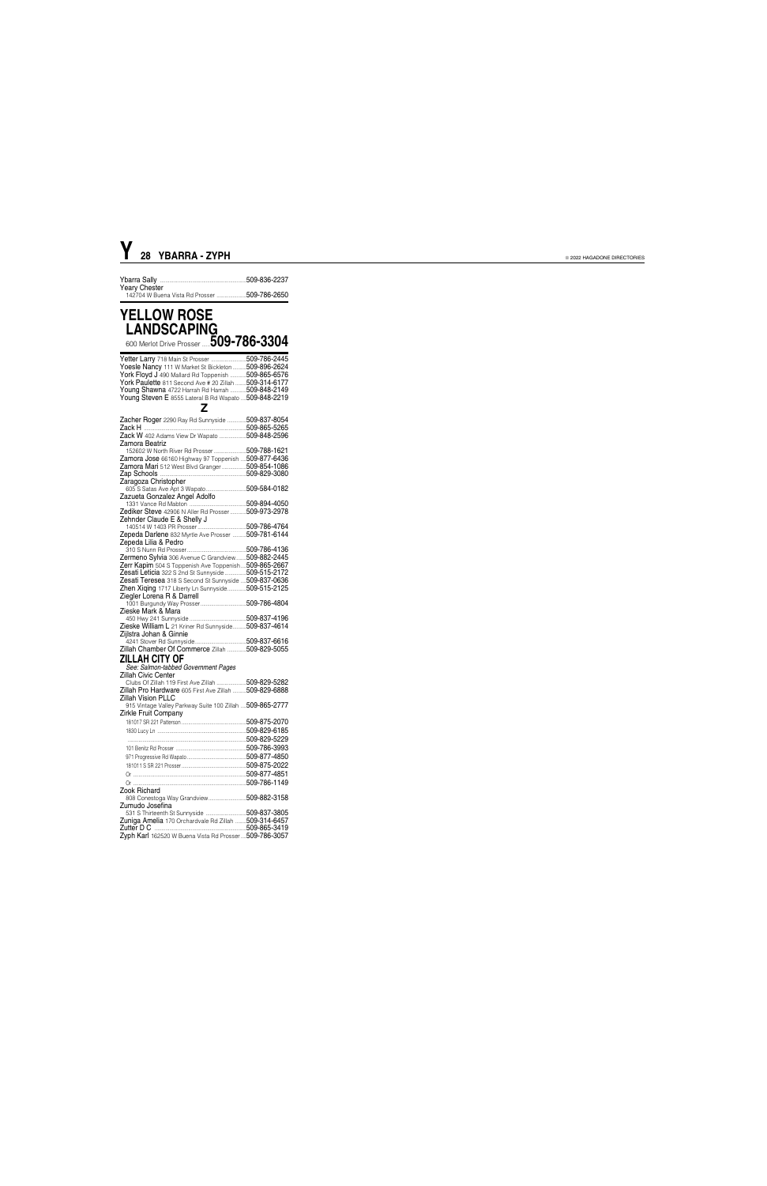Ybarra Sally ....................................................509-836-2237
Yeary Chester
142704 W Buena Vista Rd Prosser ..................509-786-2650

## YELLOW ROSE LANDSCAPING
600 Merlot Drive Prosser .....**509-786-3304**

Yetter Larry 718 Main St Prosser .....................509-786-2445
Yoesle Nancy 111 W Market St Bickleton .........509-896-2624
York Floyd J 490 Mallard Rd Toppenish ...........509-865-6576
York Paulette 811 Second Ave # 20 Zillah .......509-314-6177
Young Shawna 4722 Harrah Rd Harrah ...........509-848-2149
Young Steven E 8555 Lateral B Rd Wapato ....509-848-2219

## Z

Zacher Roger 2290 Ray Rd Sunnyside ............509-837-8054
Zack H ..............................................................509-865-5265
Zack W 402 Adams View Dr Wapato .................509-848-2596
Zamora Beatriz
152602 W North River Rd Prosser.....................509-788-1621
Zamora Jose 66160 Highway 97 Toppenish ....509-877-6436
Zamora Mari 512 West Blvd Granger................509-854-1086
Zap Schools ....................................................509-829-3080
Zaragoza Christopher
605 S Satas Ave Apt 3 Wapato .........................509-584-0182
Zazueta Gonzalez Angel Adolfo
1331 Vance Rd Mabton ....................................509-894-4050
Zediker Steve 42906 N Aller Rd Prosser ..........509-973-2978
Zehnder Claude E & Shelly J
140514 W 1403 PR Prosser ...............................509-786-4764
Zepeda Darlene 832 Myrtle Ave Prosser .........509-781-6144
Zepeda Lilia & Pedro
310 S Nunn Rd Prosser.....................................509-786-4136
Zermeno Sylvia 306 Avenue C Grandview.......509-882-2445
Zerr Kapim 504 S Toppenish Ave Toppenish ....509-865-2667
Zesati Leticia 322 S 2nd St Sunnyside .............509-515-2172
Zesati Teresea 318 S Second St Sunnyside ....509-837-0636
Zhen Xiqing 1717 Liberty Ln Sunnyside............509-515-2125
Ziegler Lorena R & Darrell
1001 Burgundy Way Prosser.............................509-786-4804
Zieske Mark & Mara
450 Hwy 241 Sunnyside...................................509-837-4196
Zieske William L 21 Kriner Rd Sunnyside.........509-837-4614
Zijlstra Johan & Ginnie
4241 Stover Rd Sunnyside...............................509-837-6616
Zillah Chamber Of Commerce Zillah ............509-829-5055

### ZILLAH CITY OF
*See: Salmon-tabbed Government Pages*

Zillah Civic Center
Clubs Of Zillah 119 First Ave Zillah ..................509-829-5282
Zillah Pro Hardware 605 First Ave Zillah .........509-829-6888
Zillah Vision PLLC
915 Vintage Valley Parkway Suite 100 Zillah ....509-865-2777
Zirkle Fruit Company
181017 SR 221 Patterson ..........................................509-875-2070
1830 Lucy Ln .........................................................509-829-6185
..............................................................................509-829-5229
101 Benitz Rd Prosser ..............................................509-786-3993
971 Progressive Rd Wapato......................................509-877-4850
181011 S SR 221 Prosser ..........................................509-875-2022
Or ........................................................................509-877-4851
Or ........................................................................509-786-1149
Zook Richard
808 Conestoga Way Grandview.......................509-882-3158
Zumudo Josefina
531 S Thirteenth St Sunnyside .........................509-837-3805
Zuniga Amelia 170 Orchardvale Rd Zillah .......509-314-6457
Zutter D C .......................................................509-865-3419
Zyph Karl 162520 W Buena Vista Rd Prosser....509-786-3057